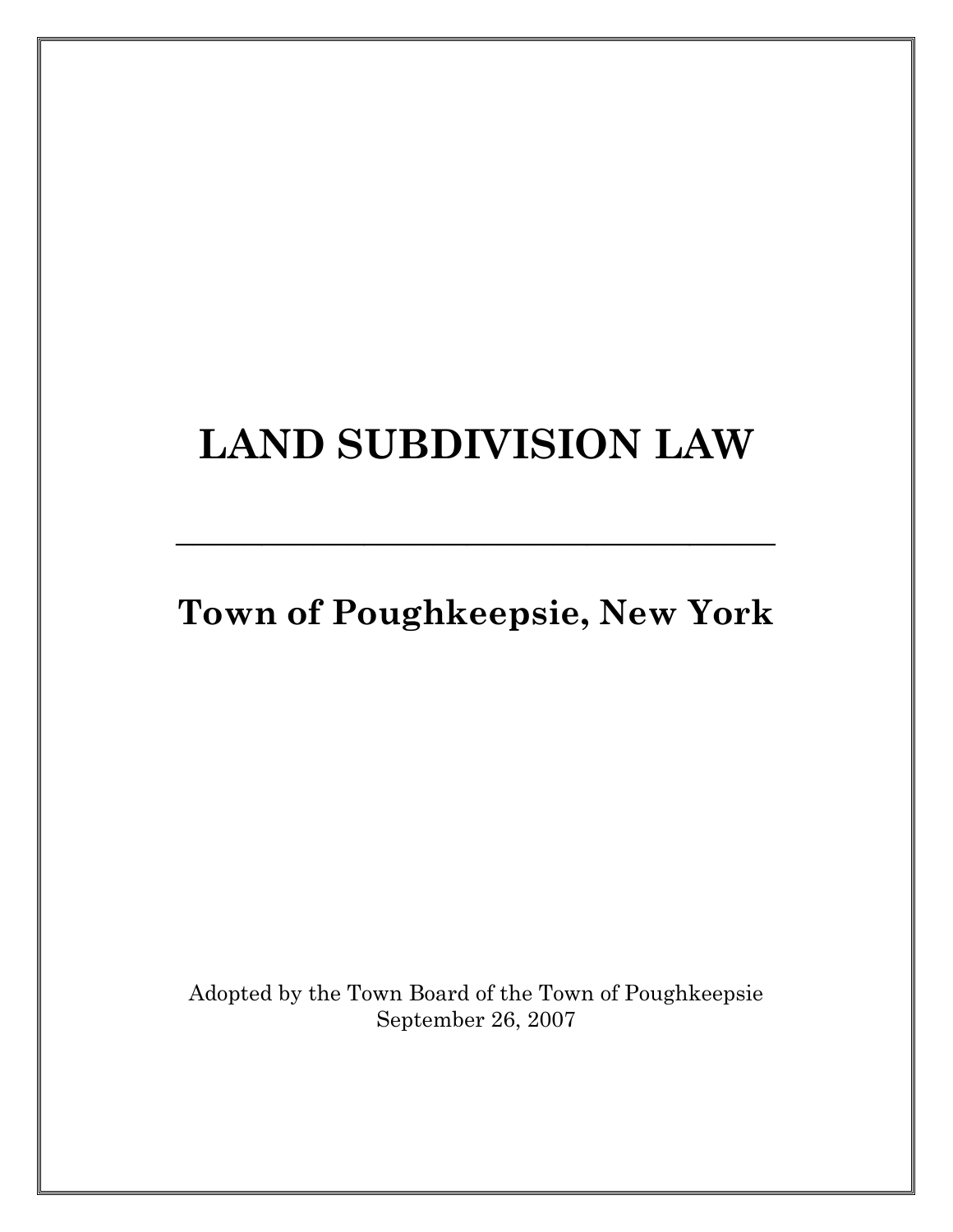# LAND SUBDIVISION LAW

---

## Town of Poughkeepsie, New York

Adopted by the Town Board of the Town of Poughkeepsie
September 26, 2007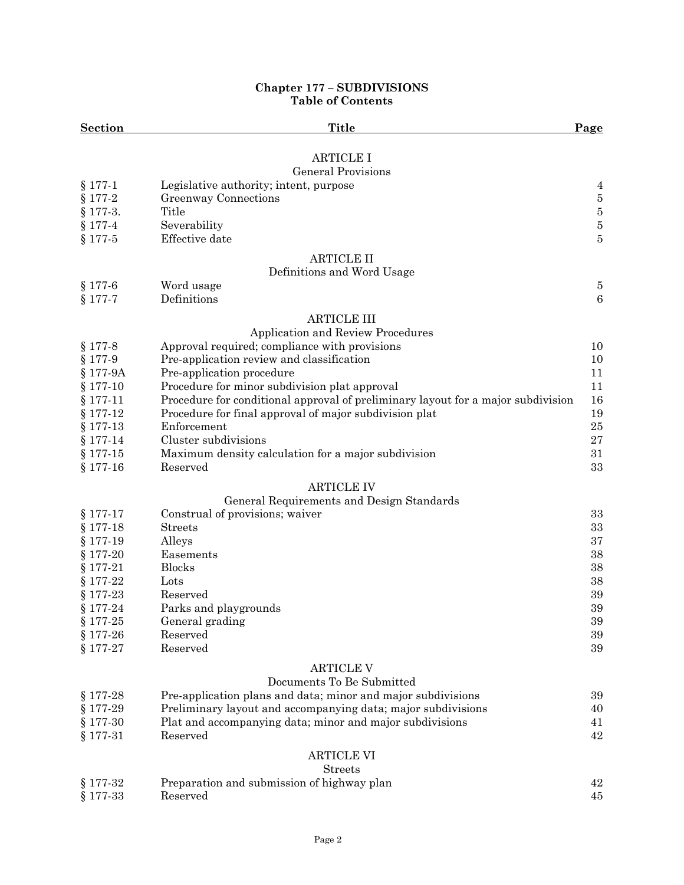## Chapter 177 – SUBDIVISIONS
## Table of Contents

| Section | Title | Page |
|---|---|---|
| | **ARTICLE I** | |
| | General Provisions | |
| § 177-1 | Legislative authority; intent, purpose | 4 |
| § 177-2 | Greenway Connections | 5 |
| § 177-3. | Title | 5 |
| § 177-4 | Severability | 5 |
| § 177-5 | Effective date | 5 |
| | **ARTICLE II** | |
| | Definitions and Word Usage | |
| § 177-6 | Word usage | 5 |
| § 177-7 | Definitions | 6 |
| | **ARTICLE III** | |
| | Application and Review Procedures | |
| § 177-8 | Approval required; compliance with provisions | 10 |
| § 177-9 | Pre-application review and classification | 10 |
| § 177-9A | Pre-application procedure | 11 |
| § 177-10 | Procedure for minor subdivision plat approval | 11 |
| § 177-11 | Procedure for conditional approval of preliminary layout for a major subdivision | 16 |
| § 177-12 | Procedure for final approval of major subdivision plat | 19 |
| § 177-13 | Enforcement | 25 |
| § 177-14 | Cluster subdivisions | 27 |
| § 177-15 | Maximum density calculation for a major subdivision | 31 |
| § 177-16 | Reserved | 33 |
| | **ARTICLE IV** | |
| | General Requirements and Design Standards | |
| § 177-17 | Construal of provisions; waiver | 33 |
| § 177-18 | Streets | 33 |
| § 177-19 | Alleys | 37 |
| § 177-20 | Easements | 38 |
| § 177-21 | Blocks | 38 |
| § 177-22 | Lots | 38 |
| § 177-23 | Reserved | 39 |
| § 177-24 | Parks and playgrounds | 39 |
| § 177-25 | General grading | 39 |
| § 177-26 | Reserved | 39 |
| § 177-27 | Reserved | 39 |
| | **ARTICLE V** | |
| | Documents To Be Submitted | |
| § 177-28 | Pre-application plans and data; minor and major subdivisions | 39 |
| § 177-29 | Preliminary layout and accompanying data; major subdivisions | 40 |
| § 177-30 | Plat and accompanying data; minor and major subdivisions | 41 |
| § 177-31 | Reserved | 42 |
| | **ARTICLE VI** | |
| | Streets | |
| § 177-32 | Preparation and submission of highway plan | 42 |
| § 177-33 | Reserved | 45 |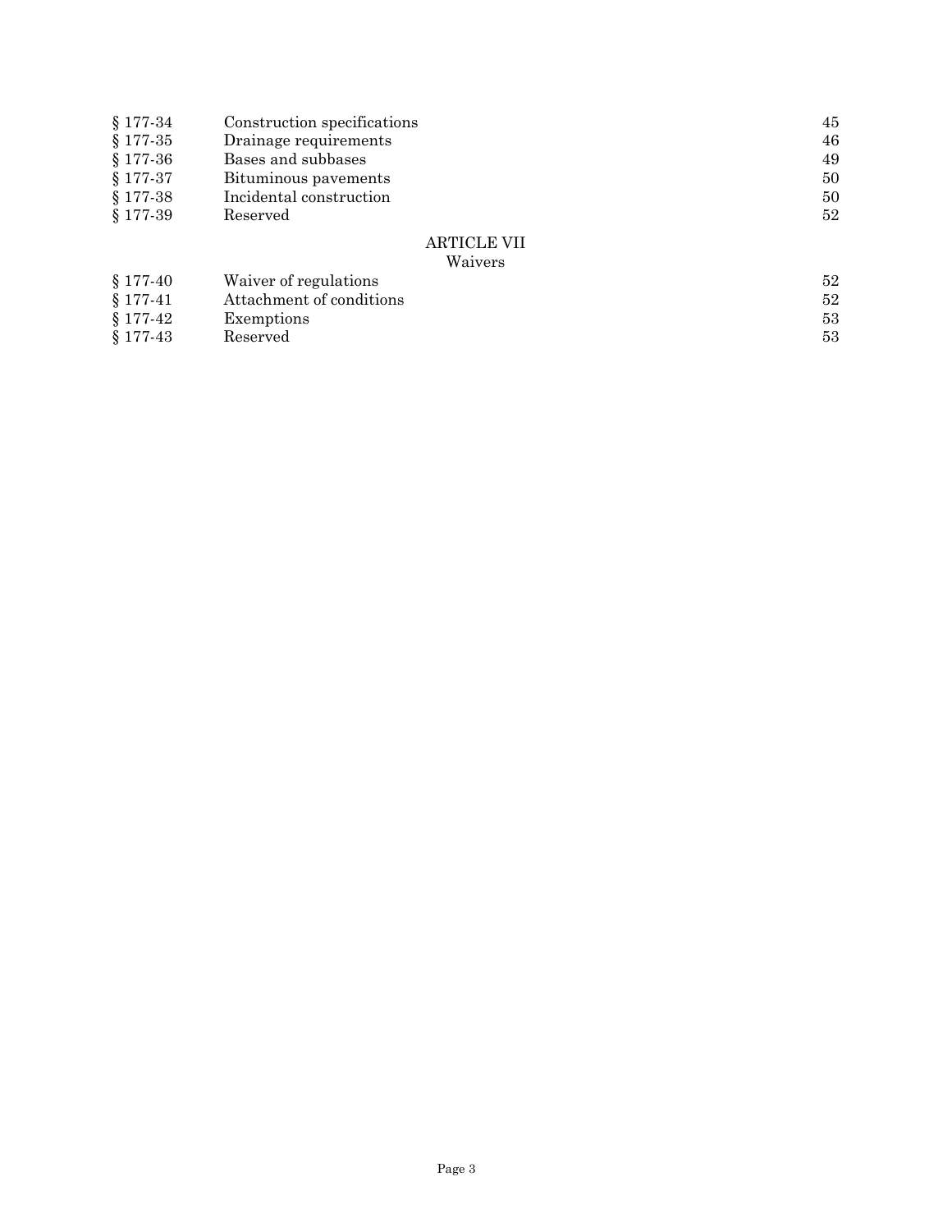| | | |
|---|---|---|
| § 177-34 | Construction specifications | 45 |
| § 177-35 | Drainage requirements | 46 |
| § 177-36 | Bases and subbases | 49 |
| § 177-37 | Bituminous pavements | 50 |
| § 177-38 | Incidental construction | 50 |
| § 177-39 | Reserved | 52 |

## ARTICLE VII
Waivers

| | | |
|---|---|---|
| § 177-40 | Waiver of regulations | 52 |
| § 177-41 | Attachment of conditions | 52 |
| § 177-42 | Exemptions | 53 |
| § 177-43 | Reserved | 53 |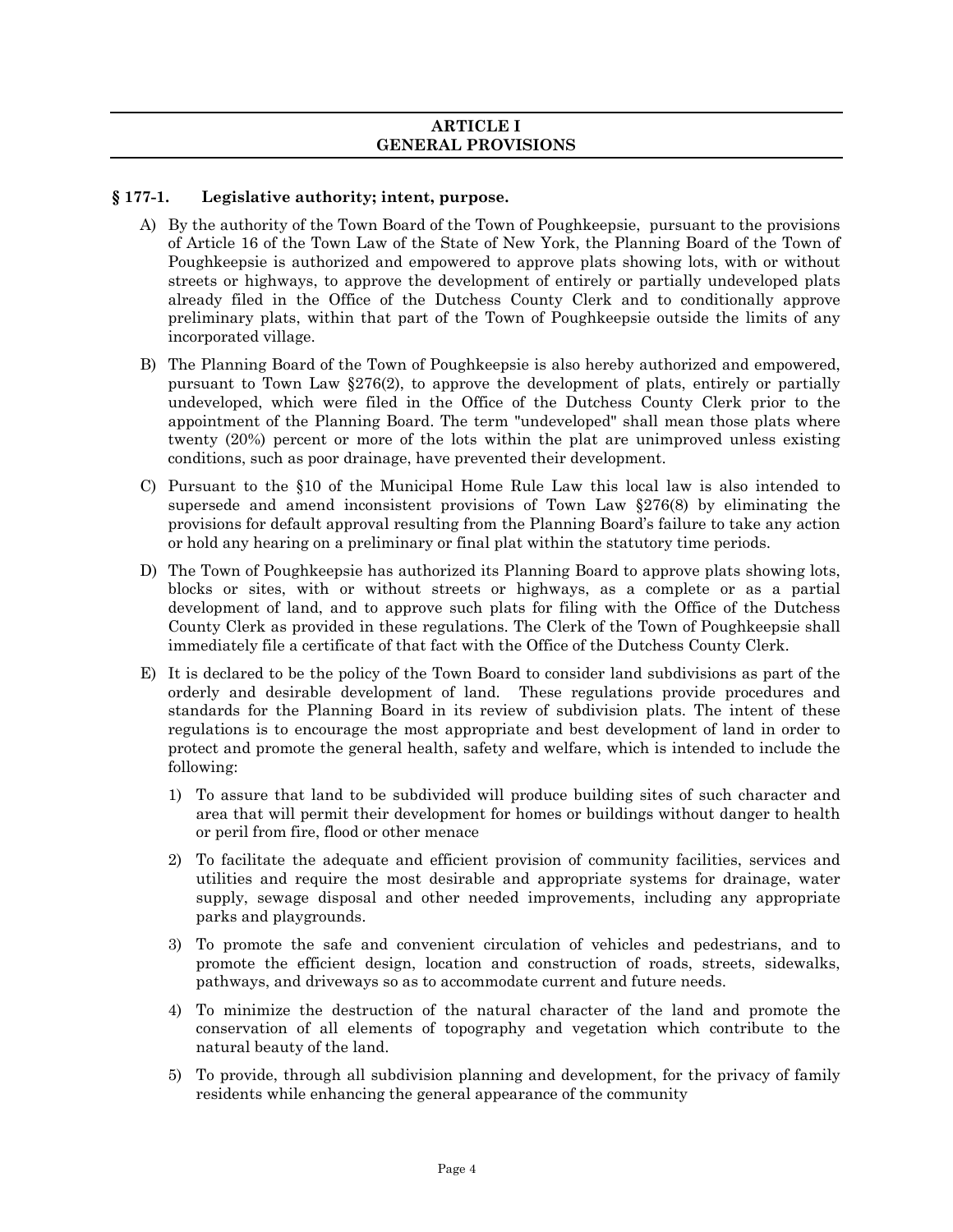## ARTICLE I
## GENERAL PROVISIONS

### § 177-1. Legislative authority; intent, purpose.

A) By the authority of the Town Board of the Town of Poughkeepsie, pursuant to the provisions of Article 16 of the Town Law of the State of New York, the Planning Board of the Town of Poughkeepsie is authorized and empowered to approve plats showing lots, with or without streets or highways, to approve the development of entirely or partially undeveloped plats already filed in the Office of the Dutchess County Clerk and to conditionally approve preliminary plats, within that part of the Town of Poughkeepsie outside the limits of any incorporated village.

B) The Planning Board of the Town of Poughkeepsie is also hereby authorized and empowered, pursuant to Town Law §276(2), to approve the development of plats, entirely or partially undeveloped, which were filed in the Office of the Dutchess County Clerk prior to the appointment of the Planning Board. The term "undeveloped" shall mean those plats where twenty (20%) percent or more of the lots within the plat are unimproved unless existing conditions, such as poor drainage, have prevented their development.

C) Pursuant to the §10 of the Municipal Home Rule Law this local law is also intended to supersede and amend inconsistent provisions of Town Law §276(8) by eliminating the provisions for default approval resulting from the Planning Board's failure to take any action or hold any hearing on a preliminary or final plat within the statutory time periods.

D) The Town of Poughkeepsie has authorized its Planning Board to approve plats showing lots, blocks or sites, with or without streets or highways, as a complete or as a partial development of land, and to approve such plats for filing with the Office of the Dutchess County Clerk as provided in these regulations. The Clerk of the Town of Poughkeepsie shall immediately file a certificate of that fact with the Office of the Dutchess County Clerk.

E) It is declared to be the policy of the Town Board to consider land subdivisions as part of the orderly and desirable development of land. These regulations provide procedures and standards for the Planning Board in its review of subdivision plats. The intent of these regulations is to encourage the most appropriate and best development of land in order to protect and promote the general health, safety and welfare, which is intended to include the following:

   1) To assure that land to be subdivided will produce building sites of such character and area that will permit their development for homes or buildings without danger to health or peril from fire, flood or other menace

   2) To facilitate the adequate and efficient provision of community facilities, services and utilities and require the most desirable and appropriate systems for drainage, water supply, sewage disposal and other needed improvements, including any appropriate parks and playgrounds.

   3) To promote the safe and convenient circulation of vehicles and pedestrians, and to promote the efficient design, location and construction of roads, streets, sidewalks, pathways, and driveways so as to accommodate current and future needs.

   4) To minimize the destruction of the natural character of the land and promote the conservation of all elements of topography and vegetation which contribute to the natural beauty of the land.

   5) To provide, through all subdivision planning and development, for the privacy of family residents while enhancing the general appearance of the community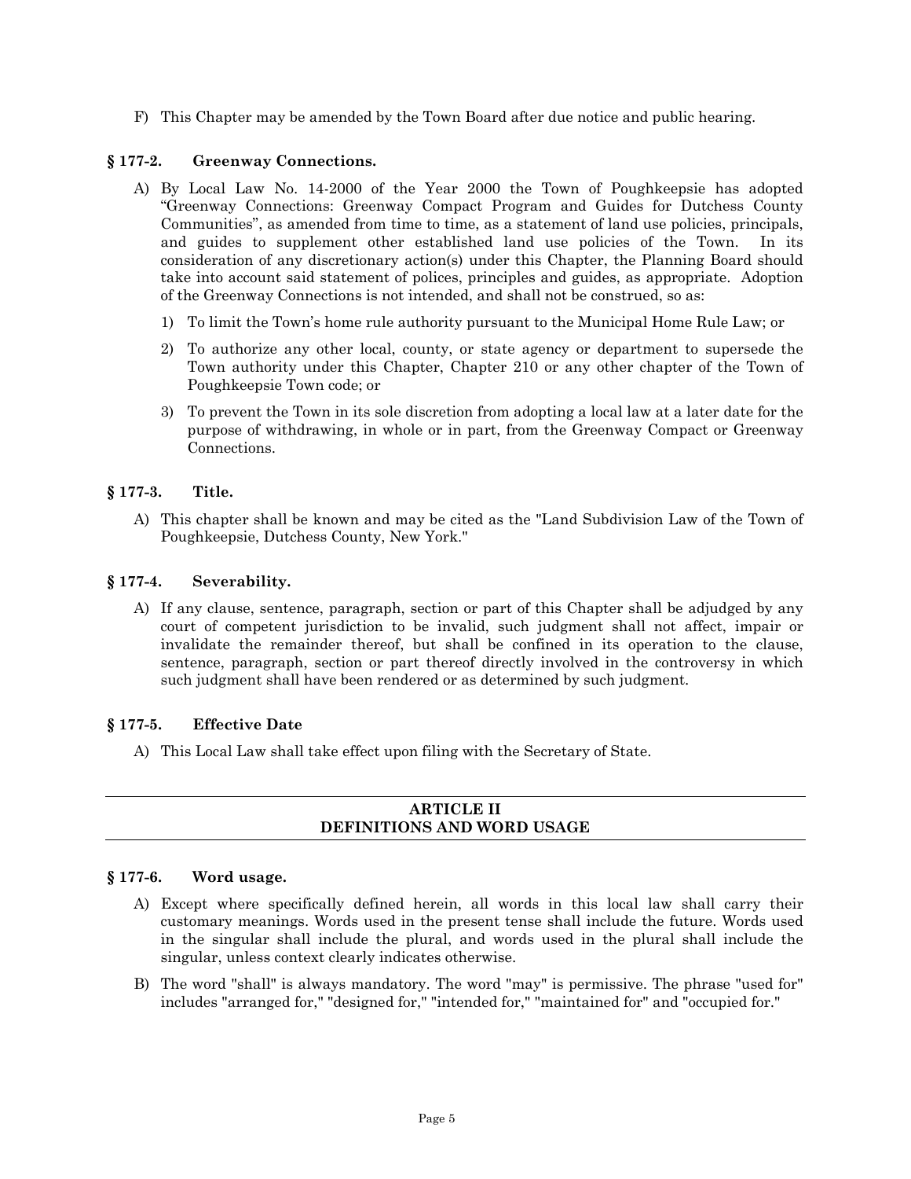F) This Chapter may be amended by the Town Board after due notice and public hearing.

### § 177-2. Greenway Connections.

A) By Local Law No. 14-2000 of the Year 2000 the Town of Poughkeepsie has adopted "Greenway Connections: Greenway Compact Program and Guides for Dutchess County Communities", as amended from time to time, as a statement of land use policies, principals, and guides to supplement other established land use policies of the Town. In its consideration of any discretionary action(s) under this Chapter, the Planning Board should take into account said statement of polices, principles and guides, as appropriate. Adoption of the Greenway Connections is not intended, and shall not be construed, so as:

   1) To limit the Town's home rule authority pursuant to the Municipal Home Rule Law; or

   2) To authorize any other local, county, or state agency or department to supersede the Town authority under this Chapter, Chapter 210 or any other chapter of the Town of Poughkeepsie Town code; or

   3) To prevent the Town in its sole discretion from adopting a local law at a later date for the purpose of withdrawing, in whole or in part, from the Greenway Compact or Greenway Connections.

### § 177-3. Title.

A) This chapter shall be known and may be cited as the "Land Subdivision Law of the Town of Poughkeepsie, Dutchess County, New York."

### § 177-4. Severability.

A) If any clause, sentence, paragraph, section or part of this Chapter shall be adjudged by any court of competent jurisdiction to be invalid, such judgment shall not affect, impair or invalidate the remainder thereof, but shall be confined in its operation to the clause, sentence, paragraph, section or part thereof directly involved in the controversy in which such judgment shall have been rendered or as determined by such judgment.

### § 177-5. Effective Date

A) This Local Law shall take effect upon filing with the Secretary of State.

## ARTICLE II
## DEFINITIONS AND WORD USAGE

### § 177-6. Word usage.

A) Except where specifically defined herein, all words in this local law shall carry their customary meanings. Words used in the present tense shall include the future. Words used in the singular shall include the plural, and words used in the plural shall include the singular, unless context clearly indicates otherwise.

B) The word "shall" is always mandatory. The word "may" is permissive. The phrase "used for" includes "arranged for," "designed for," "intended for," "maintained for" and "occupied for."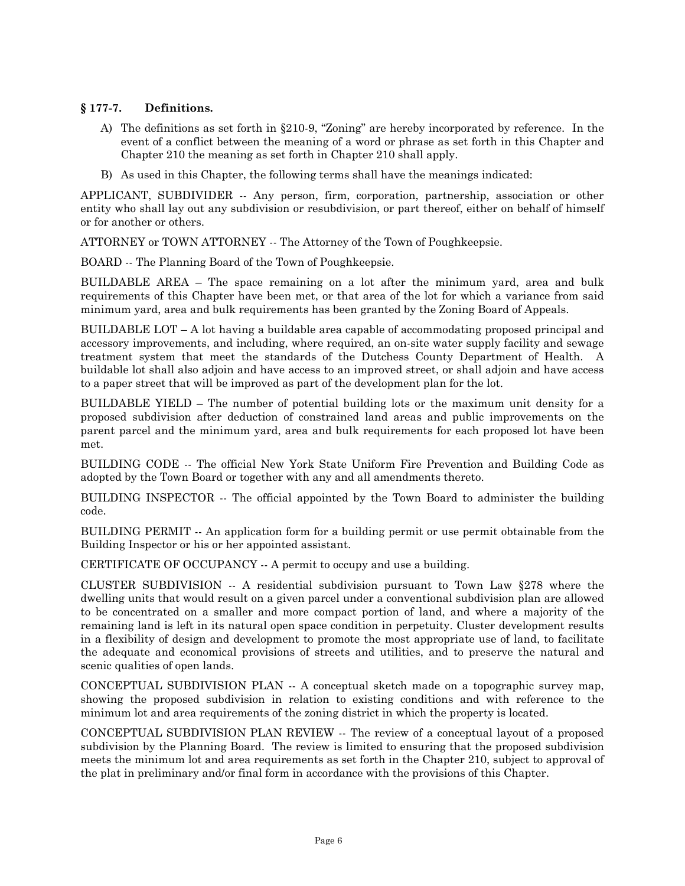### § 177-7. Definitions.

A) The definitions as set forth in §210-9, "Zoning" are hereby incorporated by reference. In the event of a conflict between the meaning of a word or phrase as set forth in this Chapter and Chapter 210 the meaning as set forth in Chapter 210 shall apply.

B) As used in this Chapter, the following terms shall have the meanings indicated:

APPLICANT, SUBDIVIDER -- Any person, firm, corporation, partnership, association or other entity who shall lay out any subdivision or resubdivision, or part thereof, either on behalf of himself or for another or others.

ATTORNEY or TOWN ATTORNEY -- The Attorney of the Town of Poughkeepsie.

BOARD -- The Planning Board of the Town of Poughkeepsie.

BUILDABLE AREA – The space remaining on a lot after the minimum yard, area and bulk requirements of this Chapter have been met, or that area of the lot for which a variance from said minimum yard, area and bulk requirements has been granted by the Zoning Board of Appeals.

BUILDABLE LOT – A lot having a buildable area capable of accommodating proposed principal and accessory improvements, and including, where required, an on-site water supply facility and sewage treatment system that meet the standards of the Dutchess County Department of Health. A buildable lot shall also adjoin and have access to an improved street, or shall adjoin and have access to a paper street that will be improved as part of the development plan for the lot.

BUILDABLE YIELD – The number of potential building lots or the maximum unit density for a proposed subdivision after deduction of constrained land areas and public improvements on the parent parcel and the minimum yard, area and bulk requirements for each proposed lot have been met.

BUILDING CODE -- The official New York State Uniform Fire Prevention and Building Code as adopted by the Town Board or together with any and all amendments thereto.

BUILDING INSPECTOR -- The official appointed by the Town Board to administer the building code.

BUILDING PERMIT -- An application form for a building permit or use permit obtainable from the Building Inspector or his or her appointed assistant.

CERTIFICATE OF OCCUPANCY -- A permit to occupy and use a building.

CLUSTER SUBDIVISION -- A residential subdivision pursuant to Town Law §278 where the dwelling units that would result on a given parcel under a conventional subdivision plan are allowed to be concentrated on a smaller and more compact portion of land, and where a majority of the remaining land is left in its natural open space condition in perpetuity. Cluster development results in a flexibility of design and development to promote the most appropriate use of land, to facilitate the adequate and economical provisions of streets and utilities, and to preserve the natural and scenic qualities of open lands.

CONCEPTUAL SUBDIVISION PLAN -- A conceptual sketch made on a topographic survey map, showing the proposed subdivision in relation to existing conditions and with reference to the minimum lot and area requirements of the zoning district in which the property is located.

CONCEPTUAL SUBDIVISION PLAN REVIEW -- The review of a conceptual layout of a proposed subdivision by the Planning Board. The review is limited to ensuring that the proposed subdivision meets the minimum lot and area requirements as set forth in the Chapter 210, subject to approval of the plat in preliminary and/or final form in accordance with the provisions of this Chapter.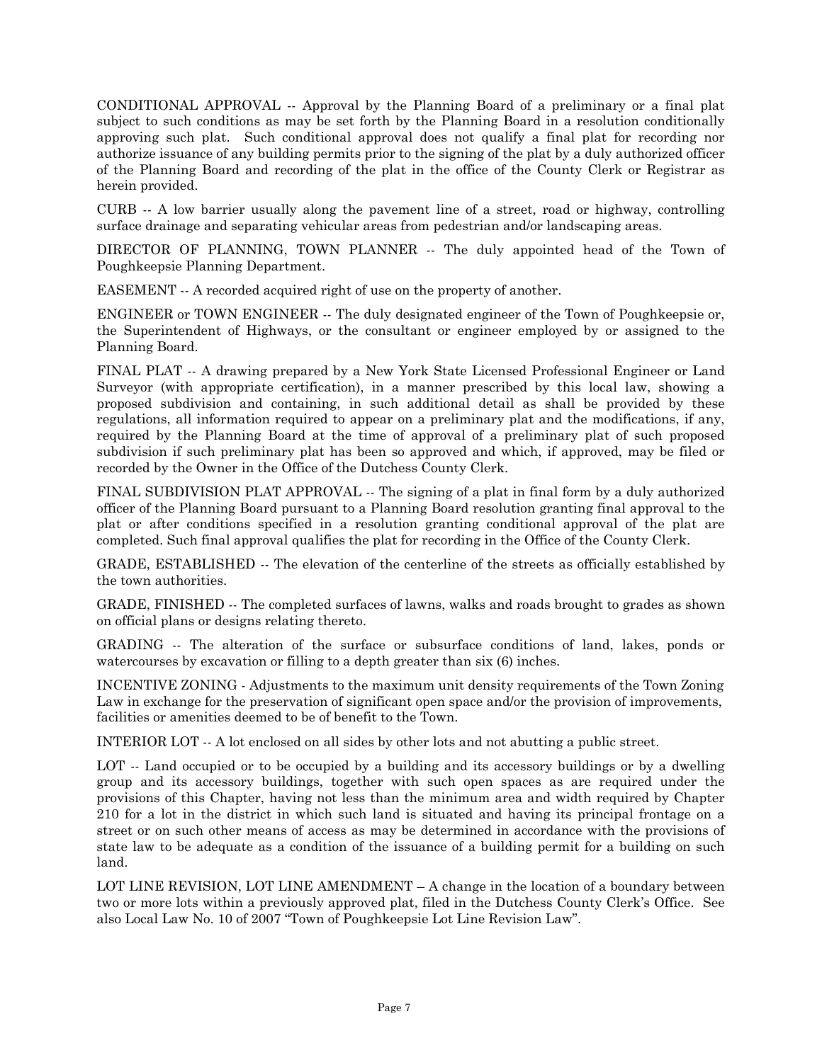CONDITIONAL APPROVAL -- Approval by the Planning Board of a preliminary or a final plat subject to such conditions as may be set forth by the Planning Board in a resolution conditionally approving such plat. Such conditional approval does not qualify a final plat for recording nor authorize issuance of any building permits prior to the signing of the plat by a duly authorized officer of the Planning Board and recording of the plat in the office of the County Clerk or Registrar as herein provided.

CURB -- A low barrier usually along the pavement line of a street, road or highway, controlling surface drainage and separating vehicular areas from pedestrian and/or landscaping areas.

DIRECTOR OF PLANNING, TOWN PLANNER -- The duly appointed head of the Town of Poughkeepsie Planning Department.

EASEMENT -- A recorded acquired right of use on the property of another.

ENGINEER or TOWN ENGINEER -- The duly designated engineer of the Town of Poughkeepsie or, the Superintendent of Highways, or the consultant or engineer employed by or assigned to the Planning Board.

FINAL PLAT -- A drawing prepared by a New York State Licensed Professional Engineer or Land Surveyor (with appropriate certification), in a manner prescribed by this local law, showing a proposed subdivision and containing, in such additional detail as shall be provided by these regulations, all information required to appear on a preliminary plat and the modifications, if any, required by the Planning Board at the time of approval of a preliminary plat of such proposed subdivision if such preliminary plat has been so approved and which, if approved, may be filed or recorded by the Owner in the Office of the Dutchess County Clerk.

FINAL SUBDIVISION PLAT APPROVAL -- The signing of a plat in final form by a duly authorized officer of the Planning Board pursuant to a Planning Board resolution granting final approval to the plat or after conditions specified in a resolution granting conditional approval of the plat are completed. Such final approval qualifies the plat for recording in the Office of the County Clerk.

GRADE, ESTABLISHED -- The elevation of the centerline of the streets as officially established by the town authorities.

GRADE, FINISHED -- The completed surfaces of lawns, walks and roads brought to grades as shown on official plans or designs relating thereto.

GRADING -- The alteration of the surface or subsurface conditions of land, lakes, ponds or watercourses by excavation or filling to a depth greater than six (6) inches.

INCENTIVE ZONING - Adjustments to the maximum unit density requirements of the Town Zoning Law in exchange for the preservation of significant open space and/or the provision of improvements, facilities or amenities deemed to be of benefit to the Town.

INTERIOR LOT -- A lot enclosed on all sides by other lots and not abutting a public street.

LOT -- Land occupied or to be occupied by a building and its accessory buildings or by a dwelling group and its accessory buildings, together with such open spaces as are required under the provisions of this Chapter, having not less than the minimum area and width required by Chapter 210 for a lot in the district in which such land is situated and having its principal frontage on a street or on such other means of access as may be determined in accordance with the provisions of state law to be adequate as a condition of the issuance of a building permit for a building on such land.

LOT LINE REVISION, LOT LINE AMENDMENT – A change in the location of a boundary between two or more lots within a previously approved plat, filed in the Dutchess County Clerk's Office. See also Local Law No. 10 of 2007 "Town of Poughkeepsie Lot Line Revision Law".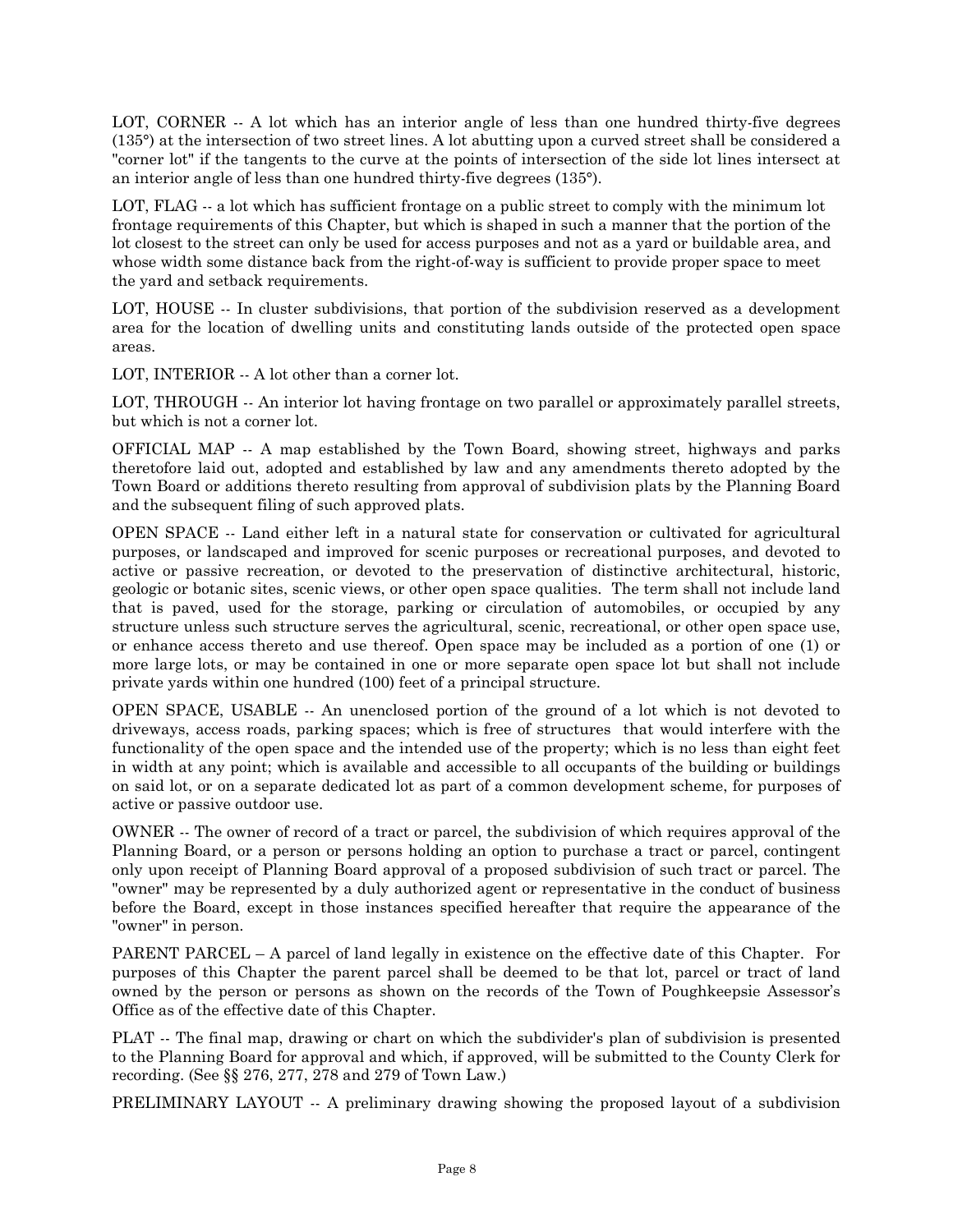LOT, CORNER -- A lot which has an interior angle of less than one hundred thirty-five degrees (135°) at the intersection of two street lines. A lot abutting upon a curved street shall be considered a "corner lot" if the tangents to the curve at the points of intersection of the side lot lines intersect at an interior angle of less than one hundred thirty-five degrees (135°).

LOT, FLAG -- a lot which has sufficient frontage on a public street to comply with the minimum lot frontage requirements of this Chapter, but which is shaped in such a manner that the portion of the lot closest to the street can only be used for access purposes and not as a yard or buildable area, and whose width some distance back from the right-of-way is sufficient to provide proper space to meet the yard and setback requirements.

LOT, HOUSE -- In cluster subdivisions, that portion of the subdivision reserved as a development area for the location of dwelling units and constituting lands outside of the protected open space areas.

LOT, INTERIOR -- A lot other than a corner lot.

LOT, THROUGH -- An interior lot having frontage on two parallel or approximately parallel streets, but which is not a corner lot.

OFFICIAL MAP -- A map established by the Town Board, showing street, highways and parks theretofore laid out, adopted and established by law and any amendments thereto adopted by the Town Board or additions thereto resulting from approval of subdivision plats by the Planning Board and the subsequent filing of such approved plats.

OPEN SPACE -- Land either left in a natural state for conservation or cultivated for agricultural purposes, or landscaped and improved for scenic purposes or recreational purposes, and devoted to active or passive recreation, or devoted to the preservation of distinctive architectural, historic, geologic or botanic sites, scenic views, or other open space qualities. The term shall not include land that is paved, used for the storage, parking or circulation of automobiles, or occupied by any structure unless such structure serves the agricultural, scenic, recreational, or other open space use, or enhance access thereto and use thereof. Open space may be included as a portion of one (1) or more large lots, or may be contained in one or more separate open space lot but shall not include private yards within one hundred (100) feet of a principal structure.

OPEN SPACE, USABLE -- An unenclosed portion of the ground of a lot which is not devoted to driveways, access roads, parking spaces; which is free of structures that would interfere with the functionality of the open space and the intended use of the property; which is no less than eight feet in width at any point; which is available and accessible to all occupants of the building or buildings on said lot, or on a separate dedicated lot as part of a common development scheme, for purposes of active or passive outdoor use.

OWNER -- The owner of record of a tract or parcel, the subdivision of which requires approval of the Planning Board, or a person or persons holding an option to purchase a tract or parcel, contingent only upon receipt of Planning Board approval of a proposed subdivision of such tract or parcel. The "owner" may be represented by a duly authorized agent or representative in the conduct of business before the Board, except in those instances specified hereafter that require the appearance of the "owner" in person.

PARENT PARCEL – A parcel of land legally in existence on the effective date of this Chapter. For purposes of this Chapter the parent parcel shall be deemed to be that lot, parcel or tract of land owned by the person or persons as shown on the records of the Town of Poughkeepsie Assessor's Office as of the effective date of this Chapter.

PLAT -- The final map, drawing or chart on which the subdivider's plan of subdivision is presented to the Planning Board for approval and which, if approved, will be submitted to the County Clerk for recording. (See §§ 276, 277, 278 and 279 of Town Law.)

PRELIMINARY LAYOUT -- A preliminary drawing showing the proposed layout of a subdivision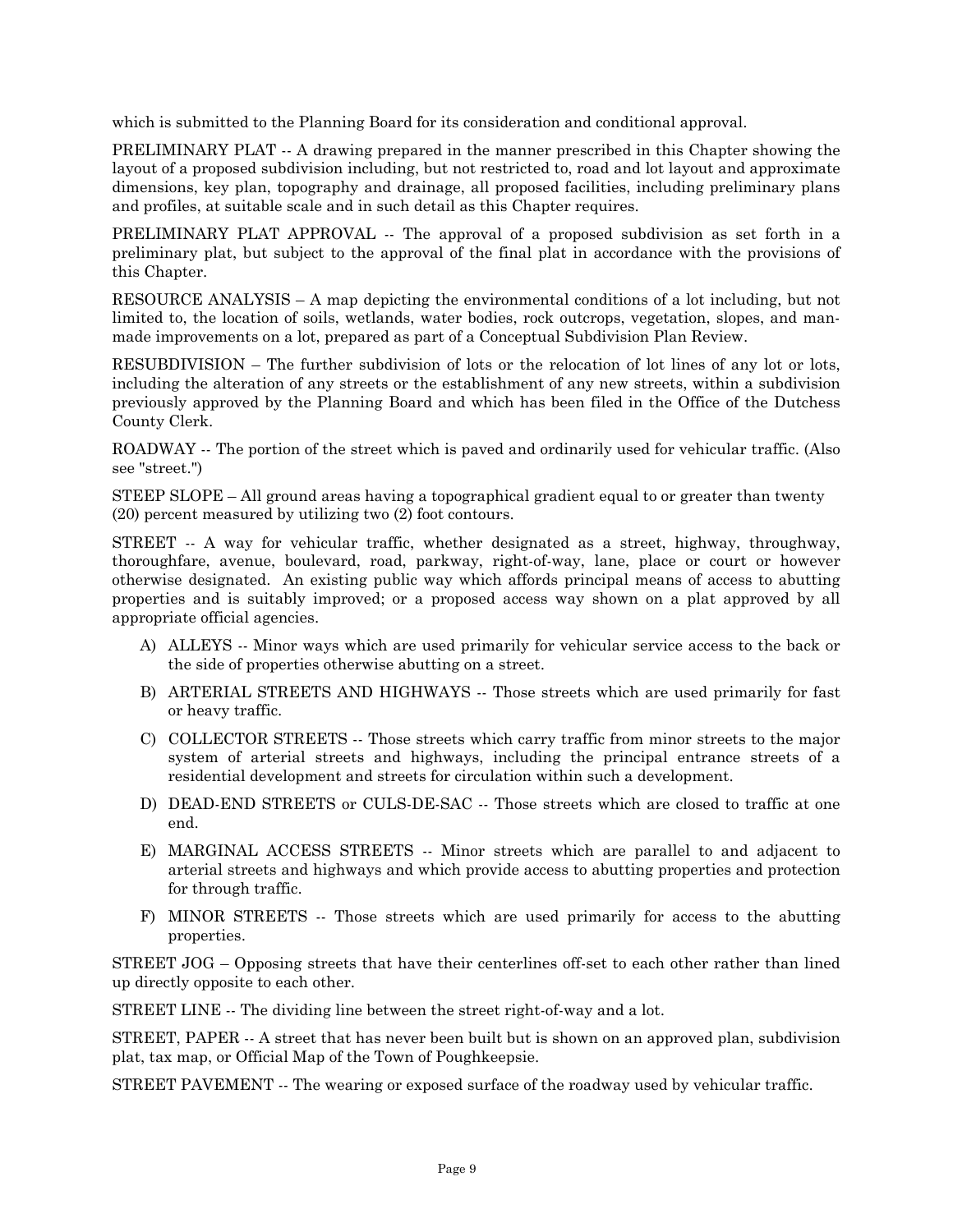which is submitted to the Planning Board for its consideration and conditional approval.

PRELIMINARY PLAT -- A drawing prepared in the manner prescribed in this Chapter showing the layout of a proposed subdivision including, but not restricted to, road and lot layout and approximate dimensions, key plan, topography and drainage, all proposed facilities, including preliminary plans and profiles, at suitable scale and in such detail as this Chapter requires.

PRELIMINARY PLAT APPROVAL -- The approval of a proposed subdivision as set forth in a preliminary plat, but subject to the approval of the final plat in accordance with the provisions of this Chapter.

RESOURCE ANALYSIS – A map depicting the environmental conditions of a lot including, but not limited to, the location of soils, wetlands, water bodies, rock outcrops, vegetation, slopes, and man-made improvements on a lot, prepared as part of a Conceptual Subdivision Plan Review.

RESUBDIVISION – The further subdivision of lots or the relocation of lot lines of any lot or lots, including the alteration of any streets or the establishment of any new streets, within a subdivision previously approved by the Planning Board and which has been filed in the Office of the Dutchess County Clerk.

ROADWAY -- The portion of the street which is paved and ordinarily used for vehicular traffic. (Also see "street.")

STEEP SLOPE – All ground areas having a topographical gradient equal to or greater than twenty (20) percent measured by utilizing two (2) foot contours.

STREET -- A way for vehicular traffic, whether designated as a street, highway, throughway, thoroughfare, avenue, boulevard, road, parkway, right-of-way, lane, place or court or however otherwise designated. An existing public way which affords principal means of access to abutting properties and is suitably improved; or a proposed access way shown on a plat approved by all appropriate official agencies.

A) ALLEYS -- Minor ways which are used primarily for vehicular service access to the back or the side of properties otherwise abutting on a street.

B) ARTERIAL STREETS AND HIGHWAYS -- Those streets which are used primarily for fast or heavy traffic.

C) COLLECTOR STREETS -- Those streets which carry traffic from minor streets to the major system of arterial streets and highways, including the principal entrance streets of a residential development and streets for circulation within such a development.

D) DEAD-END STREETS or CULS-DE-SAC -- Those streets which are closed to traffic at one end.

E) MARGINAL ACCESS STREETS -- Minor streets which are parallel to and adjacent to arterial streets and highways and which provide access to abutting properties and protection for through traffic.

F) MINOR STREETS -- Those streets which are used primarily for access to the abutting properties.

STREET JOG – Opposing streets that have their centerlines off-set to each other rather than lined up directly opposite to each other.

STREET LINE -- The dividing line between the street right-of-way and a lot.

STREET, PAPER -- A street that has never been built but is shown on an approved plan, subdivision plat, tax map, or Official Map of the Town of Poughkeepsie.

STREET PAVEMENT -- The wearing or exposed surface of the roadway used by vehicular traffic.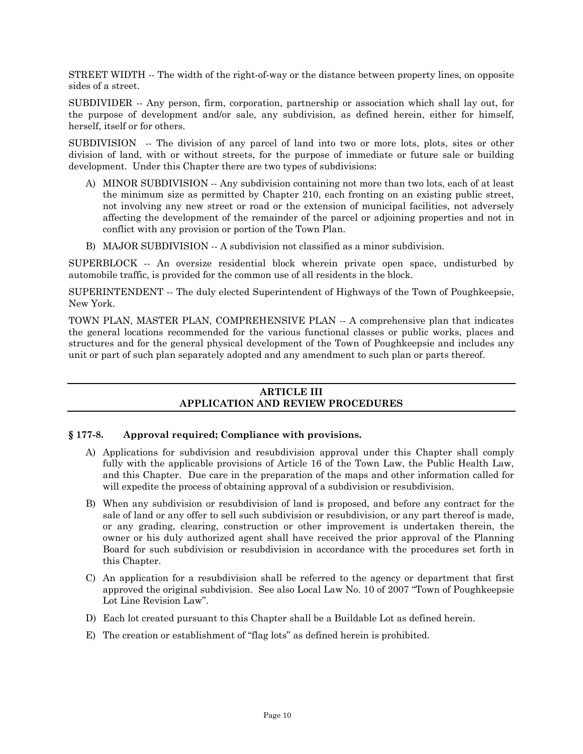STREET WIDTH -- The width of the right-of-way or the distance between property lines, on opposite sides of a street.

SUBDIVIDER -- Any person, firm, corporation, partnership or association which shall lay out, for the purpose of development and/or sale, any subdivision, as defined herein, either for himself, herself, itself or for others.

SUBDIVISION -- The division of any parcel of land into two or more lots, plots, sites or other division of land, with or without streets, for the purpose of immediate or future sale or building development. Under this Chapter there are two types of subdivisions:

A) MINOR SUBDIVISION -- Any subdivision containing not more than two lots, each of at least the minimum size as permitted by Chapter 210, each fronting on an existing public street, not involving any new street or road or the extension of municipal facilities, not adversely affecting the development of the remainder of the parcel or adjoining properties and not in conflict with any provision or portion of the Town Plan.

B) MAJOR SUBDIVISION -- A subdivision not classified as a minor subdivision.

SUPERBLOCK -- An oversize residential block wherein private open space, undisturbed by automobile traffic, is provided for the common use of all residents in the block.

SUPERINTENDENT -- The duly elected Superintendent of Highways of the Town of Poughkeepsie, New York.

TOWN PLAN, MASTER PLAN, COMPREHENSIVE PLAN -- A comprehensive plan that indicates the general locations recommended for the various functional classes or public works, places and structures and for the general physical development of the Town of Poughkeepsie and includes any unit or part of such plan separately adopted and any amendment to such plan or parts thereof.

## ARTICLE III
## APPLICATION AND REVIEW PROCEDURES

### § 177-8. Approval required; Compliance with provisions.

A) Applications for subdivision and resubdivision approval under this Chapter shall comply fully with the applicable provisions of Article 16 of the Town Law, the Public Health Law, and this Chapter. Due care in the preparation of the maps and other information called for will expedite the process of obtaining approval of a subdivision or resubdivision.

B) When any subdivision or resubdivision of land is proposed, and before any contract for the sale of land or any offer to sell such subdivision or resubdivision, or any part thereof is made, or any grading, clearing, construction or other improvement is undertaken therein, the owner or his duly authorized agent shall have received the prior approval of the Planning Board for such subdivision or resubdivision in accordance with the procedures set forth in this Chapter.

C) An application for a resubdivision shall be referred to the agency or department that first approved the original subdivision. See also Local Law No. 10 of 2007 "Town of Poughkeepsie Lot Line Revision Law".

D) Each lot created pursuant to this Chapter shall be a Buildable Lot as defined herein.

E) The creation or establishment of "flag lots" as defined herein is prohibited.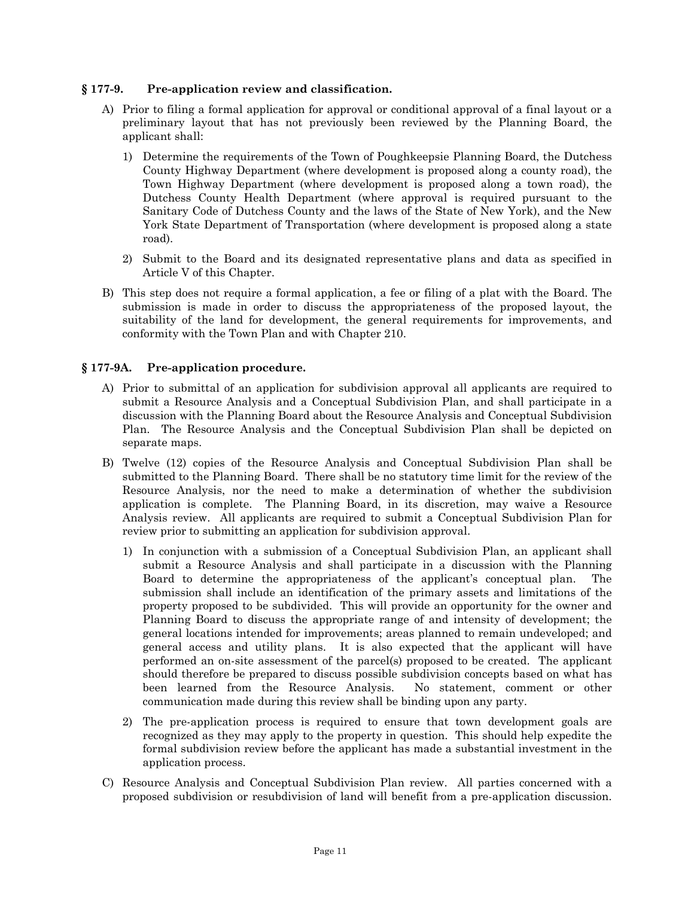### § 177-9. Pre-application review and classification.

A) Prior to filing a formal application for approval or conditional approval of a final layout or a preliminary layout that has not previously been reviewed by the Planning Board, the applicant shall:

1) Determine the requirements of the Town of Poughkeepsie Planning Board, the Dutchess County Highway Department (where development is proposed along a county road), the Town Highway Department (where development is proposed along a town road), the Dutchess County Health Department (where approval is required pursuant to the Sanitary Code of Dutchess County and the laws of the State of New York), and the New York State Department of Transportation (where development is proposed along a state road).

2) Submit to the Board and its designated representative plans and data as specified in Article V of this Chapter.

B) This step does not require a formal application, a fee or filing of a plat with the Board. The submission is made in order to discuss the appropriateness of the proposed layout, the suitability of the land for development, the general requirements for improvements, and conformity with the Town Plan and with Chapter 210.

### § 177-9A. Pre-application procedure.

A) Prior to submittal of an application for subdivision approval all applicants are required to submit a Resource Analysis and a Conceptual Subdivision Plan, and shall participate in a discussion with the Planning Board about the Resource Analysis and Conceptual Subdivision Plan. The Resource Analysis and the Conceptual Subdivision Plan shall be depicted on separate maps.

B) Twelve (12) copies of the Resource Analysis and Conceptual Subdivision Plan shall be submitted to the Planning Board. There shall be no statutory time limit for the review of the Resource Analysis, nor the need to make a determination of whether the subdivision application is complete. The Planning Board, in its discretion, may waive a Resource Analysis review. All applicants are required to submit a Conceptual Subdivision Plan for review prior to submitting an application for subdivision approval.

1) In conjunction with a submission of a Conceptual Subdivision Plan, an applicant shall submit a Resource Analysis and shall participate in a discussion with the Planning Board to determine the appropriateness of the applicant's conceptual plan. The submission shall include an identification of the primary assets and limitations of the property proposed to be subdivided. This will provide an opportunity for the owner and Planning Board to discuss the appropriate range of and intensity of development; the general locations intended for improvements; areas planned to remain undeveloped; and general access and utility plans. It is also expected that the applicant will have performed an on-site assessment of the parcel(s) proposed to be created. The applicant should therefore be prepared to discuss possible subdivision concepts based on what has been learned from the Resource Analysis. No statement, comment or other communication made during this review shall be binding upon any party.

2) The pre-application process is required to ensure that town development goals are recognized as they may apply to the property in question. This should help expedite the formal subdivision review before the applicant has made a substantial investment in the application process.

C) Resource Analysis and Conceptual Subdivision Plan review. All parties concerned with a proposed subdivision or resubdivision of land will benefit from a pre-application discussion.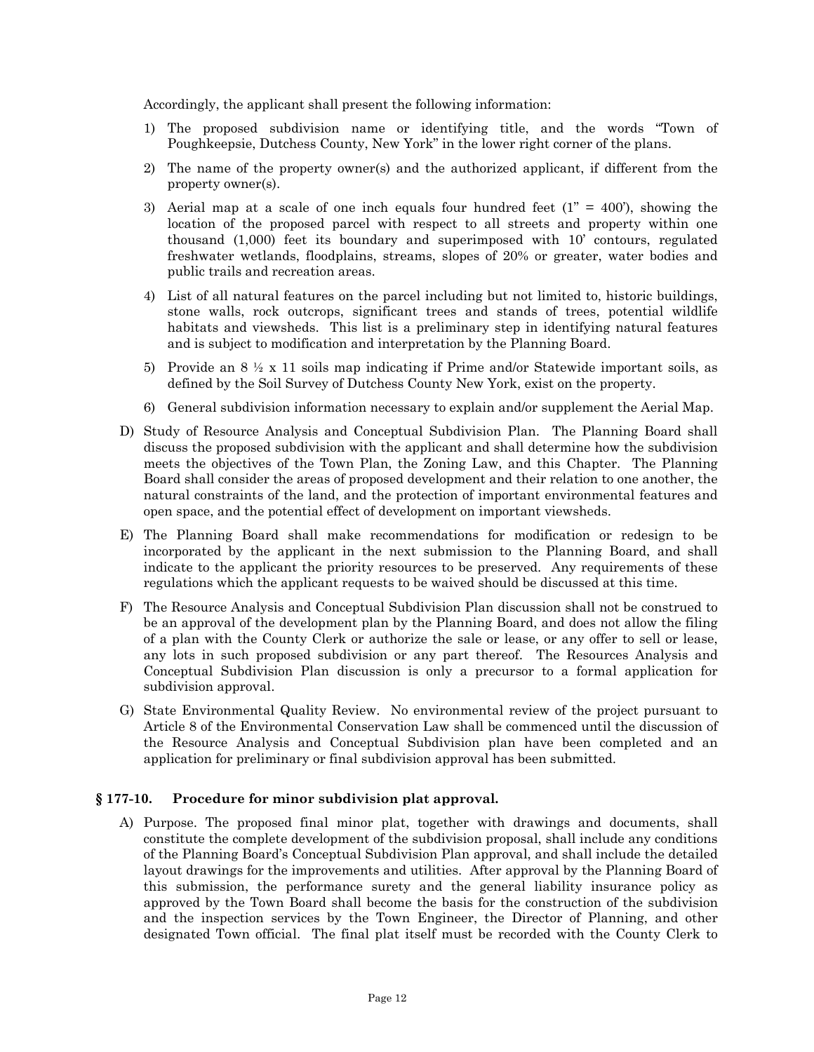Accordingly, the applicant shall present the following information:

1) The proposed subdivision name or identifying title, and the words "Town of Poughkeepsie, Dutchess County, New York" in the lower right corner of the plans.
2) The name of the property owner(s) and the authorized applicant, if different from the property owner(s).
3) Aerial map at a scale of one inch equals four hundred feet (1" = 400'), showing the location of the proposed parcel with respect to all streets and property within one thousand (1,000) feet its boundary and superimposed with 10' contours, regulated freshwater wetlands, floodplains, streams, slopes of 20% or greater, water bodies and public trails and recreation areas.
4) List of all natural features on the parcel including but not limited to, historic buildings, stone walls, rock outcrops, significant trees and stands of trees, potential wildlife habitats and viewsheds. This list is a preliminary step in identifying natural features and is subject to modification and interpretation by the Planning Board.
5) Provide an 8 ½ x 11 soils map indicating if Prime and/or Statewide important soils, as defined by the Soil Survey of Dutchess County New York, exist on the property.
6) General subdivision information necessary to explain and/or supplement the Aerial Map.

D) Study of Resource Analysis and Conceptual Subdivision Plan. The Planning Board shall discuss the proposed subdivision with the applicant and shall determine how the subdivision meets the objectives of the Town Plan, the Zoning Law, and this Chapter. The Planning Board shall consider the areas of proposed development and their relation to one another, the natural constraints of the land, and the protection of important environmental features and open space, and the potential effect of development on important viewsheds.

E) The Planning Board shall make recommendations for modification or redesign to be incorporated by the applicant in the next submission to the Planning Board, and shall indicate to the applicant the priority resources to be preserved. Any requirements of these regulations which the applicant requests to be waived should be discussed at this time.

F) The Resource Analysis and Conceptual Subdivision Plan discussion shall not be construed to be an approval of the development plan by the Planning Board, and does not allow the filing of a plan with the County Clerk or authorize the sale or lease, or any offer to sell or lease, any lots in such proposed subdivision or any part thereof. The Resources Analysis and Conceptual Subdivision Plan discussion is only a precursor to a formal application for subdivision approval.

G) State Environmental Quality Review. No environmental review of the project pursuant to Article 8 of the Environmental Conservation Law shall be commenced until the discussion of the Resource Analysis and Conceptual Subdivision plan have been completed and an application for preliminary or final subdivision approval has been submitted.

## § 177-10. Procedure for minor subdivision plat approval.

A) Purpose. The proposed final minor plat, together with drawings and documents, shall constitute the complete development of the subdivision proposal, shall include any conditions of the Planning Board's Conceptual Subdivision Plan approval, and shall include the detailed layout drawings for the improvements and utilities. After approval by the Planning Board of this submission, the performance surety and the general liability insurance policy as approved by the Town Board shall become the basis for the construction of the subdivision and the inspection services by the Town Engineer, the Director of Planning, and other designated Town official. The final plat itself must be recorded with the County Clerk to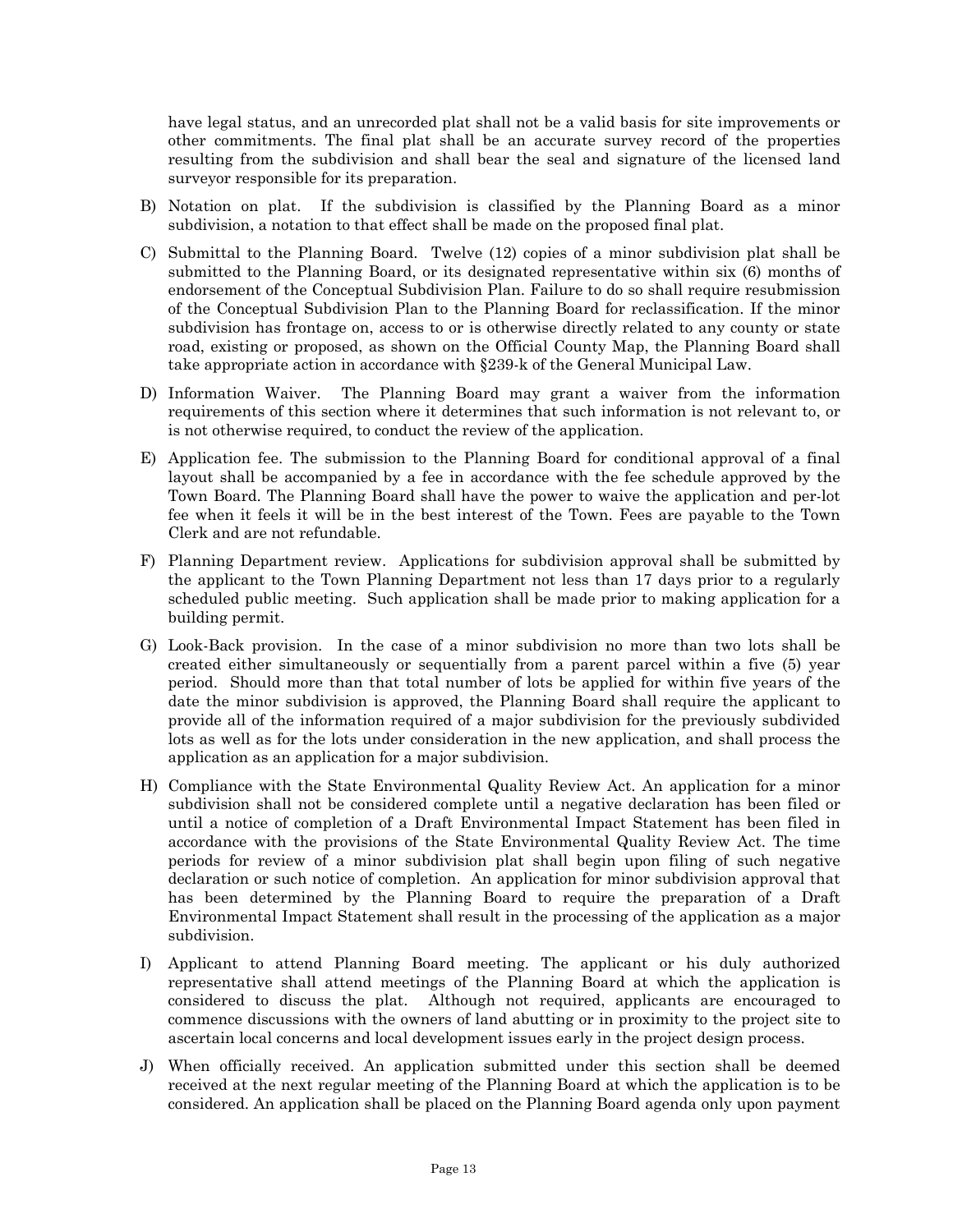have legal status, and an unrecorded plat shall not be a valid basis for site improvements or other commitments. The final plat shall be an accurate survey record of the properties resulting from the subdivision and shall bear the seal and signature of the licensed land surveyor responsible for its preparation.

B) Notation on plat. If the subdivision is classified by the Planning Board as a minor subdivision, a notation to that effect shall be made on the proposed final plat.

C) Submittal to the Planning Board. Twelve (12) copies of a minor subdivision plat shall be submitted to the Planning Board, or its designated representative within six (6) months of endorsement of the Conceptual Subdivision Plan. Failure to do so shall require resubmission of the Conceptual Subdivision Plan to the Planning Board for reclassification. If the minor subdivision has frontage on, access to or is otherwise directly related to any county or state road, existing or proposed, as shown on the Official County Map, the Planning Board shall take appropriate action in accordance with §239-k of the General Municipal Law.

D) Information Waiver. The Planning Board may grant a waiver from the information requirements of this section where it determines that such information is not relevant to, or is not otherwise required, to conduct the review of the application.

E) Application fee. The submission to the Planning Board for conditional approval of a final layout shall be accompanied by a fee in accordance with the fee schedule approved by the Town Board. The Planning Board shall have the power to waive the application and per-lot fee when it feels it will be in the best interest of the Town. Fees are payable to the Town Clerk and are not refundable.

F) Planning Department review. Applications for subdivision approval shall be submitted by the applicant to the Town Planning Department not less than 17 days prior to a regularly scheduled public meeting. Such application shall be made prior to making application for a building permit.

G) Look-Back provision. In the case of a minor subdivision no more than two lots shall be created either simultaneously or sequentially from a parent parcel within a five (5) year period. Should more than that total number of lots be applied for within five years of the date the minor subdivision is approved, the Planning Board shall require the applicant to provide all of the information required of a major subdivision for the previously subdivided lots as well as for the lots under consideration in the new application, and shall process the application as an application for a major subdivision.

H) Compliance with the State Environmental Quality Review Act. An application for a minor subdivision shall not be considered complete until a negative declaration has been filed or until a notice of completion of a Draft Environmental Impact Statement has been filed in accordance with the provisions of the State Environmental Quality Review Act. The time periods for review of a minor subdivision plat shall begin upon filing of such negative declaration or such notice of completion. An application for minor subdivision approval that has been determined by the Planning Board to require the preparation of a Draft Environmental Impact Statement shall result in the processing of the application as a major subdivision.

I) Applicant to attend Planning Board meeting. The applicant or his duly authorized representative shall attend meetings of the Planning Board at which the application is considered to discuss the plat. Although not required, applicants are encouraged to commence discussions with the owners of land abutting or in proximity to the project site to ascertain local concerns and local development issues early in the project design process.

J) When officially received. An application submitted under this section shall be deemed received at the next regular meeting of the Planning Board at which the application is to be considered. An application shall be placed on the Planning Board agenda only upon payment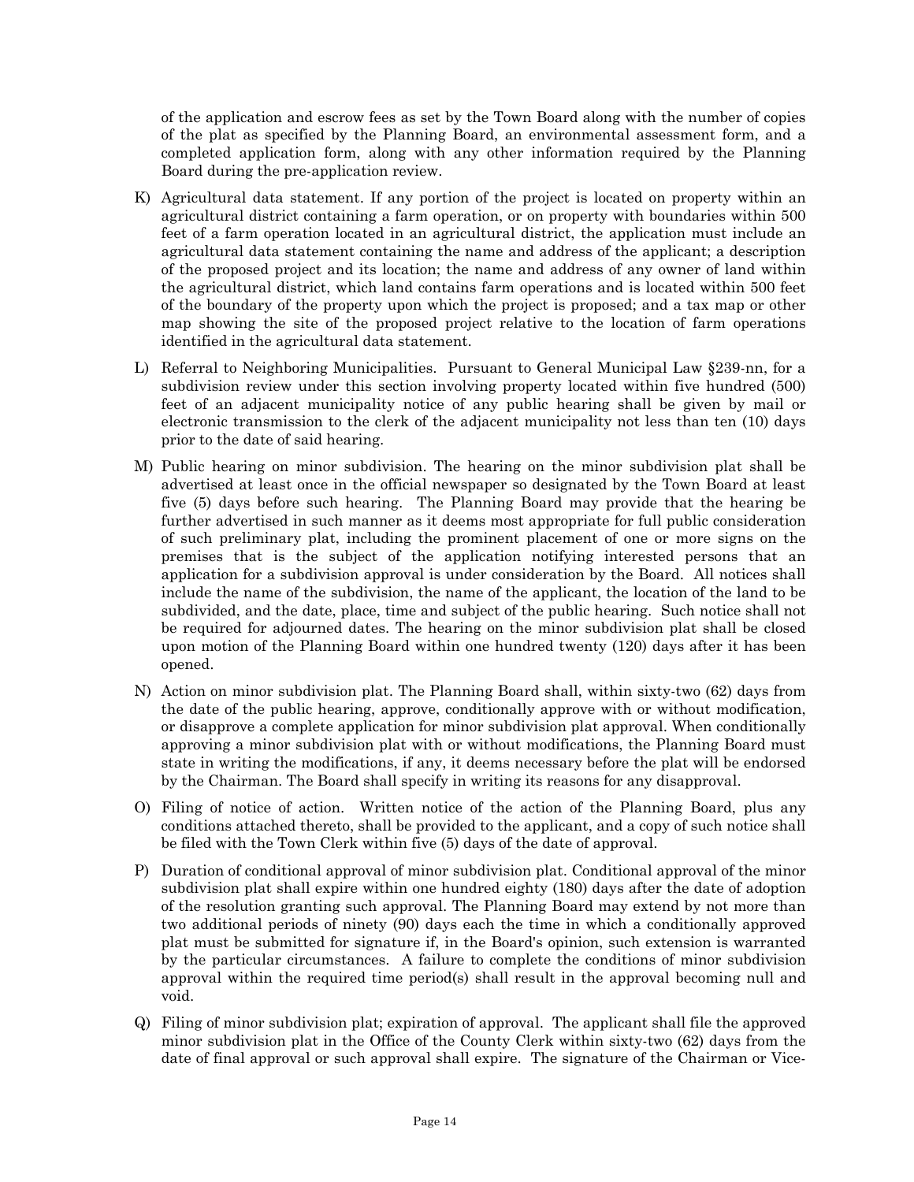of the application and escrow fees as set by the Town Board along with the number of copies of the plat as specified by the Planning Board, an environmental assessment form, and a completed application form, along with any other information required by the Planning Board during the pre-application review.

K) Agricultural data statement. If any portion of the project is located on property within an agricultural district containing a farm operation, or on property with boundaries within 500 feet of a farm operation located in an agricultural district, the application must include an agricultural data statement containing the name and address of the applicant; a description of the proposed project and its location; the name and address of any owner of land within the agricultural district, which land contains farm operations and is located within 500 feet of the boundary of the property upon which the project is proposed; and a tax map or other map showing the site of the proposed project relative to the location of farm operations identified in the agricultural data statement.

L) Referral to Neighboring Municipalities. Pursuant to General Municipal Law §239-nn, for a subdivision review under this section involving property located within five hundred (500) feet of an adjacent municipality notice of any public hearing shall be given by mail or electronic transmission to the clerk of the adjacent municipality not less than ten (10) days prior to the date of said hearing.

M) Public hearing on minor subdivision. The hearing on the minor subdivision plat shall be advertised at least once in the official newspaper so designated by the Town Board at least five (5) days before such hearing. The Planning Board may provide that the hearing be further advertised in such manner as it deems most appropriate for full public consideration of such preliminary plat, including the prominent placement of one or more signs on the premises that is the subject of the application notifying interested persons that an application for a subdivision approval is under consideration by the Board. All notices shall include the name of the subdivision, the name of the applicant, the location of the land to be subdivided, and the date, place, time and subject of the public hearing. Such notice shall not be required for adjourned dates. The hearing on the minor subdivision plat shall be closed upon motion of the Planning Board within one hundred twenty (120) days after it has been opened.

N) Action on minor subdivision plat. The Planning Board shall, within sixty-two (62) days from the date of the public hearing, approve, conditionally approve with or without modification, or disapprove a complete application for minor subdivision plat approval. When conditionally approving a minor subdivision plat with or without modifications, the Planning Board must state in writing the modifications, if any, it deems necessary before the plat will be endorsed by the Chairman. The Board shall specify in writing its reasons for any disapproval.

O) Filing of notice of action. Written notice of the action of the Planning Board, plus any conditions attached thereto, shall be provided to the applicant, and a copy of such notice shall be filed with the Town Clerk within five (5) days of the date of approval.

P) Duration of conditional approval of minor subdivision plat. Conditional approval of the minor subdivision plat shall expire within one hundred eighty (180) days after the date of adoption of the resolution granting such approval. The Planning Board may extend by not more than two additional periods of ninety (90) days each the time in which a conditionally approved plat must be submitted for signature if, in the Board's opinion, such extension is warranted by the particular circumstances. A failure to complete the conditions of minor subdivision approval within the required time period(s) shall result in the approval becoming null and void.

Q) Filing of minor subdivision plat; expiration of approval. The applicant shall file the approved minor subdivision plat in the Office of the County Clerk within sixty-two (62) days from the date of final approval or such approval shall expire. The signature of the Chairman or Vice-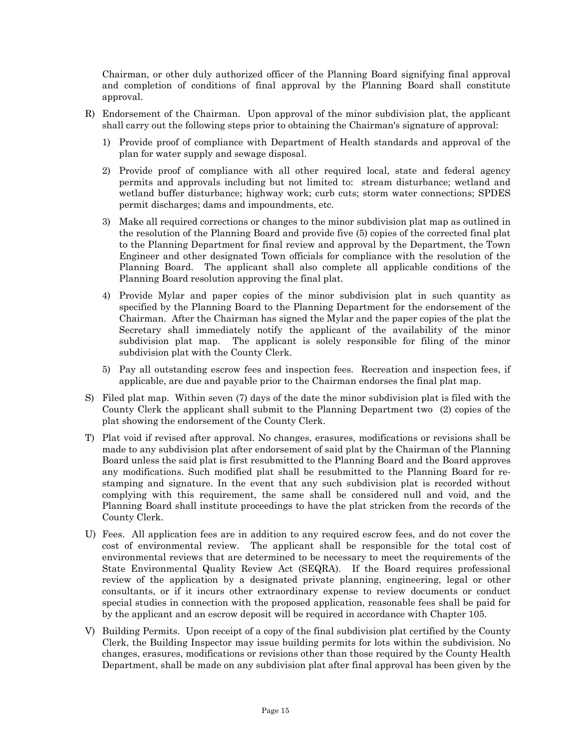Chairman, or other duly authorized officer of the Planning Board signifying final approval and completion of conditions of final approval by the Planning Board shall constitute approval.

R) Endorsement of the Chairman. Upon approval of the minor subdivision plat, the applicant shall carry out the following steps prior to obtaining the Chairman's signature of approval:

   1) Provide proof of compliance with Department of Health standards and approval of the plan for water supply and sewage disposal.

   2) Provide proof of compliance with all other required local, state and federal agency permits and approvals including but not limited to: stream disturbance; wetland and wetland buffer disturbance; highway work; curb cuts; storm water connections; SPDES permit discharges; dams and impoundments, etc.

   3) Make all required corrections or changes to the minor subdivision plat map as outlined in the resolution of the Planning Board and provide five (5) copies of the corrected final plat to the Planning Department for final review and approval by the Department, the Town Engineer and other designated Town officials for compliance with the resolution of the Planning Board. The applicant shall also complete all applicable conditions of the Planning Board resolution approving the final plat.

   4) Provide Mylar and paper copies of the minor subdivision plat in such quantity as specified by the Planning Board to the Planning Department for the endorsement of the Chairman. After the Chairman has signed the Mylar and the paper copies of the plat the Secretary shall immediately notify the applicant of the availability of the minor subdivision plat map. The applicant is solely responsible for filing of the minor subdivision plat with the County Clerk.

   5) Pay all outstanding escrow fees and inspection fees. Recreation and inspection fees, if applicable, are due and payable prior to the Chairman endorses the final plat map.

S) Filed plat map. Within seven (7) days of the date the minor subdivision plat is filed with the County Clerk the applicant shall submit to the Planning Department two (2) copies of the plat showing the endorsement of the County Clerk.

T) Plat void if revised after approval. No changes, erasures, modifications or revisions shall be made to any subdivision plat after endorsement of said plat by the Chairman of the Planning Board unless the said plat is first resubmitted to the Planning Board and the Board approves any modifications. Such modified plat shall be resubmitted to the Planning Board for re-stamping and signature. In the event that any such subdivision plat is recorded without complying with this requirement, the same shall be considered null and void, and the Planning Board shall institute proceedings to have the plat stricken from the records of the County Clerk.

U) Fees. All application fees are in addition to any required escrow fees, and do not cover the cost of environmental review. The applicant shall be responsible for the total cost of environmental reviews that are determined to be necessary to meet the requirements of the State Environmental Quality Review Act (SEQRA). If the Board requires professional review of the application by a designated private planning, engineering, legal or other consultants, or if it incurs other extraordinary expense to review documents or conduct special studies in connection with the proposed application, reasonable fees shall be paid for by the applicant and an escrow deposit will be required in accordance with Chapter 105.

V) Building Permits. Upon receipt of a copy of the final subdivision plat certified by the County Clerk, the Building Inspector may issue building permits for lots within the subdivision. No changes, erasures, modifications or revisions other than those required by the County Health Department, shall be made on any subdivision plat after final approval has been given by the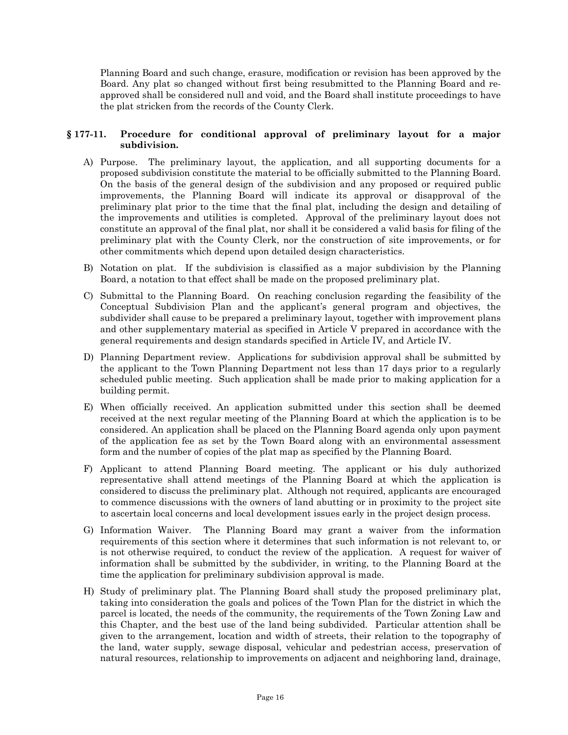Planning Board and such change, erasure, modification or revision has been approved by the Board. Any plat so changed without first being resubmitted to the Planning Board and re-approved shall be considered null and void, and the Board shall institute proceedings to have the plat stricken from the records of the County Clerk.

### § 177-11. Procedure for conditional approval of preliminary layout for a major subdivision.

A) Purpose. The preliminary layout, the application, and all supporting documents for a proposed subdivision constitute the material to be officially submitted to the Planning Board. On the basis of the general design of the subdivision and any proposed or required public improvements, the Planning Board will indicate its approval or disapproval of the preliminary plat prior to the time that the final plat, including the design and detailing of the improvements and utilities is completed. Approval of the preliminary layout does not constitute an approval of the final plat, nor shall it be considered a valid basis for filing of the preliminary plat with the County Clerk, nor the construction of site improvements, or for other commitments which depend upon detailed design characteristics.

B) Notation on plat. If the subdivision is classified as a major subdivision by the Planning Board, a notation to that effect shall be made on the proposed preliminary plat.

C) Submittal to the Planning Board. On reaching conclusion regarding the feasibility of the Conceptual Subdivision Plan and the applicant's general program and objectives, the subdivider shall cause to be prepared a preliminary layout, together with improvement plans and other supplementary material as specified in Article V prepared in accordance with the general requirements and design standards specified in Article IV, and Article IV.

D) Planning Department review. Applications for subdivision approval shall be submitted by the applicant to the Town Planning Department not less than 17 days prior to a regularly scheduled public meeting. Such application shall be made prior to making application for a building permit.

E) When officially received. An application submitted under this section shall be deemed received at the next regular meeting of the Planning Board at which the application is to be considered. An application shall be placed on the Planning Board agenda only upon payment of the application fee as set by the Town Board along with an environmental assessment form and the number of copies of the plat map as specified by the Planning Board.

F) Applicant to attend Planning Board meeting. The applicant or his duly authorized representative shall attend meetings of the Planning Board at which the application is considered to discuss the preliminary plat. Although not required, applicants are encouraged to commence discussions with the owners of land abutting or in proximity to the project site to ascertain local concerns and local development issues early in the project design process.

G) Information Waiver. The Planning Board may grant a waiver from the information requirements of this section where it determines that such information is not relevant to, or is not otherwise required, to conduct the review of the application. A request for waiver of information shall be submitted by the subdivider, in writing, to the Planning Board at the time the application for preliminary subdivision approval is made.

H) Study of preliminary plat. The Planning Board shall study the proposed preliminary plat, taking into consideration the goals and polices of the Town Plan for the district in which the parcel is located, the needs of the community, the requirements of the Town Zoning Law and this Chapter, and the best use of the land being subdivided. Particular attention shall be given to the arrangement, location and width of streets, their relation to the topography of the land, water supply, sewage disposal, vehicular and pedestrian access, preservation of natural resources, relationship to improvements on adjacent and neighboring land, drainage,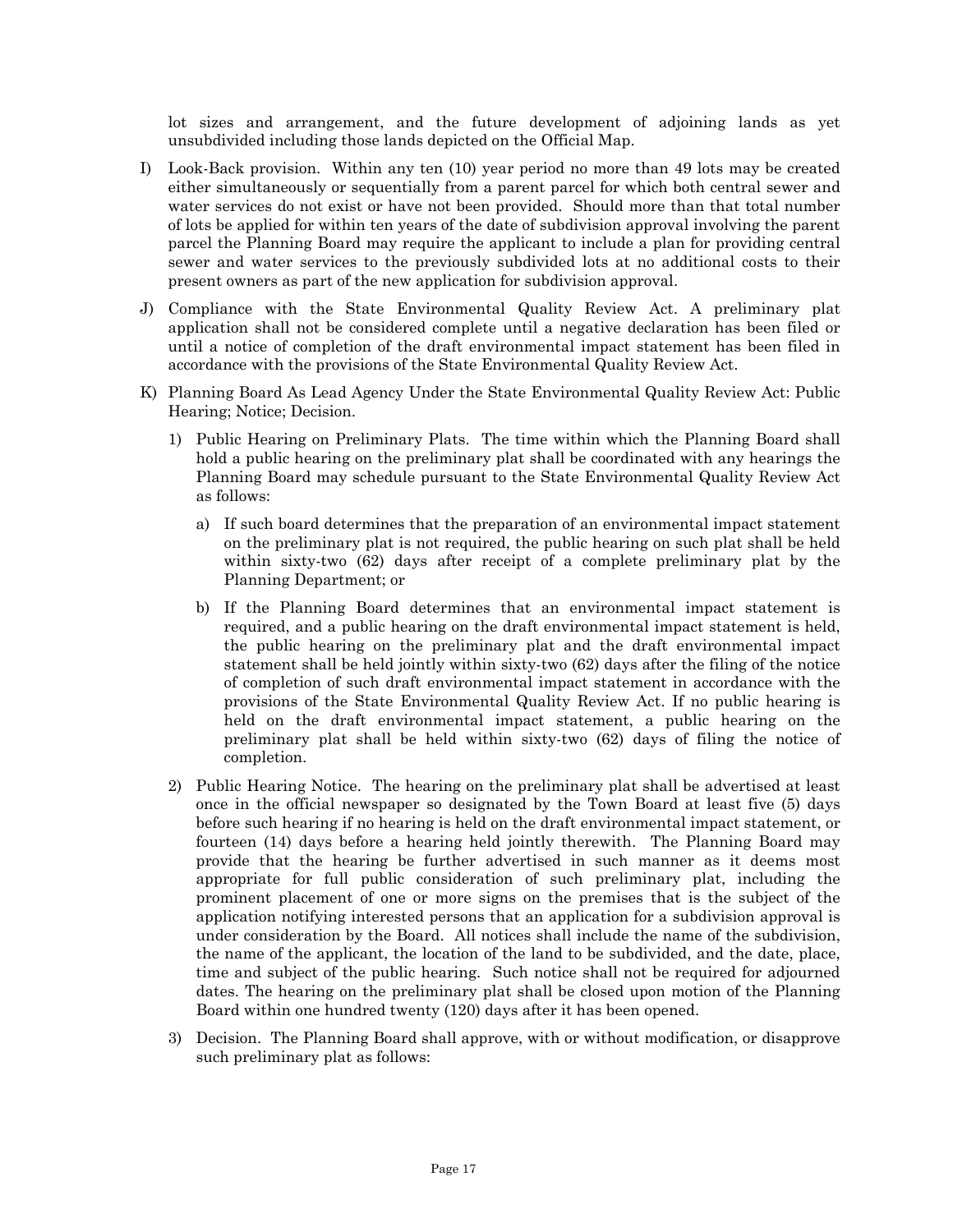lot sizes and arrangement, and the future development of adjoining lands as yet unsubdivided including those lands depicted on the Official Map.

I) Look-Back provision. Within any ten (10) year period no more than 49 lots may be created either simultaneously or sequentially from a parent parcel for which both central sewer and water services do not exist or have not been provided. Should more than that total number of lots be applied for within ten years of the date of subdivision approval involving the parent parcel the Planning Board may require the applicant to include a plan for providing central sewer and water services to the previously subdivided lots at no additional costs to their present owners as part of the new application for subdivision approval.

J) Compliance with the State Environmental Quality Review Act. A preliminary plat application shall not be considered complete until a negative declaration has been filed or until a notice of completion of the draft environmental impact statement has been filed in accordance with the provisions of the State Environmental Quality Review Act.

K) Planning Board As Lead Agency Under the State Environmental Quality Review Act: Public Hearing; Notice; Decision.

1) Public Hearing on Preliminary Plats. The time within which the Planning Board shall hold a public hearing on the preliminary plat shall be coordinated with any hearings the Planning Board may schedule pursuant to the State Environmental Quality Review Act as follows:

a) If such board determines that the preparation of an environmental impact statement on the preliminary plat is not required, the public hearing on such plat shall be held within sixty-two (62) days after receipt of a complete preliminary plat by the Planning Department; or

b) If the Planning Board determines that an environmental impact statement is required, and a public hearing on the draft environmental impact statement is held, the public hearing on the preliminary plat and the draft environmental impact statement shall be held jointly within sixty-two (62) days after the filing of the notice of completion of such draft environmental impact statement in accordance with the provisions of the State Environmental Quality Review Act. If no public hearing is held on the draft environmental impact statement, a public hearing on the preliminary plat shall be held within sixty-two (62) days of filing the notice of completion.

2) Public Hearing Notice. The hearing on the preliminary plat shall be advertised at least once in the official newspaper so designated by the Town Board at least five (5) days before such hearing if no hearing is held on the draft environmental impact statement, or fourteen (14) days before a hearing held jointly therewith. The Planning Board may provide that the hearing be further advertised in such manner as it deems most appropriate for full public consideration of such preliminary plat, including the prominent placement of one or more signs on the premises that is the subject of the application notifying interested persons that an application for a subdivision approval is under consideration by the Board. All notices shall include the name of the subdivision, the name of the applicant, the location of the land to be subdivided, and the date, place, time and subject of the public hearing. Such notice shall not be required for adjourned dates. The hearing on the preliminary plat shall be closed upon motion of the Planning Board within one hundred twenty (120) days after it has been opened.

3) Decision. The Planning Board shall approve, with or without modification, or disapprove such preliminary plat as follows: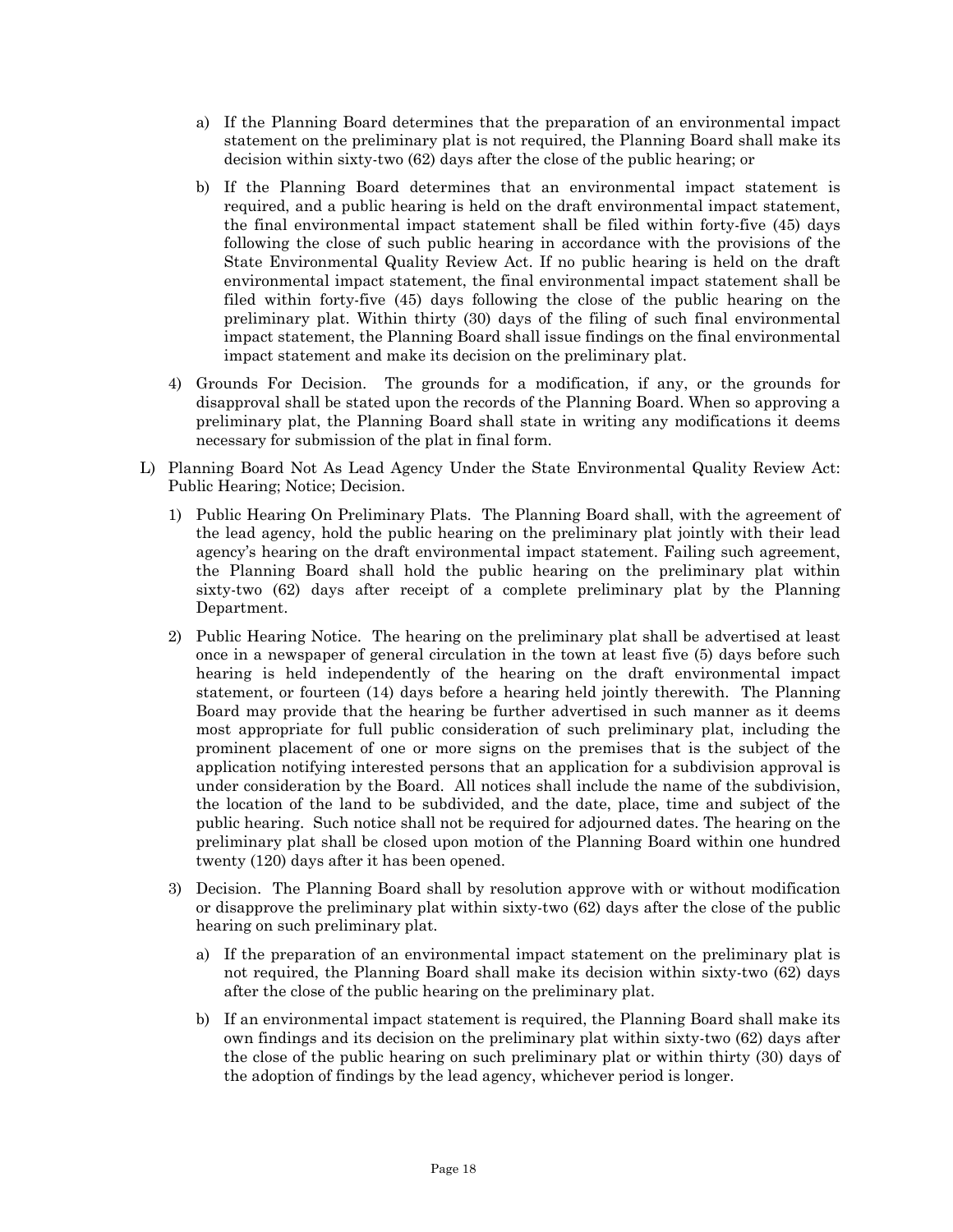a) If the Planning Board determines that the preparation of an environmental impact statement on the preliminary plat is not required, the Planning Board shall make its decision within sixty-two (62) days after the close of the public hearing; or

b) If the Planning Board determines that an environmental impact statement is required, and a public hearing is held on the draft environmental impact statement, the final environmental impact statement shall be filed within forty-five (45) days following the close of such public hearing in accordance with the provisions of the State Environmental Quality Review Act. If no public hearing is held on the draft environmental impact statement, the final environmental impact statement shall be filed within forty-five (45) days following the close of the public hearing on the preliminary plat. Within thirty (30) days of the filing of such final environmental impact statement, the Planning Board shall issue findings on the final environmental impact statement and make its decision on the preliminary plat.

4) Grounds For Decision. The grounds for a modification, if any, or the grounds for disapproval shall be stated upon the records of the Planning Board. When so approving a preliminary plat, the Planning Board shall state in writing any modifications it deems necessary for submission of the plat in final form.

L) Planning Board Not As Lead Agency Under the State Environmental Quality Review Act: Public Hearing; Notice; Decision.

1) Public Hearing On Preliminary Plats. The Planning Board shall, with the agreement of the lead agency, hold the public hearing on the preliminary plat jointly with their lead agency's hearing on the draft environmental impact statement. Failing such agreement, the Planning Board shall hold the public hearing on the preliminary plat within sixty-two (62) days after receipt of a complete preliminary plat by the Planning Department.

2) Public Hearing Notice. The hearing on the preliminary plat shall be advertised at least once in a newspaper of general circulation in the town at least five (5) days before such hearing is held independently of the hearing on the draft environmental impact statement, or fourteen (14) days before a hearing held jointly therewith. The Planning Board may provide that the hearing be further advertised in such manner as it deems most appropriate for full public consideration of such preliminary plat, including the prominent placement of one or more signs on the premises that is the subject of the application notifying interested persons that an application for a subdivision approval is under consideration by the Board. All notices shall include the name of the subdivision, the location of the land to be subdivided, and the date, place, time and subject of the public hearing. Such notice shall not be required for adjourned dates. The hearing on the preliminary plat shall be closed upon motion of the Planning Board within one hundred twenty (120) days after it has been opened.

3) Decision. The Planning Board shall by resolution approve with or without modification or disapprove the preliminary plat within sixty-two (62) days after the close of the public hearing on such preliminary plat.

a) If the preparation of an environmental impact statement on the preliminary plat is not required, the Planning Board shall make its decision within sixty-two (62) days after the close of the public hearing on the preliminary plat.

b) If an environmental impact statement is required, the Planning Board shall make its own findings and its decision on the preliminary plat within sixty-two (62) days after the close of the public hearing on such preliminary plat or within thirty (30) days of the adoption of findings by the lead agency, whichever period is longer.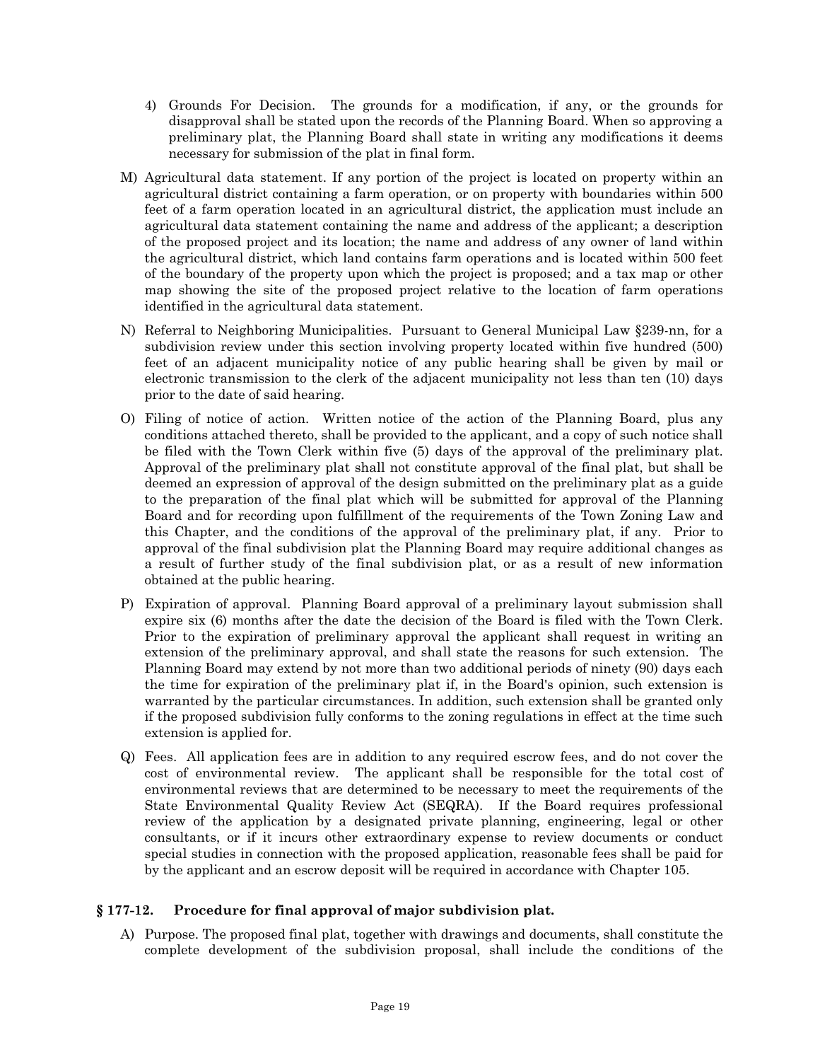4) Grounds For Decision. The grounds for a modification, if any, or the grounds for disapproval shall be stated upon the records of the Planning Board. When so approving a preliminary plat, the Planning Board shall state in writing any modifications it deems necessary for submission of the plat in final form.

M) Agricultural data statement. If any portion of the project is located on property within an agricultural district containing a farm operation, or on property with boundaries within 500 feet of a farm operation located in an agricultural district, the application must include an agricultural data statement containing the name and address of the applicant; a description of the proposed project and its location; the name and address of any owner of land within the agricultural district, which land contains farm operations and is located within 500 feet of the boundary of the property upon which the project is proposed; and a tax map or other map showing the site of the proposed project relative to the location of farm operations identified in the agricultural data statement.

N) Referral to Neighboring Municipalities. Pursuant to General Municipal Law §239-nn, for a subdivision review under this section involving property located within five hundred (500) feet of an adjacent municipality notice of any public hearing shall be given by mail or electronic transmission to the clerk of the adjacent municipality not less than ten (10) days prior to the date of said hearing.

O) Filing of notice of action. Written notice of the action of the Planning Board, plus any conditions attached thereto, shall be provided to the applicant, and a copy of such notice shall be filed with the Town Clerk within five (5) days of the approval of the preliminary plat. Approval of the preliminary plat shall not constitute approval of the final plat, but shall be deemed an expression of approval of the design submitted on the preliminary plat as a guide to the preparation of the final plat which will be submitted for approval of the Planning Board and for recording upon fulfillment of the requirements of the Town Zoning Law and this Chapter, and the conditions of the approval of the preliminary plat, if any. Prior to approval of the final subdivision plat the Planning Board may require additional changes as a result of further study of the final subdivision plat, or as a result of new information obtained at the public hearing.

P) Expiration of approval. Planning Board approval of a preliminary layout submission shall expire six (6) months after the date the decision of the Board is filed with the Town Clerk. Prior to the expiration of preliminary approval the applicant shall request in writing an extension of the preliminary approval, and shall state the reasons for such extension. The Planning Board may extend by not more than two additional periods of ninety (90) days each the time for expiration of the preliminary plat if, in the Board's opinion, such extension is warranted by the particular circumstances. In addition, such extension shall be granted only if the proposed subdivision fully conforms to the zoning regulations in effect at the time such extension is applied for.

Q) Fees. All application fees are in addition to any required escrow fees, and do not cover the cost of environmental review. The applicant shall be responsible for the total cost of environmental reviews that are determined to be necessary to meet the requirements of the State Environmental Quality Review Act (SEQRA). If the Board requires professional review of the application by a designated private planning, engineering, legal or other consultants, or if it incurs other extraordinary expense to review documents or conduct special studies in connection with the proposed application, reasonable fees shall be paid for by the applicant and an escrow deposit will be required in accordance with Chapter 105.

## § 177-12. Procedure for final approval of major subdivision plat.

A) Purpose. The proposed final plat, together with drawings and documents, shall constitute the complete development of the subdivision proposal, shall include the conditions of the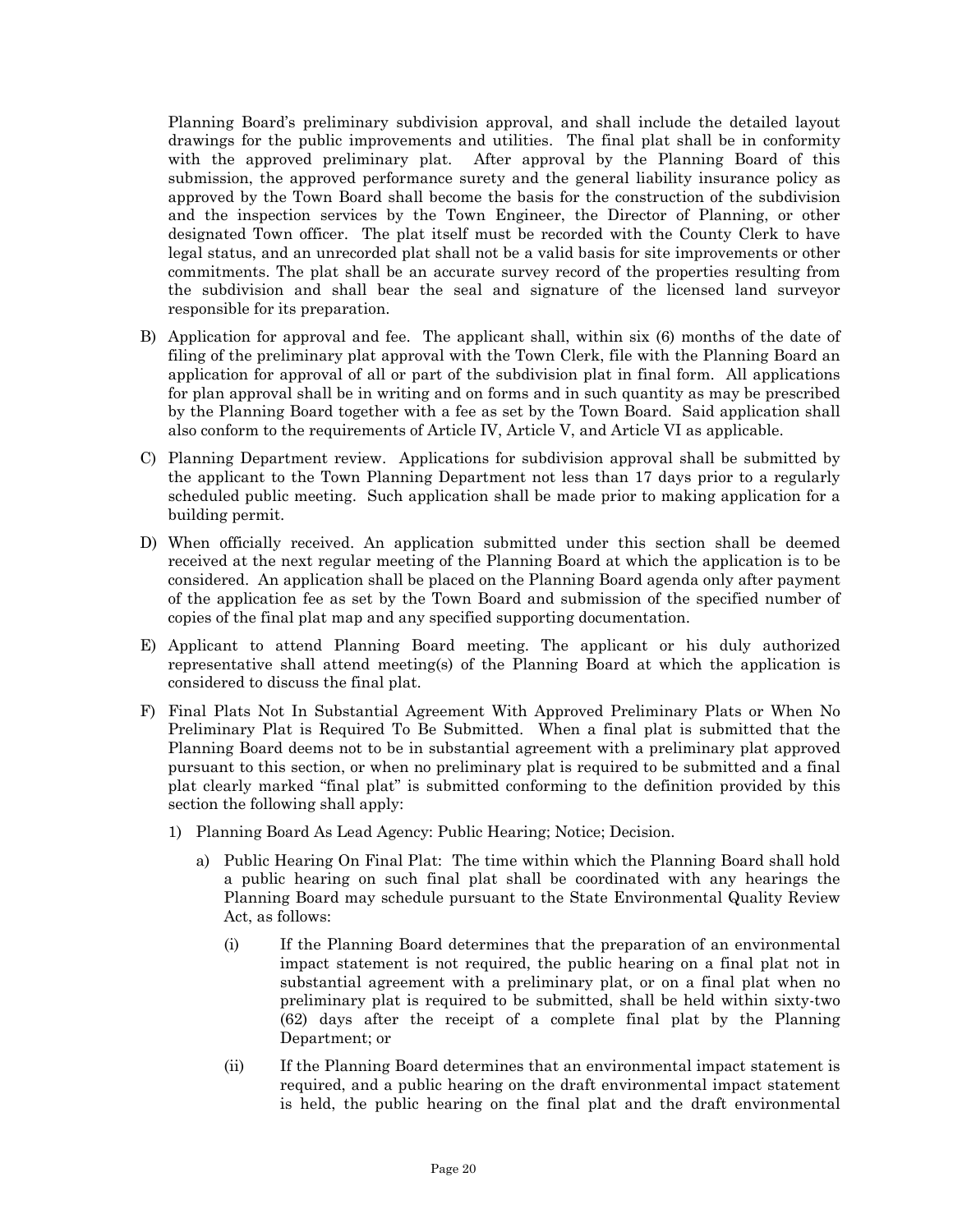Planning Board's preliminary subdivision approval, and shall include the detailed layout drawings for the public improvements and utilities. The final plat shall be in conformity with the approved preliminary plat. After approval by the Planning Board of this submission, the approved performance surety and the general liability insurance policy as approved by the Town Board shall become the basis for the construction of the subdivision and the inspection services by the Town Engineer, the Director of Planning, or other designated Town officer. The plat itself must be recorded with the County Clerk to have legal status, and an unrecorded plat shall not be a valid basis for site improvements or other commitments. The plat shall be an accurate survey record of the properties resulting from the subdivision and shall bear the seal and signature of the licensed land surveyor responsible for its preparation.

B) Application for approval and fee. The applicant shall, within six (6) months of the date of filing of the preliminary plat approval with the Town Clerk, file with the Planning Board an application for approval of all or part of the subdivision plat in final form. All applications for plan approval shall be in writing and on forms and in such quantity as may be prescribed by the Planning Board together with a fee as set by the Town Board. Said application shall also conform to the requirements of Article IV, Article V, and Article VI as applicable.

C) Planning Department review. Applications for subdivision approval shall be submitted by the applicant to the Town Planning Department not less than 17 days prior to a regularly scheduled public meeting. Such application shall be made prior to making application for a building permit.

D) When officially received. An application submitted under this section shall be deemed received at the next regular meeting of the Planning Board at which the application is to be considered. An application shall be placed on the Planning Board agenda only after payment of the application fee as set by the Town Board and submission of the specified number of copies of the final plat map and any specified supporting documentation.

E) Applicant to attend Planning Board meeting. The applicant or his duly authorized representative shall attend meeting(s) of the Planning Board at which the application is considered to discuss the final plat.

F) Final Plats Not In Substantial Agreement With Approved Preliminary Plats or When No Preliminary Plat is Required To Be Submitted. When a final plat is submitted that the Planning Board deems not to be in substantial agreement with a preliminary plat approved pursuant to this section, or when no preliminary plat is required to be submitted and a final plat clearly marked "final plat" is submitted conforming to the definition provided by this section the following shall apply:

   1) Planning Board As Lead Agency: Public Hearing; Notice; Decision.

      a) Public Hearing On Final Plat: The time within which the Planning Board shall hold a public hearing on such final plat shall be coordinated with any hearings the Planning Board may schedule pursuant to the State Environmental Quality Review Act, as follows:

         (i) If the Planning Board determines that the preparation of an environmental impact statement is not required, the public hearing on a final plat not in substantial agreement with a preliminary plat, or on a final plat when no preliminary plat is required to be submitted, shall be held within sixty-two (62) days after the receipt of a complete final plat by the Planning Department; or

         (ii) If the Planning Board determines that an environmental impact statement is required, and a public hearing on the draft environmental impact statement is held, the public hearing on the final plat and the draft environmental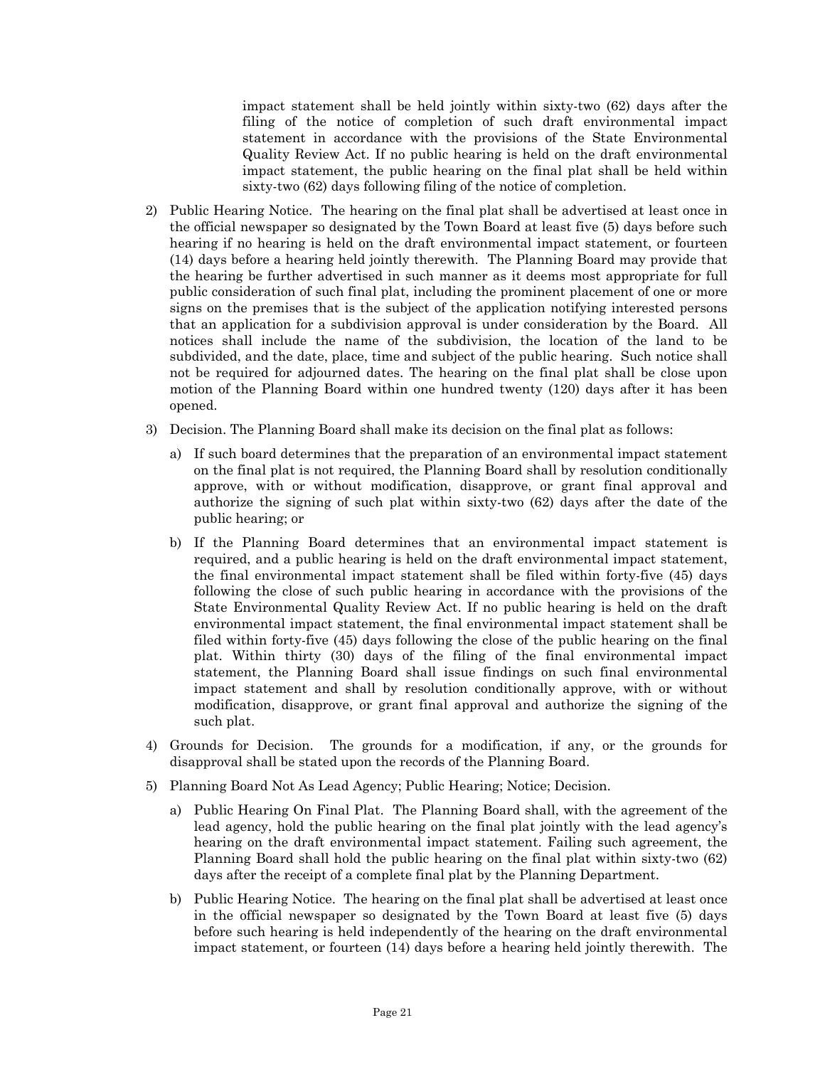impact statement shall be held jointly within sixty-two (62) days after the filing of the notice of completion of such draft environmental impact statement in accordance with the provisions of the State Environmental Quality Review Act. If no public hearing is held on the draft environmental impact statement, the public hearing on the final plat shall be held within sixty-two (62) days following filing of the notice of completion.

2) Public Hearing Notice. The hearing on the final plat shall be advertised at least once in the official newspaper so designated by the Town Board at least five (5) days before such hearing if no hearing is held on the draft environmental impact statement, or fourteen (14) days before a hearing held jointly therewith. The Planning Board may provide that the hearing be further advertised in such manner as it deems most appropriate for full public consideration of such final plat, including the prominent placement of one or more signs on the premises that is the subject of the application notifying interested persons that an application for a subdivision approval is under consideration by the Board. All notices shall include the name of the subdivision, the location of the land to be subdivided, and the date, place, time and subject of the public hearing. Such notice shall not be required for adjourned dates. The hearing on the final plat shall be close upon motion of the Planning Board within one hundred twenty (120) days after it has been opened.

3) Decision. The Planning Board shall make its decision on the final plat as follows:

   a) If such board determines that the preparation of an environmental impact statement on the final plat is not required, the Planning Board shall by resolution conditionally approve, with or without modification, disapprove, or grant final approval and authorize the signing of such plat within sixty-two (62) days after the date of the public hearing; or

   b) If the Planning Board determines that an environmental impact statement is required, and a public hearing is held on the draft environmental impact statement, the final environmental impact statement shall be filed within forty-five (45) days following the close of such public hearing in accordance with the provisions of the State Environmental Quality Review Act. If no public hearing is held on the draft environmental impact statement, the final environmental impact statement shall be filed within forty-five (45) days following the close of the public hearing on the final plat. Within thirty (30) days of the filing of the final environmental impact statement, the Planning Board shall issue findings on such final environmental impact statement and shall by resolution conditionally approve, with or without modification, disapprove, or grant final approval and authorize the signing of the such plat.

4) Grounds for Decision. The grounds for a modification, if any, or the grounds for disapproval shall be stated upon the records of the Planning Board.

5) Planning Board Not As Lead Agency; Public Hearing; Notice; Decision.

   a) Public Hearing On Final Plat. The Planning Board shall, with the agreement of the lead agency, hold the public hearing on the final plat jointly with the lead agency's hearing on the draft environmental impact statement. Failing such agreement, the Planning Board shall hold the public hearing on the final plat within sixty-two (62) days after the receipt of a complete final plat by the Planning Department.

   b) Public Hearing Notice. The hearing on the final plat shall be advertised at least once in the official newspaper so designated by the Town Board at least five (5) days before such hearing is held independently of the hearing on the draft environmental impact statement, or fourteen (14) days before a hearing held jointly therewith. The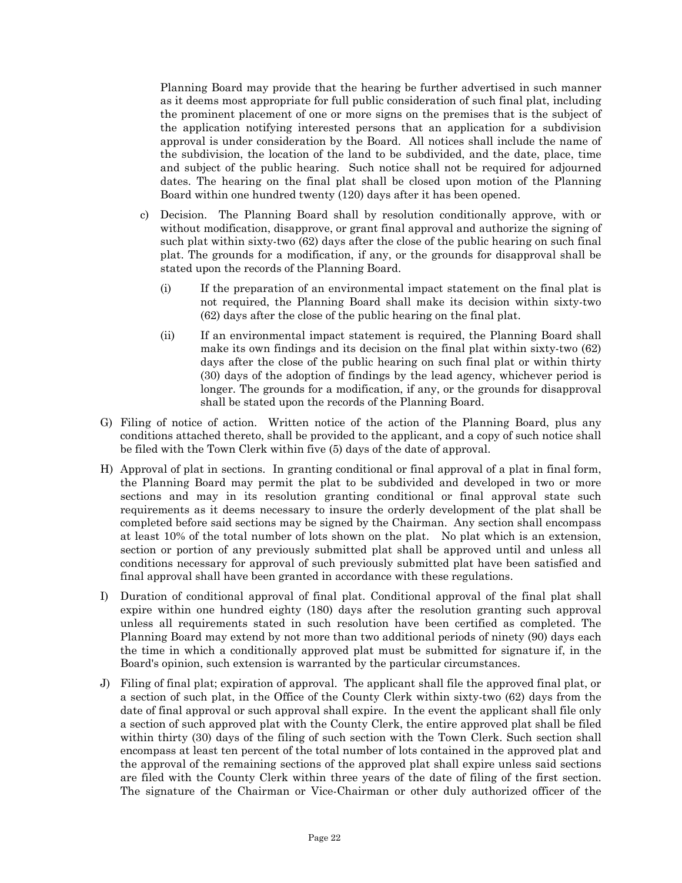Planning Board may provide that the hearing be further advertised in such manner as it deems most appropriate for full public consideration of such final plat, including the prominent placement of one or more signs on the premises that is the subject of the application notifying interested persons that an application for a subdivision approval is under consideration by the Board. All notices shall include the name of the subdivision, the location of the land to be subdivided, and the date, place, time and subject of the public hearing. Such notice shall not be required for adjourned dates. The hearing on the final plat shall be closed upon motion of the Planning Board within one hundred twenty (120) days after it has been opened.

c) Decision. The Planning Board shall by resolution conditionally approve, with or without modification, disapprove, or grant final approval and authorize the signing of such plat within sixty-two (62) days after the close of the public hearing on such final plat. The grounds for a modification, if any, or the grounds for disapproval shall be stated upon the records of the Planning Board.

   (i) If the preparation of an environmental impact statement on the final plat is not required, the Planning Board shall make its decision within sixty-two (62) days after the close of the public hearing on the final plat.

   (ii) If an environmental impact statement is required, the Planning Board shall make its own findings and its decision on the final plat within sixty-two (62) days after the close of the public hearing on such final plat or within thirty (30) days of the adoption of findings by the lead agency, whichever period is longer. The grounds for a modification, if any, or the grounds for disapproval shall be stated upon the records of the Planning Board.

G) Filing of notice of action. Written notice of the action of the Planning Board, plus any conditions attached thereto, shall be provided to the applicant, and a copy of such notice shall be filed with the Town Clerk within five (5) days of the date of approval.

H) Approval of plat in sections. In granting conditional or final approval of a plat in final form, the Planning Board may permit the plat to be subdivided and developed in two or more sections and may in its resolution granting conditional or final approval state such requirements as it deems necessary to insure the orderly development of the plat shall be completed before said sections may be signed by the Chairman. Any section shall encompass at least 10% of the total number of lots shown on the plat. No plat which is an extension, section or portion of any previously submitted plat shall be approved until and unless all conditions necessary for approval of such previously submitted plat have been satisfied and final approval shall have been granted in accordance with these regulations.

I) Duration of conditional approval of final plat. Conditional approval of the final plat shall expire within one hundred eighty (180) days after the resolution granting such approval unless all requirements stated in such resolution have been certified as completed. The Planning Board may extend by not more than two additional periods of ninety (90) days each the time in which a conditionally approved plat must be submitted for signature if, in the Board's opinion, such extension is warranted by the particular circumstances.

J) Filing of final plat; expiration of approval. The applicant shall file the approved final plat, or a section of such plat, in the Office of the County Clerk within sixty-two (62) days from the date of final approval or such approval shall expire. In the event the applicant shall file only a section of such approved plat with the County Clerk, the entire approved plat shall be filed within thirty (30) days of the filing of such section with the Town Clerk. Such section shall encompass at least ten percent of the total number of lots contained in the approved plat and the approval of the remaining sections of the approved plat shall expire unless said sections are filed with the County Clerk within three years of the date of filing of the first section. The signature of the Chairman or Vice-Chairman or other duly authorized officer of the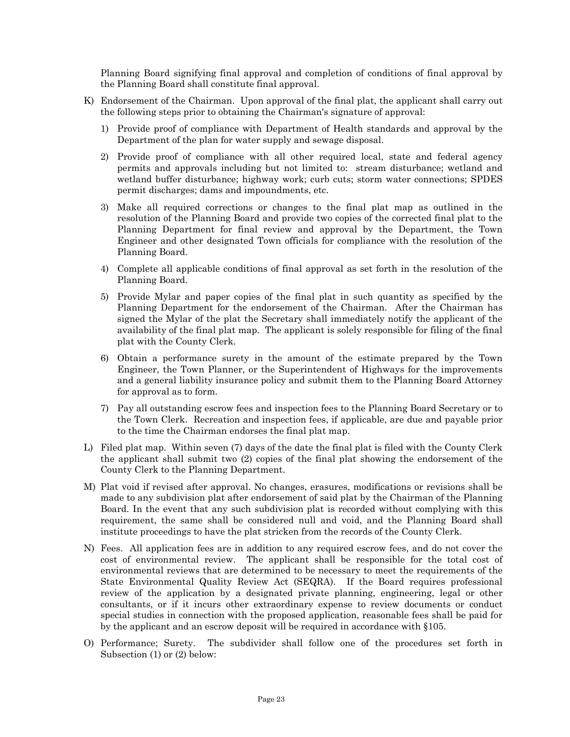Planning Board signifying final approval and completion of conditions of final approval by the Planning Board shall constitute final approval.

K) Endorsement of the Chairman. Upon approval of the final plat, the applicant shall carry out the following steps prior to obtaining the Chairman's signature of approval:

   1) Provide proof of compliance with Department of Health standards and approval by the Department of the plan for water supply and sewage disposal.

   2) Provide proof of compliance with all other required local, state and federal agency permits and approvals including but not limited to: stream disturbance; wetland and wetland buffer disturbance; highway work; curb cuts; storm water connections; SPDES permit discharges; dams and impoundments, etc.

   3) Make all required corrections or changes to the final plat map as outlined in the resolution of the Planning Board and provide two copies of the corrected final plat to the Planning Department for final review and approval by the Department, the Town Engineer and other designated Town officials for compliance with the resolution of the Planning Board.

   4) Complete all applicable conditions of final approval as set forth in the resolution of the Planning Board.

   5) Provide Mylar and paper copies of the final plat in such quantity as specified by the Planning Department for the endorsement of the Chairman. After the Chairman has signed the Mylar of the plat the Secretary shall immediately notify the applicant of the availability of the final plat map. The applicant is solely responsible for filing of the final plat with the County Clerk.

   6) Obtain a performance surety in the amount of the estimate prepared by the Town Engineer, the Town Planner, or the Superintendent of Highways for the improvements and a general liability insurance policy and submit them to the Planning Board Attorney for approval as to form.

   7) Pay all outstanding escrow fees and inspection fees to the Planning Board Secretary or to the Town Clerk. Recreation and inspection fees, if applicable, are due and payable prior to the time the Chairman endorses the final plat map.

L) Filed plat map. Within seven (7) days of the date the final plat is filed with the County Clerk the applicant shall submit two (2) copies of the final plat showing the endorsement of the County Clerk to the Planning Department.

M) Plat void if revised after approval. No changes, erasures, modifications or revisions shall be made to any subdivision plat after endorsement of said plat by the Chairman of the Planning Board. In the event that any such subdivision plat is recorded without complying with this requirement, the same shall be considered null and void, and the Planning Board shall institute proceedings to have the plat stricken from the records of the County Clerk.

N) Fees. All application fees are in addition to any required escrow fees, and do not cover the cost of environmental review. The applicant shall be responsible for the total cost of environmental reviews that are determined to be necessary to meet the requirements of the State Environmental Quality Review Act (SEQRA). If the Board requires professional review of the application by a designated private planning, engineering, legal or other consultants, or if it incurs other extraordinary expense to review documents or conduct special studies in connection with the proposed application, reasonable fees shall be paid for by the applicant and an escrow deposit will be required in accordance with §105.

O) Performance; Surety. The subdivider shall follow one of the procedures set forth in Subsection (1) or (2) below: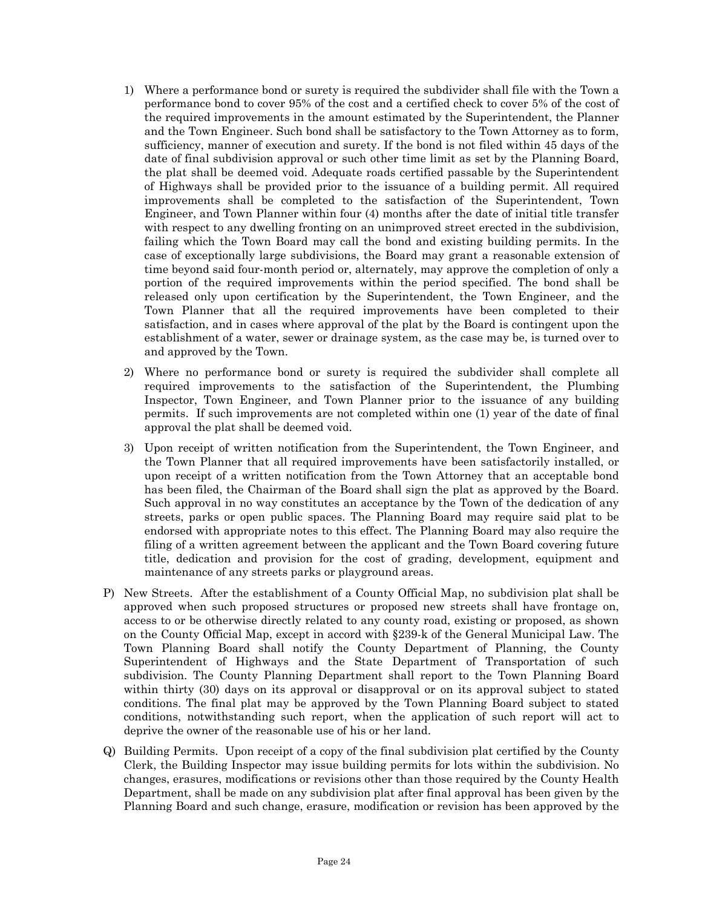1) Where a performance bond or surety is required the subdivider shall file with the Town a performance bond to cover 95% of the cost and a certified check to cover 5% of the cost of the required improvements in the amount estimated by the Superintendent, the Planner and the Town Engineer. Such bond shall be satisfactory to the Town Attorney as to form, sufficiency, manner of execution and surety. If the bond is not filed within 45 days of the date of final subdivision approval or such other time limit as set by the Planning Board, the plat shall be deemed void. Adequate roads certified passable by the Superintendent of Highways shall be provided prior to the issuance of a building permit. All required improvements shall be completed to the satisfaction of the Superintendent, Town Engineer, and Town Planner within four (4) months after the date of initial title transfer with respect to any dwelling fronting on an unimproved street erected in the subdivision, failing which the Town Board may call the bond and existing building permits. In the case of exceptionally large subdivisions, the Board may grant a reasonable extension of time beyond said four-month period or, alternately, may approve the completion of only a portion of the required improvements within the period specified. The bond shall be released only upon certification by the Superintendent, the Town Engineer, and the Town Planner that all the required improvements have been completed to their satisfaction, and in cases where approval of the plat by the Board is contingent upon the establishment of a water, sewer or drainage system, as the case may be, is turned over to and approved by the Town.

2) Where no performance bond or surety is required the subdivider shall complete all required improvements to the satisfaction of the Superintendent, the Plumbing Inspector, Town Engineer, and Town Planner prior to the issuance of any building permits. If such improvements are not completed within one (1) year of the date of final approval the plat shall be deemed void.

3) Upon receipt of written notification from the Superintendent, the Town Engineer, and the Town Planner that all required improvements have been satisfactorily installed, or upon receipt of a written notification from the Town Attorney that an acceptable bond has been filed, the Chairman of the Board shall sign the plat as approved by the Board. Such approval in no way constitutes an acceptance by the Town of the dedication of any streets, parks or open public spaces. The Planning Board may require said plat to be endorsed with appropriate notes to this effect. The Planning Board may also require the filing of a written agreement between the applicant and the Town Board covering future title, dedication and provision for the cost of grading, development, equipment and maintenance of any streets parks or playground areas.

P) New Streets. After the establishment of a County Official Map, no subdivision plat shall be approved when such proposed structures or proposed new streets shall have frontage on, access to or be otherwise directly related to any county road, existing or proposed, as shown on the County Official Map, except in accord with §239-k of the General Municipal Law. The Town Planning Board shall notify the County Department of Planning, the County Superintendent of Highways and the State Department of Transportation of such subdivision. The County Planning Department shall report to the Town Planning Board within thirty (30) days on its approval or disapproval or on its approval subject to stated conditions. The final plat may be approved by the Town Planning Board subject to stated conditions, notwithstanding such report, when the application of such report will act to deprive the owner of the reasonable use of his or her land.

Q) Building Permits. Upon receipt of a copy of the final subdivision plat certified by the County Clerk, the Building Inspector may issue building permits for lots within the subdivision. No changes, erasures, modifications or revisions other than those required by the County Health Department, shall be made on any subdivision plat after final approval has been given by the Planning Board and such change, erasure, modification or revision has been approved by the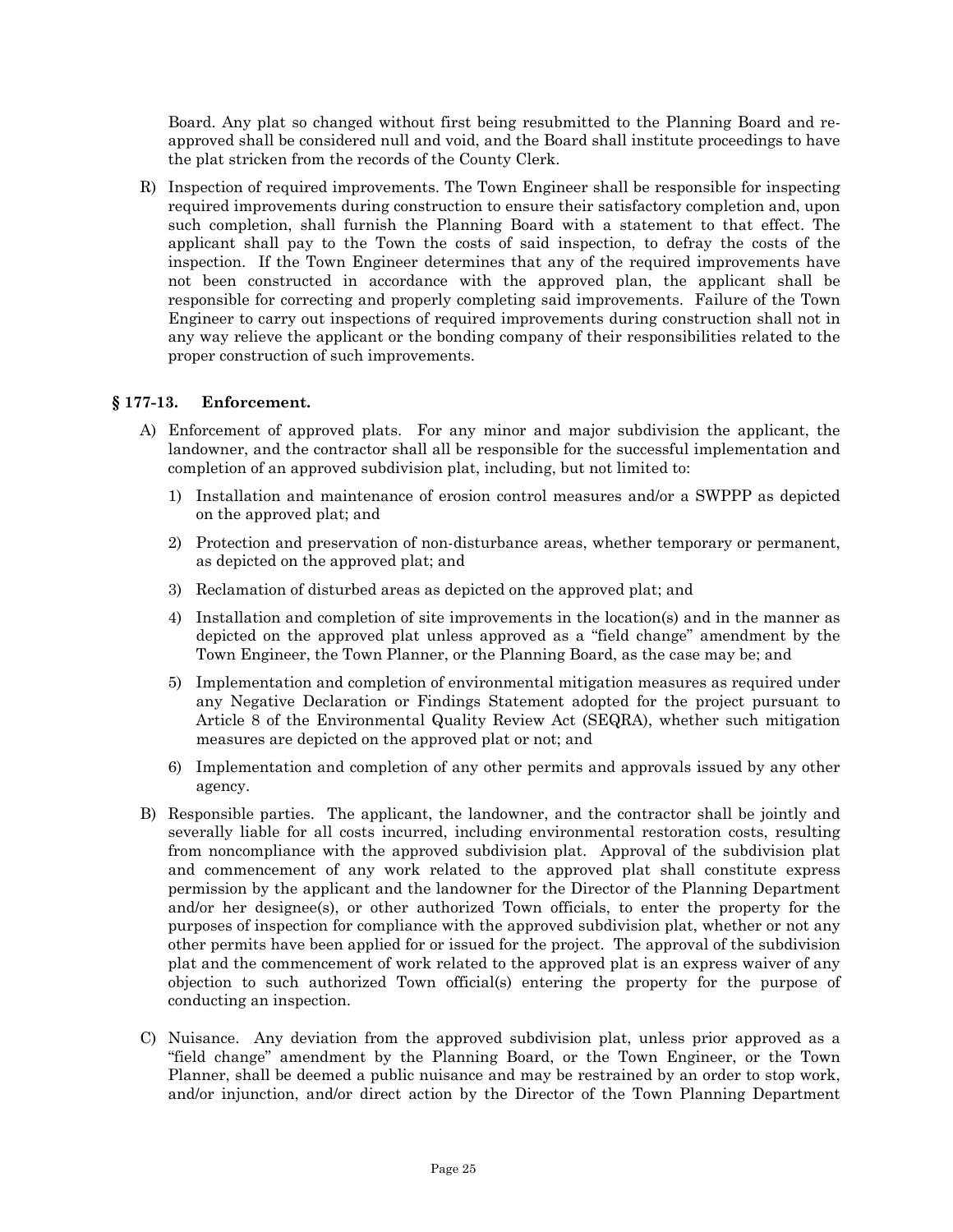Board. Any plat so changed without first being resubmitted to the Planning Board and re-approved shall be considered null and void, and the Board shall institute proceedings to have the plat stricken from the records of the County Clerk.

R) Inspection of required improvements. The Town Engineer shall be responsible for inspecting required improvements during construction to ensure their satisfactory completion and, upon such completion, shall furnish the Planning Board with a statement to that effect. The applicant shall pay to the Town the costs of said inspection, to defray the costs of the inspection. If the Town Engineer determines that any of the required improvements have not been constructed in accordance with the approved plan, the applicant shall be responsible for correcting and properly completing said improvements. Failure of the Town Engineer to carry out inspections of required improvements during construction shall not in any way relieve the applicant or the bonding company of their responsibilities related to the proper construction of such improvements.

### § 177-13. Enforcement.

A) Enforcement of approved plats. For any minor and major subdivision the applicant, the landowner, and the contractor shall all be responsible for the successful implementation and completion of an approved subdivision plat, including, but not limited to:

   1) Installation and maintenance of erosion control measures and/or a SWPPP as depicted on the approved plat; and

   2) Protection and preservation of non-disturbance areas, whether temporary or permanent, as depicted on the approved plat; and

   3) Reclamation of disturbed areas as depicted on the approved plat; and

   4) Installation and completion of site improvements in the location(s) and in the manner as depicted on the approved plat unless approved as a "field change" amendment by the Town Engineer, the Town Planner, or the Planning Board, as the case may be; and

   5) Implementation and completion of environmental mitigation measures as required under any Negative Declaration or Findings Statement adopted for the project pursuant to Article 8 of the Environmental Quality Review Act (SEQRA), whether such mitigation measures are depicted on the approved plat or not; and

   6) Implementation and completion of any other permits and approvals issued by any other agency.

B) Responsible parties. The applicant, the landowner, and the contractor shall be jointly and severally liable for all costs incurred, including environmental restoration costs, resulting from noncompliance with the approved subdivision plat. Approval of the subdivision plat and commencement of any work related to the approved plat shall constitute express permission by the applicant and the landowner for the Director of the Planning Department and/or her designee(s), or other authorized Town officials, to enter the property for the purposes of inspection for compliance with the approved subdivision plat, whether or not any other permits have been applied for or issued for the project. The approval of the subdivision plat and the commencement of work related to the approved plat is an express waiver of any objection to such authorized Town official(s) entering the property for the purpose of conducting an inspection.

C) Nuisance. Any deviation from the approved subdivision plat, unless prior approved as a "field change" amendment by the Planning Board, or the Town Engineer, or the Town Planner, shall be deemed a public nuisance and may be restrained by an order to stop work, and/or injunction, and/or direct action by the Director of the Town Planning Department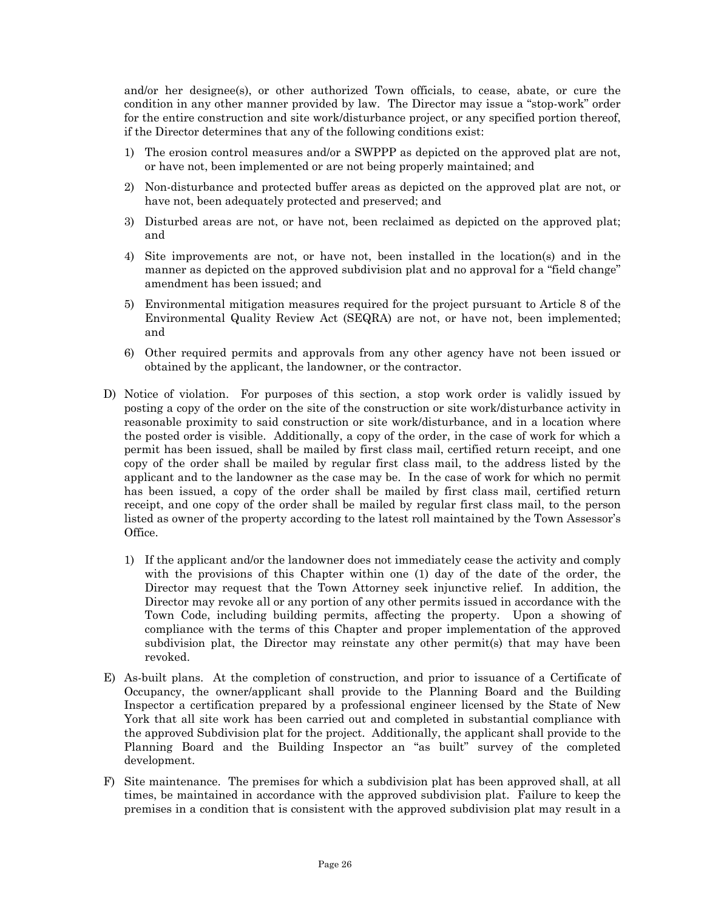and/or her designee(s), or other authorized Town officials, to cease, abate, or cure the condition in any other manner provided by law. The Director may issue a "stop-work" order for the entire construction and site work/disturbance project, or any specified portion thereof, if the Director determines that any of the following conditions exist:

1) The erosion control measures and/or a SWPPP as depicted on the approved plat are not, or have not, been implemented or are not being properly maintained; and
2) Non-disturbance and protected buffer areas as depicted on the approved plat are not, or have not, been adequately protected and preserved; and
3) Disturbed areas are not, or have not, been reclaimed as depicted on the approved plat; and
4) Site improvements are not, or have not, been installed in the location(s) and in the manner as depicted on the approved subdivision plat and no approval for a "field change" amendment has been issued; and
5) Environmental mitigation measures required for the project pursuant to Article 8 of the Environmental Quality Review Act (SEQRA) are not, or have not, been implemented; and
6) Other required permits and approvals from any other agency have not been issued or obtained by the applicant, the landowner, or the contractor.

D) Notice of violation. For purposes of this section, a stop work order is validly issued by posting a copy of the order on the site of the construction or site work/disturbance activity in reasonable proximity to said construction or site work/disturbance, and in a location where the posted order is visible. Additionally, a copy of the order, in the case of work for which a permit has been issued, shall be mailed by first class mail, certified return receipt, and one copy of the order shall be mailed by regular first class mail, to the address listed by the applicant and to the landowner as the case may be. In the case of work for which no permit has been issued, a copy of the order shall be mailed by first class mail, certified return receipt, and one copy of the order shall be mailed by regular first class mail, to the person listed as owner of the property according to the latest roll maintained by the Town Assessor's Office.

   1) If the applicant and/or the landowner does not immediately cease the activity and comply with the provisions of this Chapter within one (1) day of the date of the order, the Director may request that the Town Attorney seek injunctive relief. In addition, the Director may revoke all or any portion of any other permits issued in accordance with the Town Code, including building permits, affecting the property. Upon a showing of compliance with the terms of this Chapter and proper implementation of the approved subdivision plat, the Director may reinstate any other permit(s) that may have been revoked.

E) As-built plans. At the completion of construction, and prior to issuance of a Certificate of Occupancy, the owner/applicant shall provide to the Planning Board and the Building Inspector a certification prepared by a professional engineer licensed by the State of New York that all site work has been carried out and completed in substantial compliance with the approved Subdivision plat for the project. Additionally, the applicant shall provide to the Planning Board and the Building Inspector an "as built" survey of the completed development.

F) Site maintenance. The premises for which a subdivision plat has been approved shall, at all times, be maintained in accordance with the approved subdivision plat. Failure to keep the premises in a condition that is consistent with the approved subdivision plat may result in a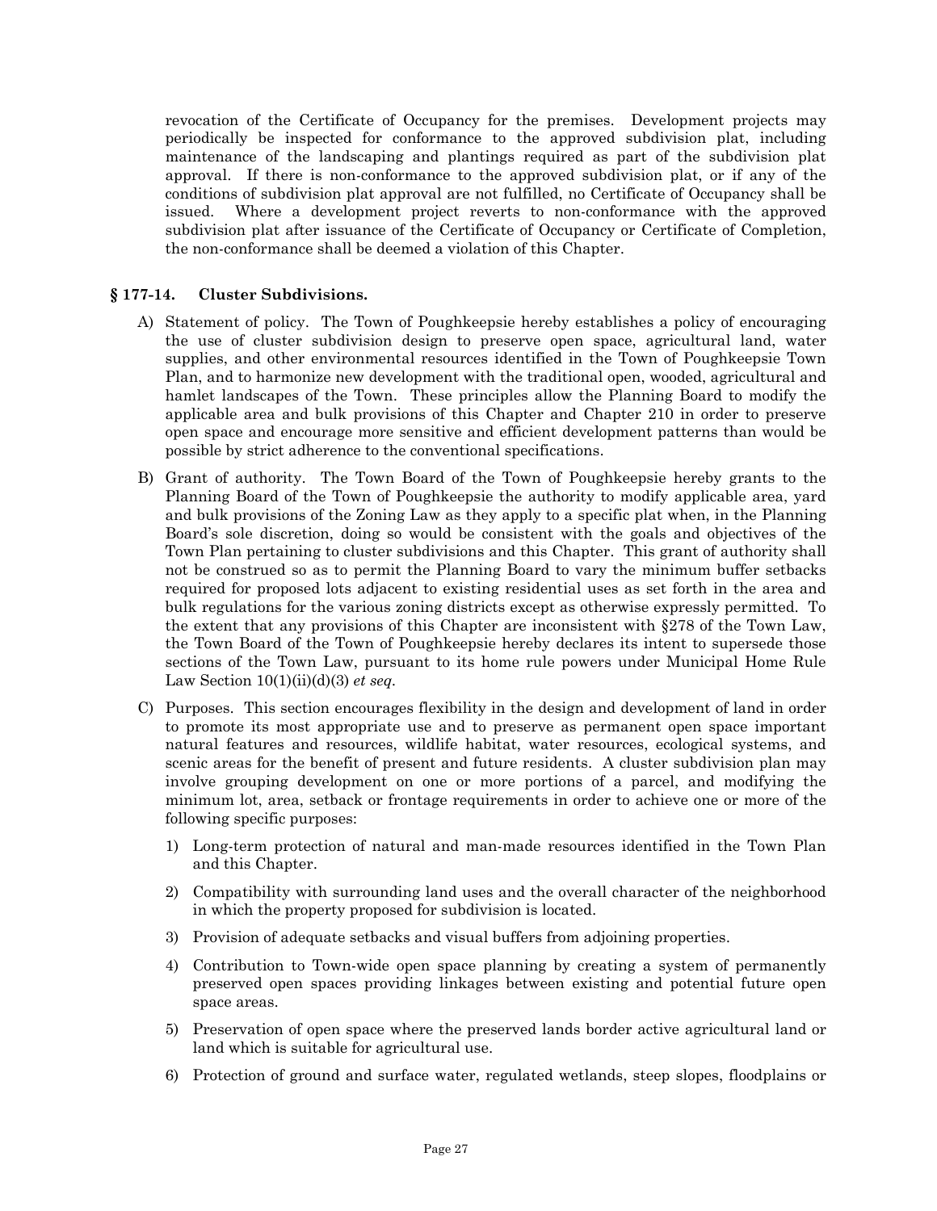revocation of the Certificate of Occupancy for the premises. Development projects may periodically be inspected for conformance to the approved subdivision plat, including maintenance of the landscaping and plantings required as part of the subdivision plat approval. If there is non-conformance to the approved subdivision plat, or if any of the conditions of subdivision plat approval are not fulfilled, no Certificate of Occupancy shall be issued. Where a development project reverts to non-conformance with the approved subdivision plat after issuance of the Certificate of Occupancy or Certificate of Completion, the non-conformance shall be deemed a violation of this Chapter.

### § 177-14. Cluster Subdivisions.

A) Statement of policy. The Town of Poughkeepsie hereby establishes a policy of encouraging the use of cluster subdivision design to preserve open space, agricultural land, water supplies, and other environmental resources identified in the Town of Poughkeepsie Town Plan, and to harmonize new development with the traditional open, wooded, agricultural and hamlet landscapes of the Town. These principles allow the Planning Board to modify the applicable area and bulk provisions of this Chapter and Chapter 210 in order to preserve open space and encourage more sensitive and efficient development patterns than would be possible by strict adherence to the conventional specifications.

B) Grant of authority. The Town Board of the Town of Poughkeepsie hereby grants to the Planning Board of the Town of Poughkeepsie the authority to modify applicable area, yard and bulk provisions of the Zoning Law as they apply to a specific plat when, in the Planning Board's sole discretion, doing so would be consistent with the goals and objectives of the Town Plan pertaining to cluster subdivisions and this Chapter. This grant of authority shall not be construed so as to permit the Planning Board to vary the minimum buffer setbacks required for proposed lots adjacent to existing residential uses as set forth in the area and bulk regulations for the various zoning districts except as otherwise expressly permitted. To the extent that any provisions of this Chapter are inconsistent with §278 of the Town Law, the Town Board of the Town of Poughkeepsie hereby declares its intent to supersede those sections of the Town Law, pursuant to its home rule powers under Municipal Home Rule Law Section 10(1)(ii)(d)(3) *et seq*.

C) Purposes. This section encourages flexibility in the design and development of land in order to promote its most appropriate use and to preserve as permanent open space important natural features and resources, wildlife habitat, water resources, ecological systems, and scenic areas for the benefit of present and future residents. A cluster subdivision plan may involve grouping development on one or more portions of a parcel, and modifying the minimum lot, area, setback or frontage requirements in order to achieve one or more of the following specific purposes:

   1) Long-term protection of natural and man-made resources identified in the Town Plan and this Chapter.

   2) Compatibility with surrounding land uses and the overall character of the neighborhood in which the property proposed for subdivision is located.

   3) Provision of adequate setbacks and visual buffers from adjoining properties.

   4) Contribution to Town-wide open space planning by creating a system of permanently preserved open spaces providing linkages between existing and potential future open space areas.

   5) Preservation of open space where the preserved lands border active agricultural land or land which is suitable for agricultural use.

   6) Protection of ground and surface water, regulated wetlands, steep slopes, floodplains or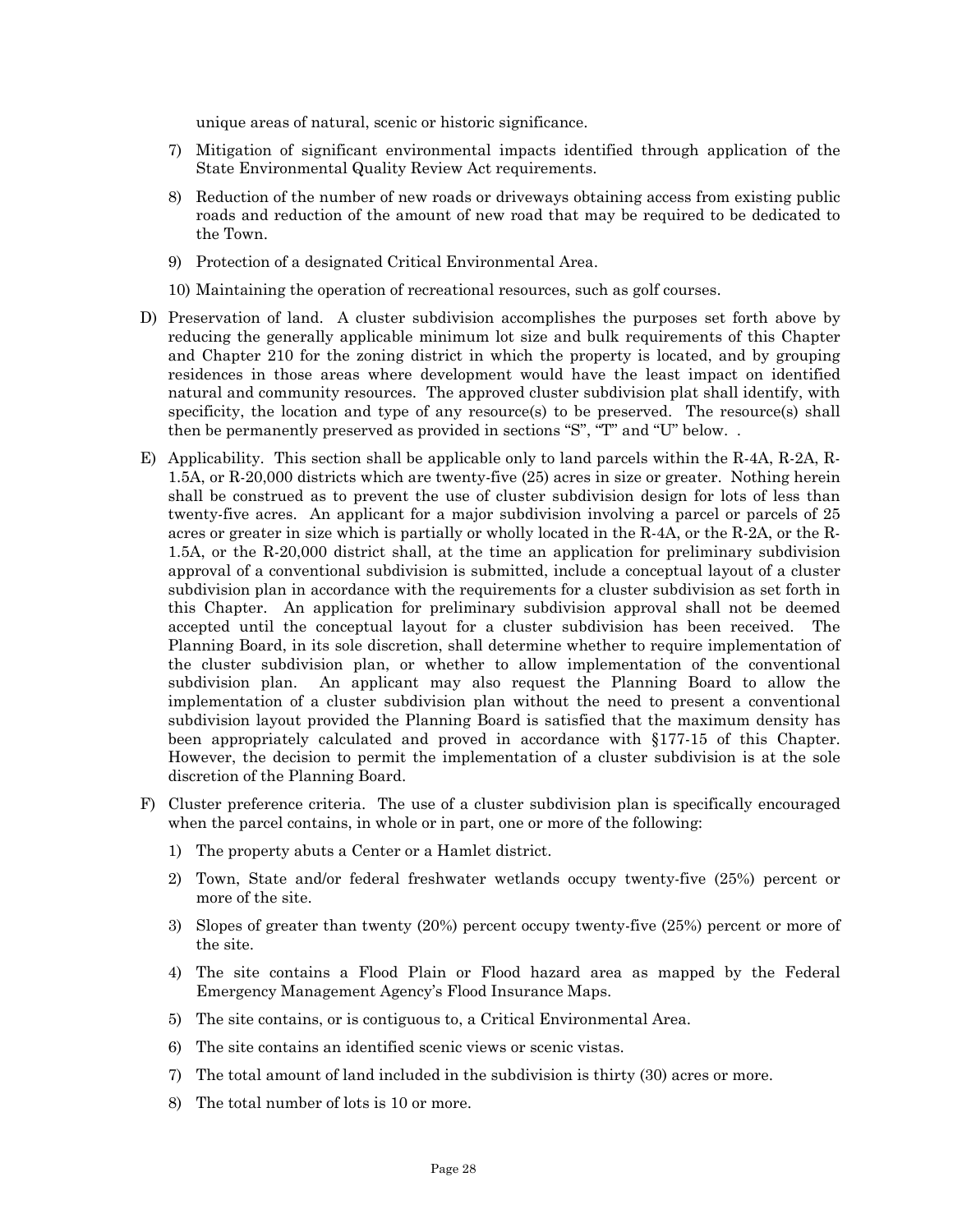unique areas of natural, scenic or historic significance.

7) Mitigation of significant environmental impacts identified through application of the State Environmental Quality Review Act requirements.

8) Reduction of the number of new roads or driveways obtaining access from existing public roads and reduction of the amount of new road that may be required to be dedicated to the Town.

9) Protection of a designated Critical Environmental Area.

10) Maintaining the operation of recreational resources, such as golf courses.

D) Preservation of land. A cluster subdivision accomplishes the purposes set forth above by reducing the generally applicable minimum lot size and bulk requirements of this Chapter and Chapter 210 for the zoning district in which the property is located, and by grouping residences in those areas where development would have the least impact on identified natural and community resources. The approved cluster subdivision plat shall identify, with specificity, the location and type of any resource(s) to be preserved. The resource(s) shall then be permanently preserved as provided in sections "S", "T" and "U" below. .

E) Applicability. This section shall be applicable only to land parcels within the R-4A, R-2A, R-1.5A, or R-20,000 districts which are twenty-five (25) acres in size or greater. Nothing herein shall be construed as to prevent the use of cluster subdivision design for lots of less than twenty-five acres. An applicant for a major subdivision involving a parcel or parcels of 25 acres or greater in size which is partially or wholly located in the R-4A, or the R-2A, or the R-1.5A, or the R-20,000 district shall, at the time an application for preliminary subdivision approval of a conventional subdivision is submitted, include a conceptual layout of a cluster subdivision plan in accordance with the requirements for a cluster subdivision as set forth in this Chapter. An application for preliminary subdivision approval shall not be deemed accepted until the conceptual layout for a cluster subdivision has been received. The Planning Board, in its sole discretion, shall determine whether to require implementation of the cluster subdivision plan, or whether to allow implementation of the conventional subdivision plan. An applicant may also request the Planning Board to allow the implementation of a cluster subdivision plan without the need to present a conventional subdivision layout provided the Planning Board is satisfied that the maximum density has been appropriately calculated and proved in accordance with §177-15 of this Chapter. However, the decision to permit the implementation of a cluster subdivision is at the sole discretion of the Planning Board.

F) Cluster preference criteria. The use of a cluster subdivision plan is specifically encouraged when the parcel contains, in whole or in part, one or more of the following:

1) The property abuts a Center or a Hamlet district.

2) Town, State and/or federal freshwater wetlands occupy twenty-five (25%) percent or more of the site.

3) Slopes of greater than twenty (20%) percent occupy twenty-five (25%) percent or more of the site.

4) The site contains a Flood Plain or Flood hazard area as mapped by the Federal Emergency Management Agency's Flood Insurance Maps.

5) The site contains, or is contiguous to, a Critical Environmental Area.

6) The site contains an identified scenic views or scenic vistas.

7) The total amount of land included in the subdivision is thirty (30) acres or more.

8) The total number of lots is 10 or more.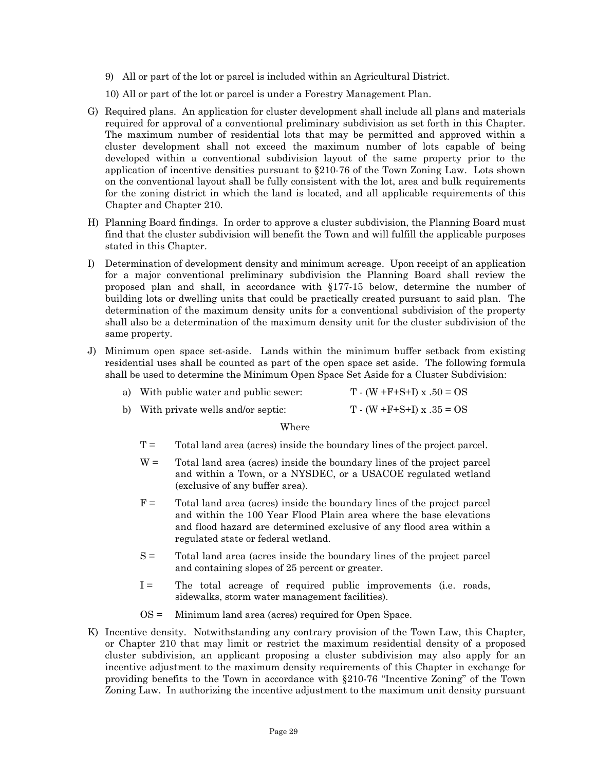9) All or part of the lot or parcel is included within an Agricultural District.

10) All or part of the lot or parcel is under a Forestry Management Plan.

G) Required plans. An application for cluster development shall include all plans and materials required for approval of a conventional preliminary subdivision as set forth in this Chapter. The maximum number of residential lots that may be permitted and approved within a cluster development shall not exceed the maximum number of lots capable of being developed within a conventional subdivision layout of the same property prior to the application of incentive densities pursuant to §210-76 of the Town Zoning Law. Lots shown on the conventional layout shall be fully consistent with the lot, area and bulk requirements for the zoning district in which the land is located, and all applicable requirements of this Chapter and Chapter 210.

H) Planning Board findings. In order to approve a cluster subdivision, the Planning Board must find that the cluster subdivision will benefit the Town and will fulfill the applicable purposes stated in this Chapter.

I) Determination of development density and minimum acreage. Upon receipt of an application for a major conventional preliminary subdivision the Planning Board shall review the proposed plan and shall, in accordance with §177-15 below, determine the number of building lots or dwelling units that could be practically created pursuant to said plan. The determination of the maximum density units for a conventional subdivision of the property shall also be a determination of the maximum density unit for the cluster subdivision of the same property.

J) Minimum open space set-aside. Lands within the minimum buffer setback from existing residential uses shall be counted as part of the open space set aside. The following formula shall be used to determine the Minimum Open Space Set Aside for a Cluster Subdivision:

   a) With public water and public sewer: T - (W +F+S+I) x .50 = OS

   b) With private wells and/or septic: T - (W +F+S+I) x .35 = OS

Where

- T = Total land area (acres) inside the boundary lines of the project parcel.
- W = Total land area (acres) inside the boundary lines of the project parcel and within a Town, or a NYSDEC, or a USACOE regulated wetland (exclusive of any buffer area).
- F = Total land area (acres) inside the boundary lines of the project parcel and within the 100 Year Flood Plain area where the base elevations and flood hazard are determined exclusive of any flood area within a regulated state or federal wetland.
- S = Total land area (acres inside the boundary lines of the project parcel and containing slopes of 25 percent or greater.
- I = The total acreage of required public improvements (i.e. roads, sidewalks, storm water management facilities).
- OS = Minimum land area (acres) required for Open Space.

K) Incentive density. Notwithstanding any contrary provision of the Town Law, this Chapter, or Chapter 210 that may limit or restrict the maximum residential density of a proposed cluster subdivision, an applicant proposing a cluster subdivision may also apply for an incentive adjustment to the maximum density requirements of this Chapter in exchange for providing benefits to the Town in accordance with §210-76 "Incentive Zoning" of the Town Zoning Law. In authorizing the incentive adjustment to the maximum unit density pursuant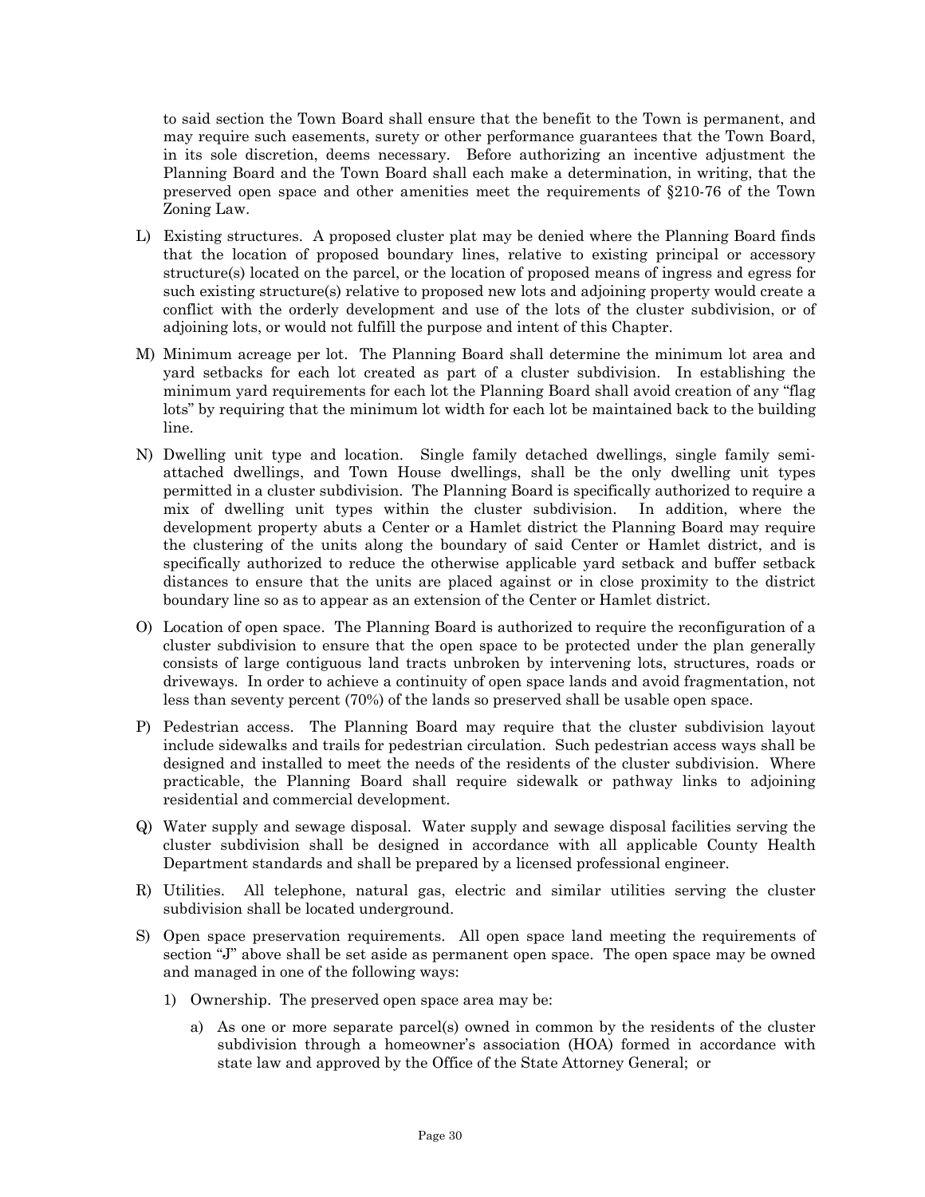to said section the Town Board shall ensure that the benefit to the Town is permanent, and may require such easements, surety or other performance guarantees that the Town Board, in its sole discretion, deems necessary. Before authorizing an incentive adjustment the Planning Board and the Town Board shall each make a determination, in writing, that the preserved open space and other amenities meet the requirements of §210-76 of the Town Zoning Law.

L) Existing structures. A proposed cluster plat may be denied where the Planning Board finds that the location of proposed boundary lines, relative to existing principal or accessory structure(s) located on the parcel, or the location of proposed means of ingress and egress for such existing structure(s) relative to proposed new lots and adjoining property would create a conflict with the orderly development and use of the lots of the cluster subdivision, or of adjoining lots, or would not fulfill the purpose and intent of this Chapter.

M) Minimum acreage per lot. The Planning Board shall determine the minimum lot area and yard setbacks for each lot created as part of a cluster subdivision. In establishing the minimum yard requirements for each lot the Planning Board shall avoid creation of any "flag lots" by requiring that the minimum lot width for each lot be maintained back to the building line.

N) Dwelling unit type and location. Single family detached dwellings, single family semi-attached dwellings, and Town House dwellings, shall be the only dwelling unit types permitted in a cluster subdivision. The Planning Board is specifically authorized to require a mix of dwelling unit types within the cluster subdivision. In addition, where the development property abuts a Center or a Hamlet district the Planning Board may require the clustering of the units along the boundary of said Center or Hamlet district, and is specifically authorized to reduce the otherwise applicable yard setback and buffer setback distances to ensure that the units are placed against or in close proximity to the district boundary line so as to appear as an extension of the Center or Hamlet district.

O) Location of open space. The Planning Board is authorized to require the reconfiguration of a cluster subdivision to ensure that the open space to be protected under the plan generally consists of large contiguous land tracts unbroken by intervening lots, structures, roads or driveways. In order to achieve a continuity of open space lands and avoid fragmentation, not less than seventy percent (70%) of the lands so preserved shall be usable open space.

P) Pedestrian access. The Planning Board may require that the cluster subdivision layout include sidewalks and trails for pedestrian circulation. Such pedestrian access ways shall be designed and installed to meet the needs of the residents of the cluster subdivision. Where practicable, the Planning Board shall require sidewalk or pathway links to adjoining residential and commercial development.

Q) Water supply and sewage disposal. Water supply and sewage disposal facilities serving the cluster subdivision shall be designed in accordance with all applicable County Health Department standards and shall be prepared by a licensed professional engineer.

R) Utilities. All telephone, natural gas, electric and similar utilities serving the cluster subdivision shall be located underground.

S) Open space preservation requirements. All open space land meeting the requirements of section "J" above shall be set aside as permanent open space. The open space may be owned and managed in one of the following ways:

   1) Ownership. The preserved open space area may be:

      a) As one or more separate parcel(s) owned in common by the residents of the cluster subdivision through a homeowner's association (HOA) formed in accordance with state law and approved by the Office of the State Attorney General; or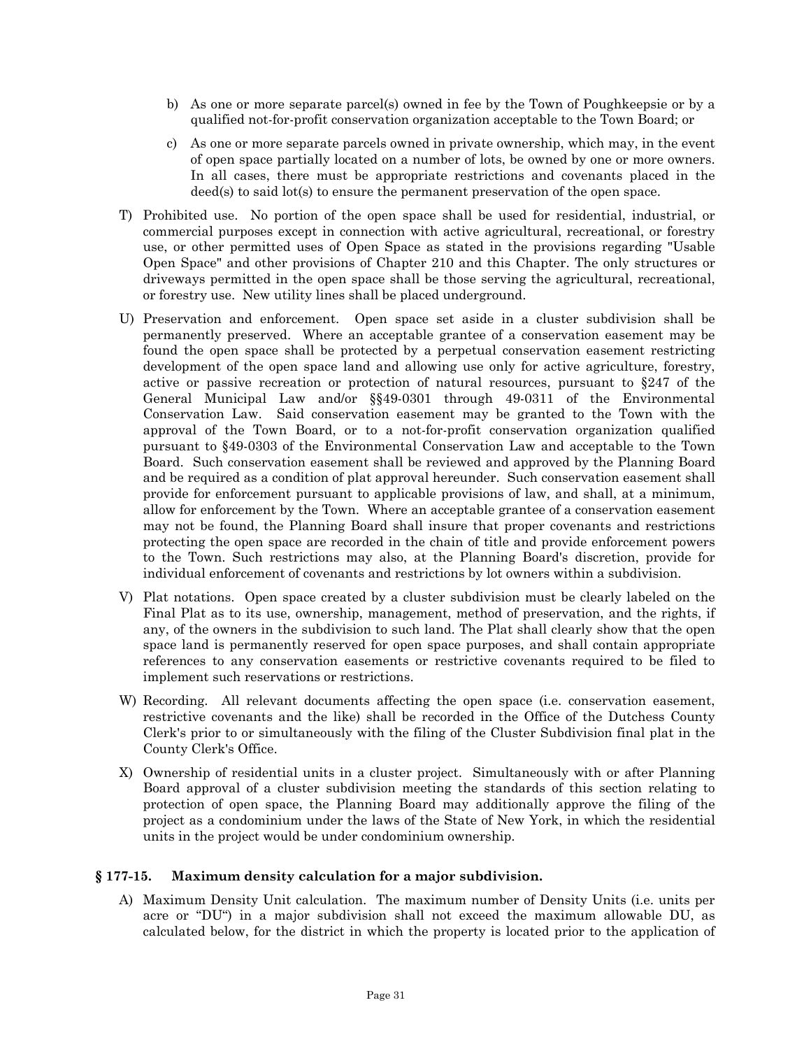b) As one or more separate parcel(s) owned in fee by the Town of Poughkeepsie or by a qualified not-for-profit conservation organization acceptable to the Town Board; or

c) As one or more separate parcels owned in private ownership, which may, in the event of open space partially located on a number of lots, be owned by one or more owners. In all cases, there must be appropriate restrictions and covenants placed in the deed(s) to said lot(s) to ensure the permanent preservation of the open space.

T) Prohibited use. No portion of the open space shall be used for residential, industrial, or commercial purposes except in connection with active agricultural, recreational, or forestry use, or other permitted uses of Open Space as stated in the provisions regarding "Usable Open Space" and other provisions of Chapter 210 and this Chapter. The only structures or driveways permitted in the open space shall be those serving the agricultural, recreational, or forestry use. New utility lines shall be placed underground.

U) Preservation and enforcement. Open space set aside in a cluster subdivision shall be permanently preserved. Where an acceptable grantee of a conservation easement may be found the open space shall be protected by a perpetual conservation easement restricting development of the open space land and allowing use only for active agriculture, forestry, active or passive recreation or protection of natural resources, pursuant to §247 of the General Municipal Law and/or §§49-0301 through 49-0311 of the Environmental Conservation Law. Said conservation easement may be granted to the Town with the approval of the Town Board, or to a not-for-profit conservation organization qualified pursuant to §49-0303 of the Environmental Conservation Law and acceptable to the Town Board. Such conservation easement shall be reviewed and approved by the Planning Board and be required as a condition of plat approval hereunder. Such conservation easement shall provide for enforcement pursuant to applicable provisions of law, and shall, at a minimum, allow for enforcement by the Town. Where an acceptable grantee of a conservation easement may not be found, the Planning Board shall insure that proper covenants and restrictions protecting the open space are recorded in the chain of title and provide enforcement powers to the Town. Such restrictions may also, at the Planning Board's discretion, provide for individual enforcement of covenants and restrictions by lot owners within a subdivision.

V) Plat notations. Open space created by a cluster subdivision must be clearly labeled on the Final Plat as to its use, ownership, management, method of preservation, and the rights, if any, of the owners in the subdivision to such land. The Plat shall clearly show that the open space land is permanently reserved for open space purposes, and shall contain appropriate references to any conservation easements or restrictive covenants required to be filed to implement such reservations or restrictions.

W) Recording. All relevant documents affecting the open space (i.e. conservation easement, restrictive covenants and the like) shall be recorded in the Office of the Dutchess County Clerk's prior to or simultaneously with the filing of the Cluster Subdivision final plat in the County Clerk's Office.

X) Ownership of residential units in a cluster project. Simultaneously with or after Planning Board approval of a cluster subdivision meeting the standards of this section relating to protection of open space, the Planning Board may additionally approve the filing of the project as a condominium under the laws of the State of New York, in which the residential units in the project would be under condominium ownership.

### § 177-15. Maximum density calculation for a major subdivision.

A) Maximum Density Unit calculation. The maximum number of Density Units (i.e. units per acre or "DU") in a major subdivision shall not exceed the maximum allowable DU, as calculated below, for the district in which the property is located prior to the application of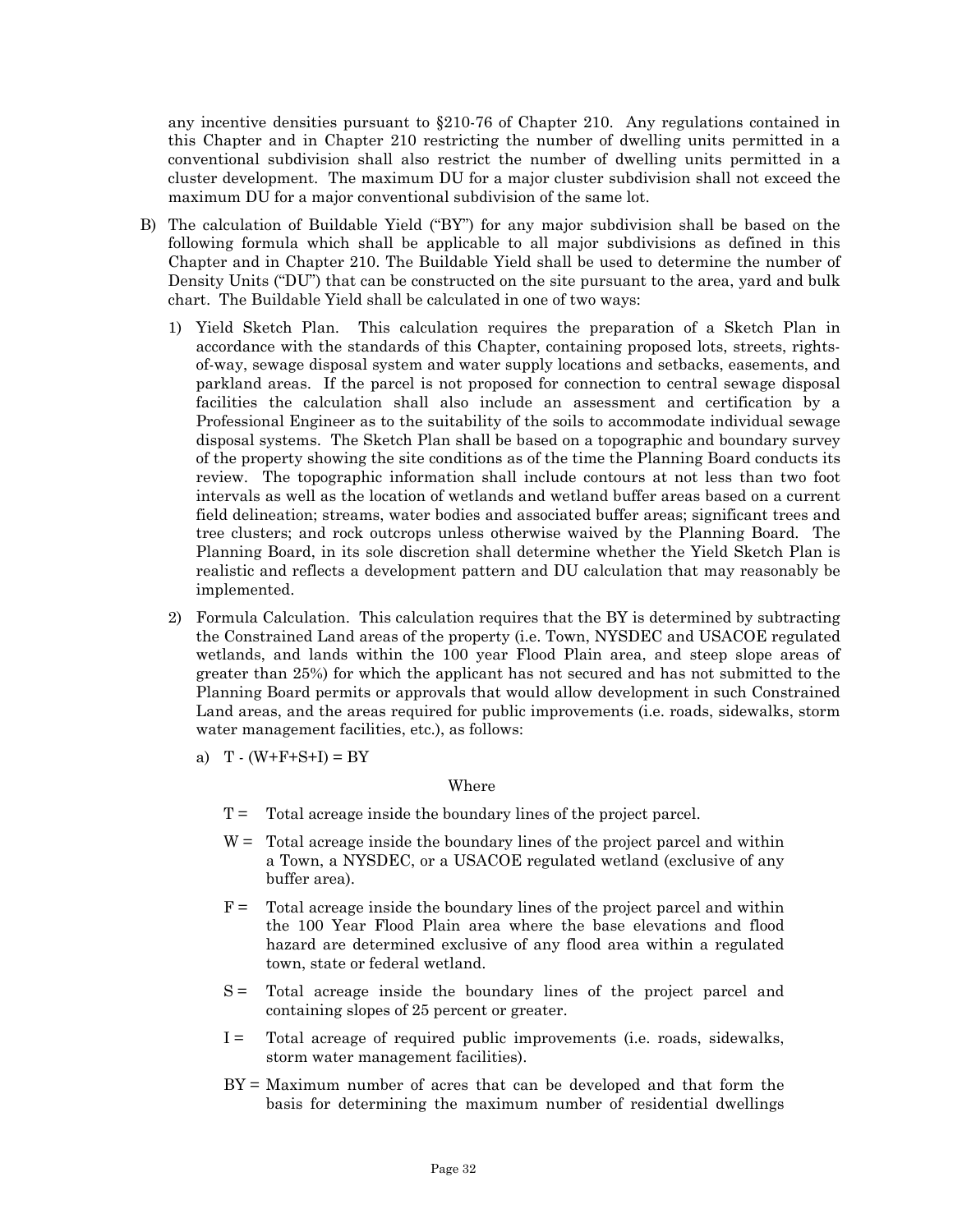any incentive densities pursuant to §210-76 of Chapter 210. Any regulations contained in this Chapter and in Chapter 210 restricting the number of dwelling units permitted in a conventional subdivision shall also restrict the number of dwelling units permitted in a cluster development. The maximum DU for a major cluster subdivision shall not exceed the maximum DU for a major conventional subdivision of the same lot.

B) The calculation of Buildable Yield ("BY") for any major subdivision shall be based on the following formula which shall be applicable to all major subdivisions as defined in this Chapter and in Chapter 210. The Buildable Yield shall be used to determine the number of Density Units ("DU") that can be constructed on the site pursuant to the area, yard and bulk chart. The Buildable Yield shall be calculated in one of two ways:

   1) Yield Sketch Plan. This calculation requires the preparation of a Sketch Plan in accordance with the standards of this Chapter, containing proposed lots, streets, rights-of-way, sewage disposal system and water supply locations and setbacks, easements, and parkland areas. If the parcel is not proposed for connection to central sewage disposal facilities the calculation shall also include an assessment and certification by a Professional Engineer as to the suitability of the soils to accommodate individual sewage disposal systems. The Sketch Plan shall be based on a topographic and boundary survey of the property showing the site conditions as of the time the Planning Board conducts its review. The topographic information shall include contours at not less than two foot intervals as well as the location of wetlands and wetland buffer areas based on a current field delineation; streams, water bodies and associated buffer areas; significant trees and tree clusters; and rock outcrops unless otherwise waived by the Planning Board. The Planning Board, in its sole discretion shall determine whether the Yield Sketch Plan is realistic and reflects a development pattern and DU calculation that may reasonably be implemented.

   2) Formula Calculation. This calculation requires that the BY is determined by subtracting the Constrained Land areas of the property (i.e. Town, NYSDEC and USACOE regulated wetlands, and lands within the 100 year Flood Plain area, and steep slope areas of greater than 25%) for which the applicant has not secured and has not submitted to the Planning Board permits or approvals that would allow development in such Constrained Land areas, and the areas required for public improvements (i.e. roads, sidewalks, storm water management facilities, etc.), as follows:

      a) T - (W+F+S+I) = BY

      Where

      T = Total acreage inside the boundary lines of the project parcel.

      W = Total acreage inside the boundary lines of the project parcel and within a Town, a NYSDEC, or a USACOE regulated wetland (exclusive of any buffer area).

      F = Total acreage inside the boundary lines of the project parcel and within the 100 Year Flood Plain area where the base elevations and flood hazard are determined exclusive of any flood area within a regulated town, state or federal wetland.

      S = Total acreage inside the boundary lines of the project parcel and containing slopes of 25 percent or greater.

      I = Total acreage of required public improvements (i.e. roads, sidewalks, storm water management facilities).

      BY = Maximum number of acres that can be developed and that form the basis for determining the maximum number of residential dwellings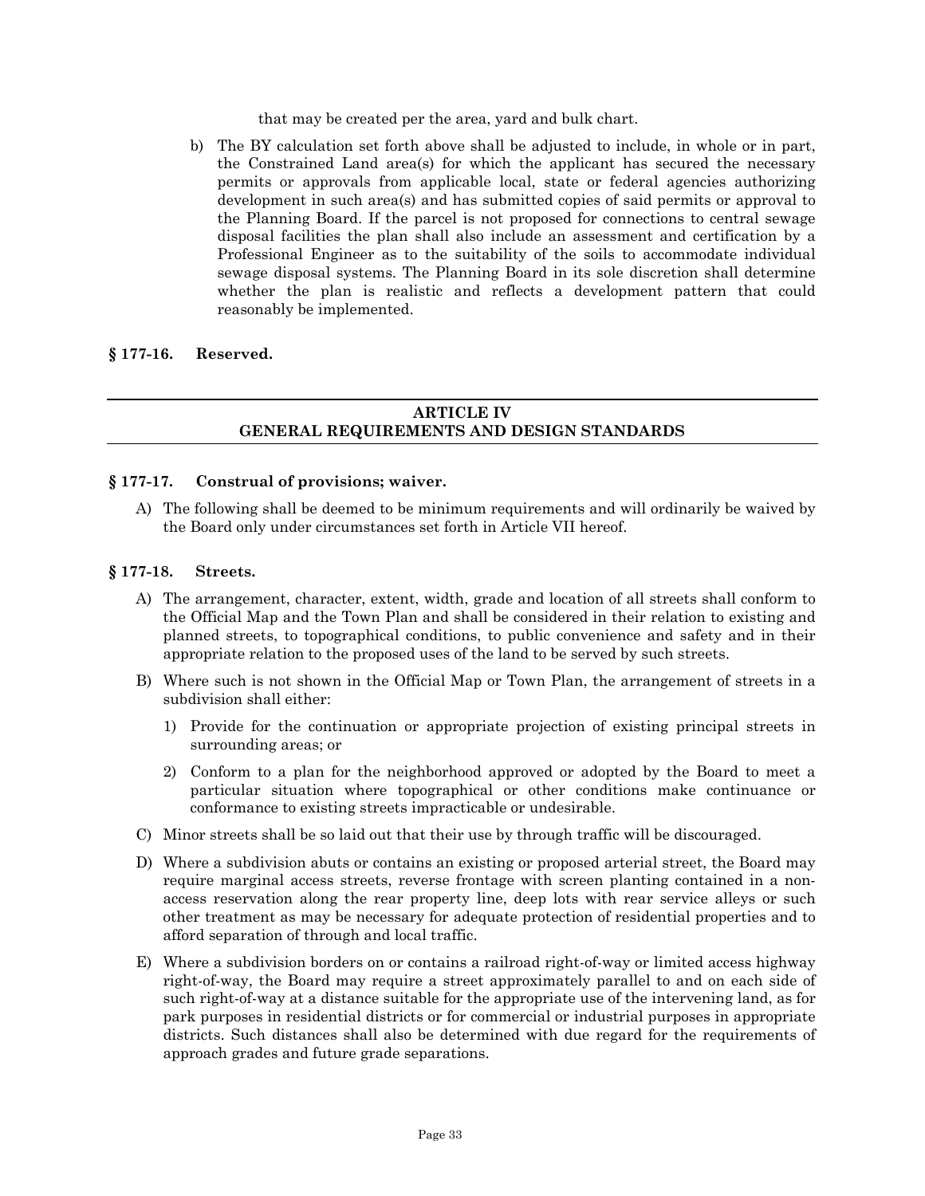that may be created per the area, yard and bulk chart.

b) The BY calculation set forth above shall be adjusted to include, in whole or in part, the Constrained Land area(s) for which the applicant has secured the necessary permits or approvals from applicable local, state or federal agencies authorizing development in such area(s) and has submitted copies of said permits or approval to the Planning Board. If the parcel is not proposed for connections to central sewage disposal facilities the plan shall also include an assessment and certification by a Professional Engineer as to the suitability of the soils to accommodate individual sewage disposal systems. The Planning Board in its sole discretion shall determine whether the plan is realistic and reflects a development pattern that could reasonably be implemented.

**§ 177-16. Reserved.**

## ARTICLE IV
## GENERAL REQUIREMENTS AND DESIGN STANDARDS

**§ 177-17. Construal of provisions; waiver.**

A) The following shall be deemed to be minimum requirements and will ordinarily be waived by the Board only under circumstances set forth in Article VII hereof.

**§ 177-18. Streets.**

A) The arrangement, character, extent, width, grade and location of all streets shall conform to the Official Map and the Town Plan and shall be considered in their relation to existing and planned streets, to topographical conditions, to public convenience and safety and in their appropriate relation to the proposed uses of the land to be served by such streets.

B) Where such is not shown in the Official Map or Town Plan, the arrangement of streets in a subdivision shall either:

1) Provide for the continuation or appropriate projection of existing principal streets in surrounding areas; or

2) Conform to a plan for the neighborhood approved or adopted by the Board to meet a particular situation where topographical or other conditions make continuance or conformance to existing streets impracticable or undesirable.

C) Minor streets shall be so laid out that their use by through traffic will be discouraged.

D) Where a subdivision abuts or contains an existing or proposed arterial street, the Board may require marginal access streets, reverse frontage with screen planting contained in a non-access reservation along the rear property line, deep lots with rear service alleys or such other treatment as may be necessary for adequate protection of residential properties and to afford separation of through and local traffic.

E) Where a subdivision borders on or contains a railroad right-of-way or limited access highway right-of-way, the Board may require a street approximately parallel to and on each side of such right-of-way at a distance suitable for the appropriate use of the intervening land, as for park purposes in residential districts or for commercial or industrial purposes in appropriate districts. Such distances shall also be determined with due regard for the requirements of approach grades and future grade separations.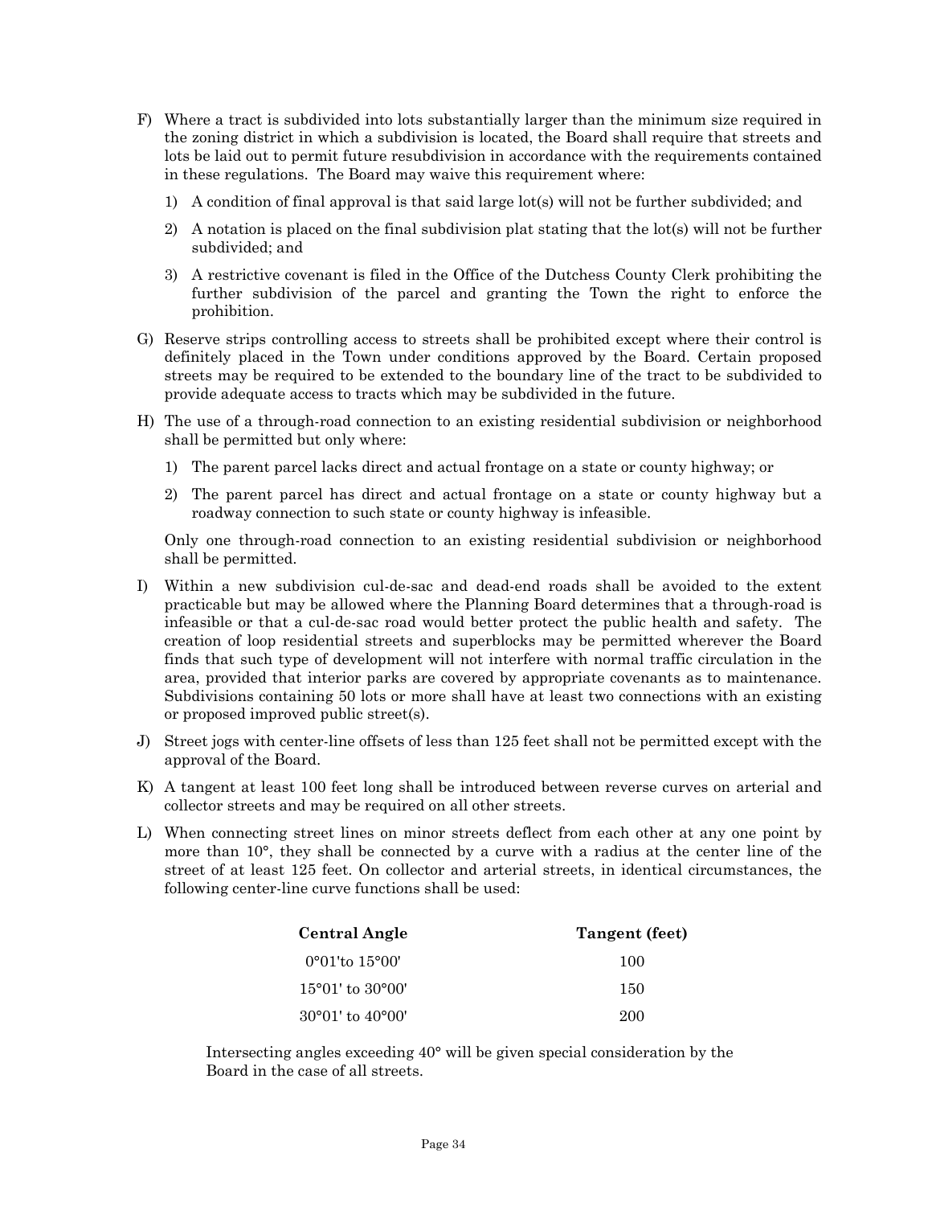F) Where a tract is subdivided into lots substantially larger than the minimum size required in the zoning district in which a subdivision is located, the Board shall require that streets and lots be laid out to permit future resubdivision in accordance with the requirements contained in these regulations. The Board may waive this requirement where:

   1) A condition of final approval is that said large lot(s) will not be further subdivided; and

   2) A notation is placed on the final subdivision plat stating that the lot(s) will not be further subdivided; and

   3) A restrictive covenant is filed in the Office of the Dutchess County Clerk prohibiting the further subdivision of the parcel and granting the Town the right to enforce the prohibition.

G) Reserve strips controlling access to streets shall be prohibited except where their control is definitely placed in the Town under conditions approved by the Board. Certain proposed streets may be required to be extended to the boundary line of the tract to be subdivided to provide adequate access to tracts which may be subdivided in the future.

H) The use of a through-road connection to an existing residential subdivision or neighborhood shall be permitted but only where:

   1) The parent parcel lacks direct and actual frontage on a state or county highway; or

   2) The parent parcel has direct and actual frontage on a state or county highway but a roadway connection to such state or county highway is infeasible.

   Only one through-road connection to an existing residential subdivision or neighborhood shall be permitted.

I) Within a new subdivision cul-de-sac and dead-end roads shall be avoided to the extent practicable but may be allowed where the Planning Board determines that a through-road is infeasible or that a cul-de-sac road would better protect the public health and safety. The creation of loop residential streets and superblocks may be permitted wherever the Board finds that such type of development will not interfere with normal traffic circulation in the area, provided that interior parks are covered by appropriate covenants as to maintenance. Subdivisions containing 50 lots or more shall have at least two connections with an existing or proposed improved public street(s).

J) Street jogs with center-line offsets of less than 125 feet shall not be permitted except with the approval of the Board.

K) A tangent at least 100 feet long shall be introduced between reverse curves on arterial and collector streets and may be required on all other streets.

L) When connecting street lines on minor streets deflect from each other at any one point by more than 10°, they shall be connected by a curve with a radius at the center line of the street of at least 125 feet. On collector and arterial streets, in identical circumstances, the following center-line curve functions shall be used:

| Central Angle | Tangent (feet) |
|---|---|
| 0°01'to 15°00' | 100 |
| 15°01' to 30°00' | 150 |
| 30°01' to 40°00' | 200 |

   Intersecting angles exceeding 40° will be given special consideration by the Board in the case of all streets.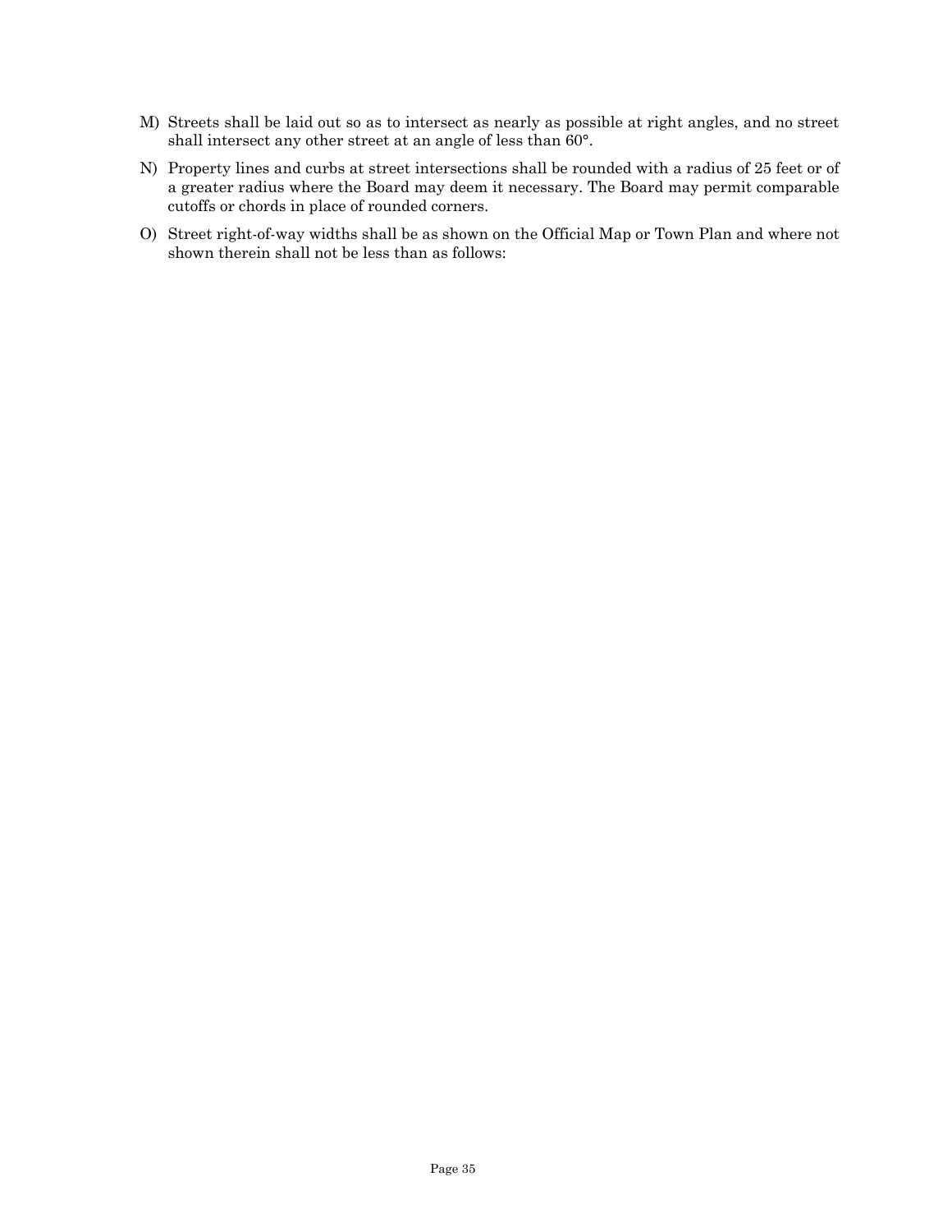M) Streets shall be laid out so as to intersect as nearly as possible at right angles, and no street shall intersect any other street at an angle of less than 60°.

N) Property lines and curbs at street intersections shall be rounded with a radius of 25 feet or of a greater radius where the Board may deem it necessary. The Board may permit comparable cutoffs or chords in place of rounded corners.

O) Street right-of-way widths shall be as shown on the Official Map or Town Plan and where not shown therein shall not be less than as follows: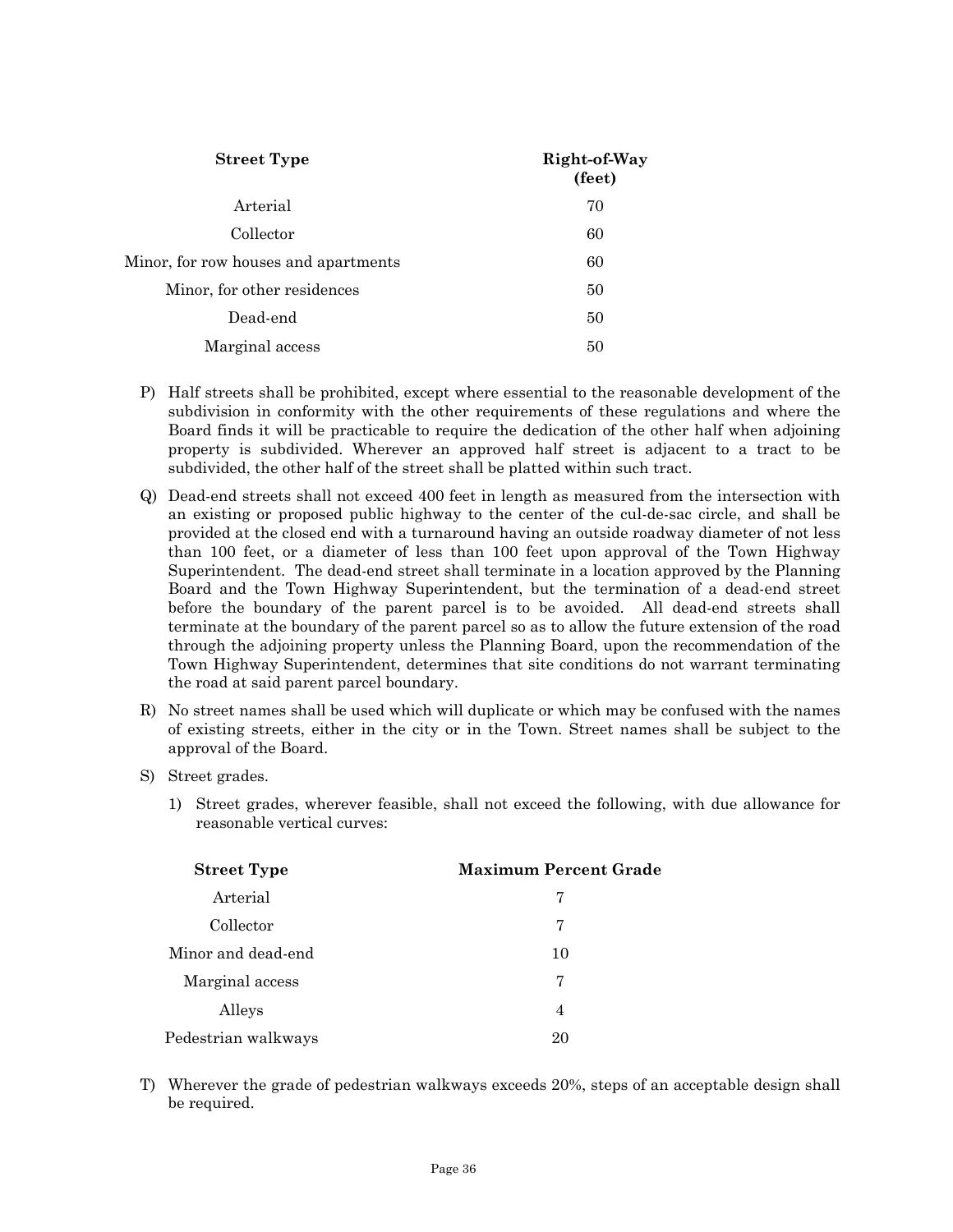| Street Type | Right-of-Way (feet) |
| --- | --- |
| Arterial | 70 |
| Collector | 60 |
| Minor, for row houses and apartments | 60 |
| Minor, for other residences | 50 |
| Dead-end | 50 |
| Marginal access | 50 |

P) Half streets shall be prohibited, except where essential to the reasonable development of the subdivision in conformity with the other requirements of these regulations and where the Board finds it will be practicable to require the dedication of the other half when adjoining property is subdivided. Wherever an approved half street is adjacent to a tract to be subdivided, the other half of the street shall be platted within such tract.

Q) Dead-end streets shall not exceed 400 feet in length as measured from the intersection with an existing or proposed public highway to the center of the cul-de-sac circle, and shall be provided at the closed end with a turnaround having an outside roadway diameter of not less than 100 feet, or a diameter of less than 100 feet upon approval of the Town Highway Superintendent. The dead-end street shall terminate in a location approved by the Planning Board and the Town Highway Superintendent, but the termination of a dead-end street before the boundary of the parent parcel is to be avoided. All dead-end streets shall terminate at the boundary of the parent parcel so as to allow the future extension of the road through the adjoining property unless the Planning Board, upon the recommendation of the Town Highway Superintendent, determines that site conditions do not warrant terminating the road at said parent parcel boundary.

R) No street names shall be used which will duplicate or which may be confused with the names of existing streets, either in the city or in the Town. Street names shall be subject to the approval of the Board.

S) Street grades.

1) Street grades, wherever feasible, shall not exceed the following, with due allowance for reasonable vertical curves:

| Street Type | Maximum Percent Grade |
| --- | --- |
| Arterial | 7 |
| Collector | 7 |
| Minor and dead-end | 10 |
| Marginal access | 7 |
| Alleys | 4 |
| Pedestrian walkways | 20 |

T) Wherever the grade of pedestrian walkways exceeds 20%, steps of an acceptable design shall be required.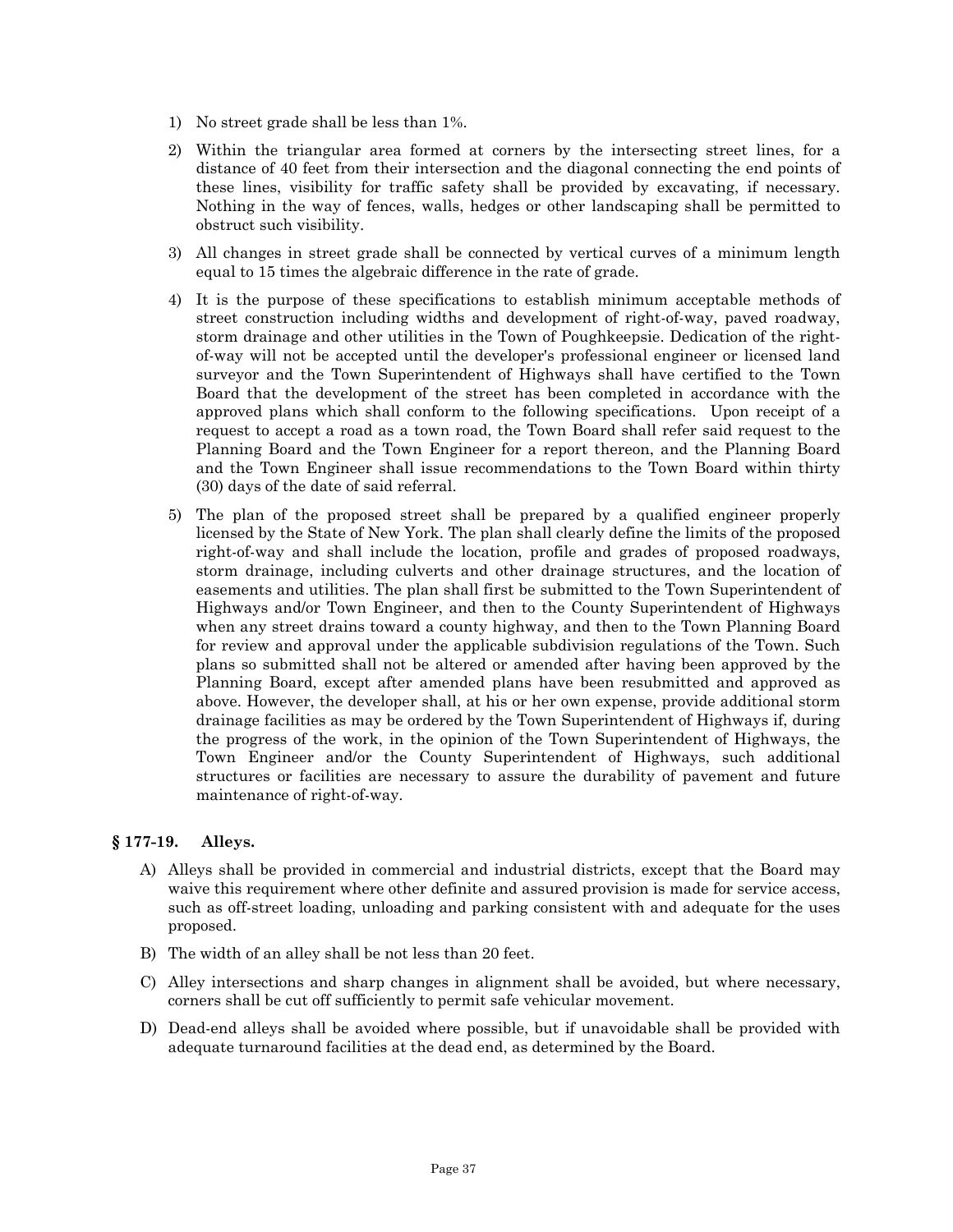1) No street grade shall be less than 1%.

2) Within the triangular area formed at corners by the intersecting street lines, for a distance of 40 feet from their intersection and the diagonal connecting the end points of these lines, visibility for traffic safety shall be provided by excavating, if necessary. Nothing in the way of fences, walls, hedges or other landscaping shall be permitted to obstruct such visibility.

3) All changes in street grade shall be connected by vertical curves of a minimum length equal to 15 times the algebraic difference in the rate of grade.

4) It is the purpose of these specifications to establish minimum acceptable methods of street construction including widths and development of right-of-way, paved roadway, storm drainage and other utilities in the Town of Poughkeepsie. Dedication of the right-of-way will not be accepted until the developer's professional engineer or licensed land surveyor and the Town Superintendent of Highways shall have certified to the Town Board that the development of the street has been completed in accordance with the approved plans which shall conform to the following specifications. Upon receipt of a request to accept a road as a town road, the Town Board shall refer said request to the Planning Board and the Town Engineer for a report thereon, and the Planning Board and the Town Engineer shall issue recommendations to the Town Board within thirty (30) days of the date of said referral.

5) The plan of the proposed street shall be prepared by a qualified engineer properly licensed by the State of New York. The plan shall clearly define the limits of the proposed right-of-way and shall include the location, profile and grades of proposed roadways, storm drainage, including culverts and other drainage structures, and the location of easements and utilities. The plan shall first be submitted to the Town Superintendent of Highways and/or Town Engineer, and then to the County Superintendent of Highways when any street drains toward a county highway, and then to the Town Planning Board for review and approval under the applicable subdivision regulations of the Town. Such plans so submitted shall not be altered or amended after having been approved by the Planning Board, except after amended plans have been resubmitted and approved as above. However, the developer shall, at his or her own expense, provide additional storm drainage facilities as may be ordered by the Town Superintendent of Highways if, during the progress of the work, in the opinion of the Town Superintendent of Highways, the Town Engineer and/or the County Superintendent of Highways, such additional structures or facilities are necessary to assure the durability of pavement and future maintenance of right-of-way.

### § 177-19. Alleys.

A) Alleys shall be provided in commercial and industrial districts, except that the Board may waive this requirement where other definite and assured provision is made for service access, such as off-street loading, unloading and parking consistent with and adequate for the uses proposed.

B) The width of an alley shall be not less than 20 feet.

C) Alley intersections and sharp changes in alignment shall be avoided, but where necessary, corners shall be cut off sufficiently to permit safe vehicular movement.

D) Dead-end alleys shall be avoided where possible, but if unavoidable shall be provided with adequate turnaround facilities at the dead end, as determined by the Board.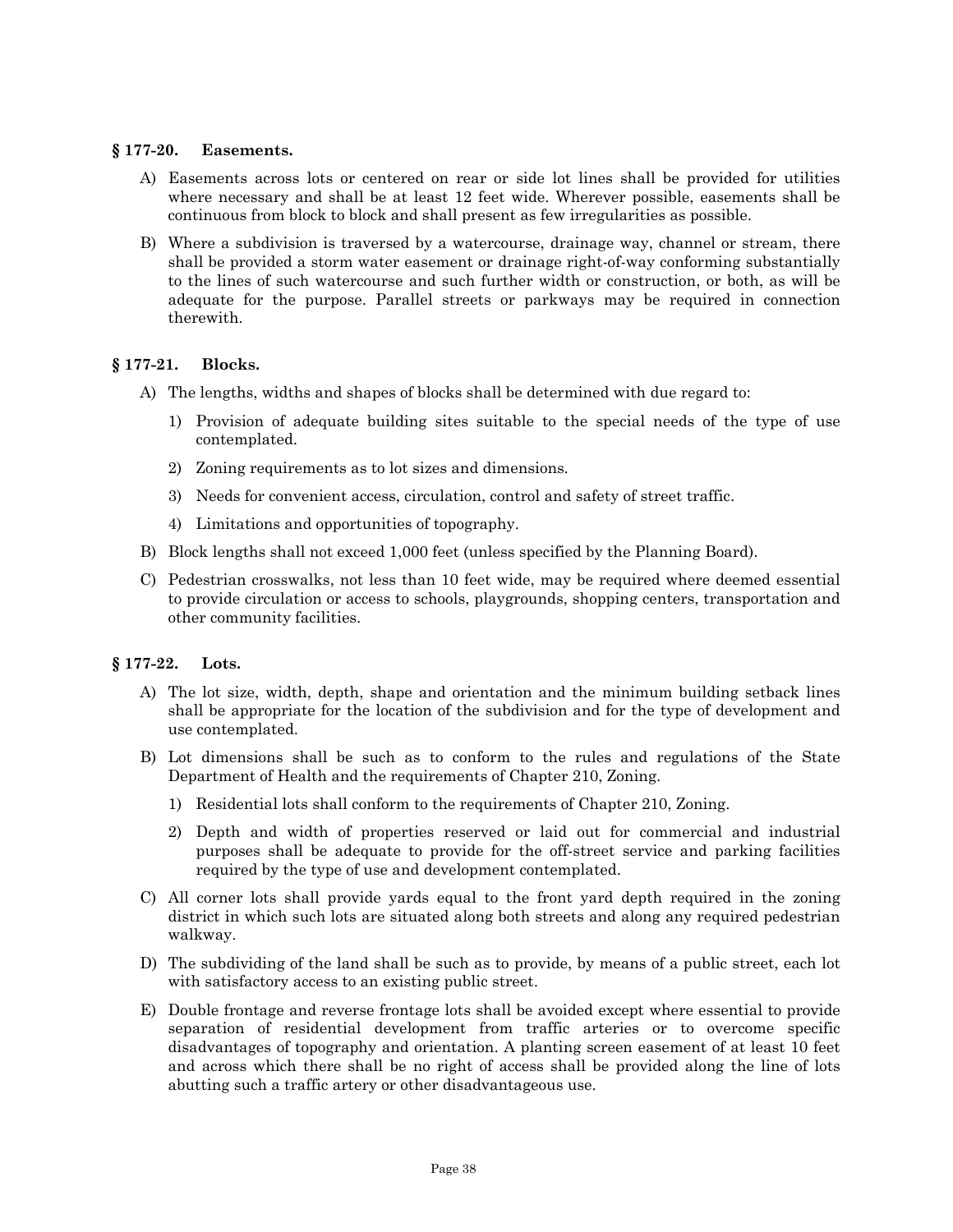### § 177-20. Easements.

A) Easements across lots or centered on rear or side lot lines shall be provided for utilities where necessary and shall be at least 12 feet wide. Wherever possible, easements shall be continuous from block to block and shall present as few irregularities as possible.

B) Where a subdivision is traversed by a watercourse, drainage way, channel or stream, there shall be provided a storm water easement or drainage right-of-way conforming substantially to the lines of such watercourse and such further width or construction, or both, as will be adequate for the purpose. Parallel streets or parkways may be required in connection therewith.

### § 177-21. Blocks.

A) The lengths, widths and shapes of blocks shall be determined with due regard to:

   1) Provision of adequate building sites suitable to the special needs of the type of use contemplated.

   2) Zoning requirements as to lot sizes and dimensions.

   3) Needs for convenient access, circulation, control and safety of street traffic.

   4) Limitations and opportunities of topography.

B) Block lengths shall not exceed 1,000 feet (unless specified by the Planning Board).

C) Pedestrian crosswalks, not less than 10 feet wide, may be required where deemed essential to provide circulation or access to schools, playgrounds, shopping centers, transportation and other community facilities.

### § 177-22. Lots.

A) The lot size, width, depth, shape and orientation and the minimum building setback lines shall be appropriate for the location of the subdivision and for the type of development and use contemplated.

B) Lot dimensions shall be such as to conform to the rules and regulations of the State Department of Health and the requirements of Chapter 210, Zoning.

   1) Residential lots shall conform to the requirements of Chapter 210, Zoning.

   2) Depth and width of properties reserved or laid out for commercial and industrial purposes shall be adequate to provide for the off-street service and parking facilities required by the type of use and development contemplated.

C) All corner lots shall provide yards equal to the front yard depth required in the zoning district in which such lots are situated along both streets and along any required pedestrian walkway.

D) The subdividing of the land shall be such as to provide, by means of a public street, each lot with satisfactory access to an existing public street.

E) Double frontage and reverse frontage lots shall be avoided except where essential to provide separation of residential development from traffic arteries or to overcome specific disadvantages of topography and orientation. A planting screen easement of at least 10 feet and across which there shall be no right of access shall be provided along the line of lots abutting such a traffic artery or other disadvantageous use.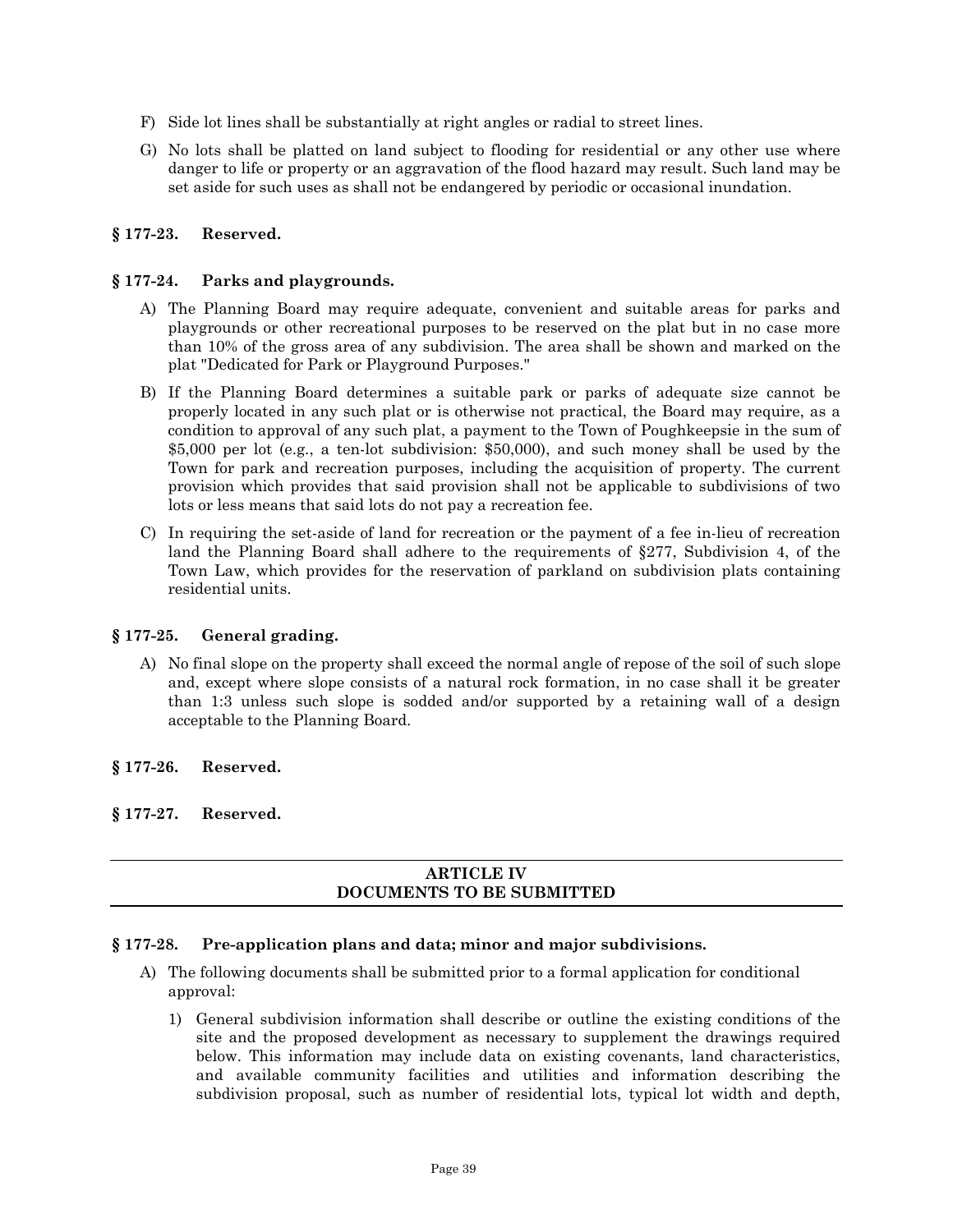F) Side lot lines shall be substantially at right angles or radial to street lines.

G) No lots shall be platted on land subject to flooding for residential or any other use where danger to life or property or an aggravation of the flood hazard may result. Such land may be set aside for such uses as shall not be endangered by periodic or occasional inundation.

### § 177-23. Reserved.

### § 177-24. Parks and playgrounds.

A) The Planning Board may require adequate, convenient and suitable areas for parks and playgrounds or other recreational purposes to be reserved on the plat but in no case more than 10% of the gross area of any subdivision. The area shall be shown and marked on the plat "Dedicated for Park or Playground Purposes."

B) If the Planning Board determines a suitable park or parks of adequate size cannot be properly located in any such plat or is otherwise not practical, the Board may require, as a condition to approval of any such plat, a payment to the Town of Poughkeepsie in the sum of $5,000 per lot (e.g., a ten-lot subdivision: $50,000), and such money shall be used by the Town for park and recreation purposes, including the acquisition of property. The current provision which provides that said provision shall not be applicable to subdivisions of two lots or less means that said lots do not pay a recreation fee.

C) In requiring the set-aside of land for recreation or the payment of a fee in-lieu of recreation land the Planning Board shall adhere to the requirements of §277, Subdivision 4, of the Town Law, which provides for the reservation of parkland on subdivision plats containing residential units.

### § 177-25. General grading.

A) No final slope on the property shall exceed the normal angle of repose of the soil of such slope and, except where slope consists of a natural rock formation, in no case shall it be greater than 1:3 unless such slope is sodded and/or supported by a retaining wall of a design acceptable to the Planning Board.

### § 177-26. Reserved.

### § 177-27. Reserved.

---

## ARTICLE IV
## DOCUMENTS TO BE SUBMITTED

---

### § 177-28. Pre-application plans and data; minor and major subdivisions.

A) The following documents shall be submitted prior to a formal application for conditional approval:

1) General subdivision information shall describe or outline the existing conditions of the site and the proposed development as necessary to supplement the drawings required below. This information may include data on existing covenants, land characteristics, and available community facilities and utilities and information describing the subdivision proposal, such as number of residential lots, typical lot width and depth,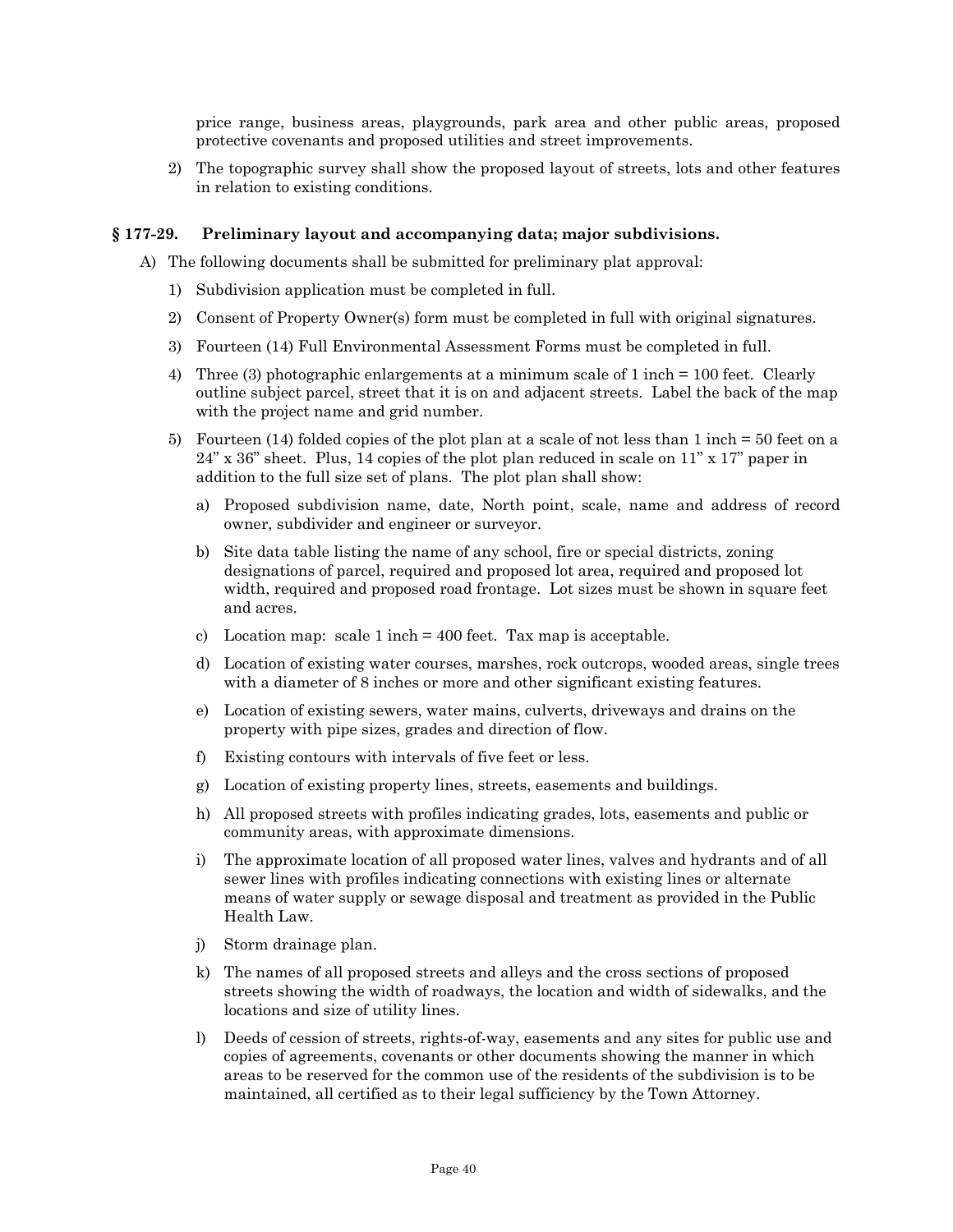price range, business areas, playgrounds, park area and other public areas, proposed protective covenants and proposed utilities and street improvements.

2) The topographic survey shall show the proposed layout of streets, lots and other features in relation to existing conditions.

### § 177-29. Preliminary layout and accompanying data; major subdivisions.

A) The following documents shall be submitted for preliminary plat approval:

1) Subdivision application must be completed in full.

2) Consent of Property Owner(s) form must be completed in full with original signatures.

3) Fourteen (14) Full Environmental Assessment Forms must be completed in full.

4) Three (3) photographic enlargements at a minimum scale of 1 inch = 100 feet. Clearly outline subject parcel, street that it is on and adjacent streets. Label the back of the map with the project name and grid number.

5) Fourteen (14) folded copies of the plot plan at a scale of not less than 1 inch = 50 feet on a 24" x 36" sheet. Plus, 14 copies of the plot plan reduced in scale on 11" x 17" paper in addition to the full size set of plans. The plot plan shall show:

a) Proposed subdivision name, date, North point, scale, name and address of record owner, subdivider and engineer or surveyor.

b) Site data table listing the name of any school, fire or special districts, zoning designations of parcel, required and proposed lot area, required and proposed lot width, required and proposed road frontage. Lot sizes must be shown in square feet and acres.

c) Location map: scale 1 inch = 400 feet. Tax map is acceptable.

d) Location of existing water courses, marshes, rock outcrops, wooded areas, single trees with a diameter of 8 inches or more and other significant existing features.

e) Location of existing sewers, water mains, culverts, driveways and drains on the property with pipe sizes, grades and direction of flow.

f) Existing contours with intervals of five feet or less.

g) Location of existing property lines, streets, easements and buildings.

h) All proposed streets with profiles indicating grades, lots, easements and public or community areas, with approximate dimensions.

i) The approximate location of all proposed water lines, valves and hydrants and of all sewer lines with profiles indicating connections with existing lines or alternate means of water supply or sewage disposal and treatment as provided in the Public Health Law.

j) Storm drainage plan.

k) The names of all proposed streets and alleys and the cross sections of proposed streets showing the width of roadways, the location and width of sidewalks, and the locations and size of utility lines.

l) Deeds of cession of streets, rights-of-way, easements and any sites for public use and copies of agreements, covenants or other documents showing the manner in which areas to be reserved for the common use of the residents of the subdivision is to be maintained, all certified as to their legal sufficiency by the Town Attorney.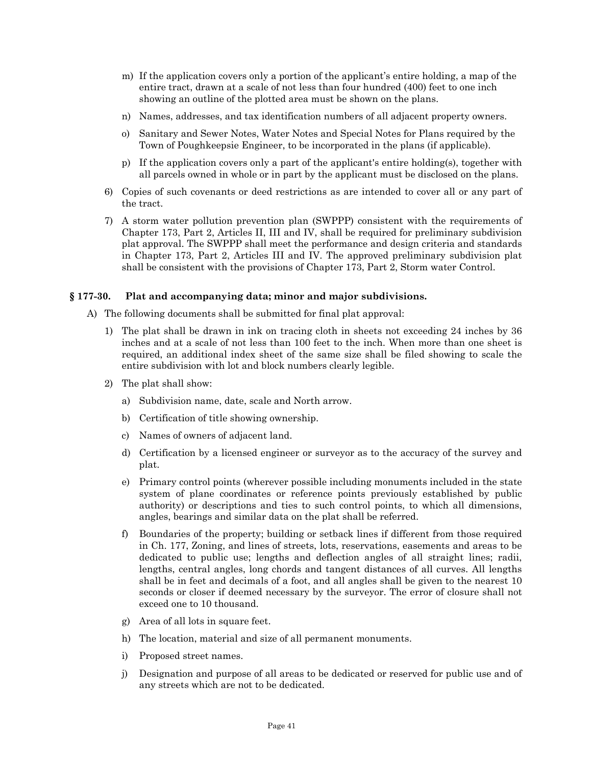m) If the application covers only a portion of the applicant's entire holding, a map of the entire tract, drawn at a scale of not less than four hundred (400) feet to one inch showing an outline of the plotted area must be shown on the plans.

n) Names, addresses, and tax identification numbers of all adjacent property owners.

o) Sanitary and Sewer Notes, Water Notes and Special Notes for Plans required by the Town of Poughkeepsie Engineer, to be incorporated in the plans (if applicable).

p) If the application covers only a part of the applicant's entire holding(s), together with all parcels owned in whole or in part by the applicant must be disclosed on the plans.

6) Copies of such covenants or deed restrictions as are intended to cover all or any part of the tract.

7) A storm water pollution prevention plan (SWPPP) consistent with the requirements of Chapter 173, Part 2, Articles II, III and IV, shall be required for preliminary subdivision plat approval. The SWPPP shall meet the performance and design criteria and standards in Chapter 173, Part 2, Articles III and IV. The approved preliminary subdivision plat shall be consistent with the provisions of Chapter 173, Part 2, Storm water Control.

### § 177-30. Plat and accompanying data; minor and major subdivisions.

A) The following documents shall be submitted for final plat approval:

1) The plat shall be drawn in ink on tracing cloth in sheets not exceeding 24 inches by 36 inches and at a scale of not less than 100 feet to the inch. When more than one sheet is required, an additional index sheet of the same size shall be filed showing to scale the entire subdivision with lot and block numbers clearly legible.

2) The plat shall show:

a) Subdivision name, date, scale and North arrow.

b) Certification of title showing ownership.

c) Names of owners of adjacent land.

d) Certification by a licensed engineer or surveyor as to the accuracy of the survey and plat.

e) Primary control points (wherever possible including monuments included in the state system of plane coordinates or reference points previously established by public authority) or descriptions and ties to such control points, to which all dimensions, angles, bearings and similar data on the plat shall be referred.

f) Boundaries of the property; building or setback lines if different from those required in Ch. 177, Zoning, and lines of streets, lots, reservations, easements and areas to be dedicated to public use; lengths and deflection angles of all straight lines; radii, lengths, central angles, long chords and tangent distances of all curves. All lengths shall be in feet and decimals of a foot, and all angles shall be given to the nearest 10 seconds or closer if deemed necessary by the surveyor. The error of closure shall not exceed one to 10 thousand.

g) Area of all lots in square feet.

h) The location, material and size of all permanent monuments.

i) Proposed street names.

j) Designation and purpose of all areas to be dedicated or reserved for public use and of any streets which are not to be dedicated.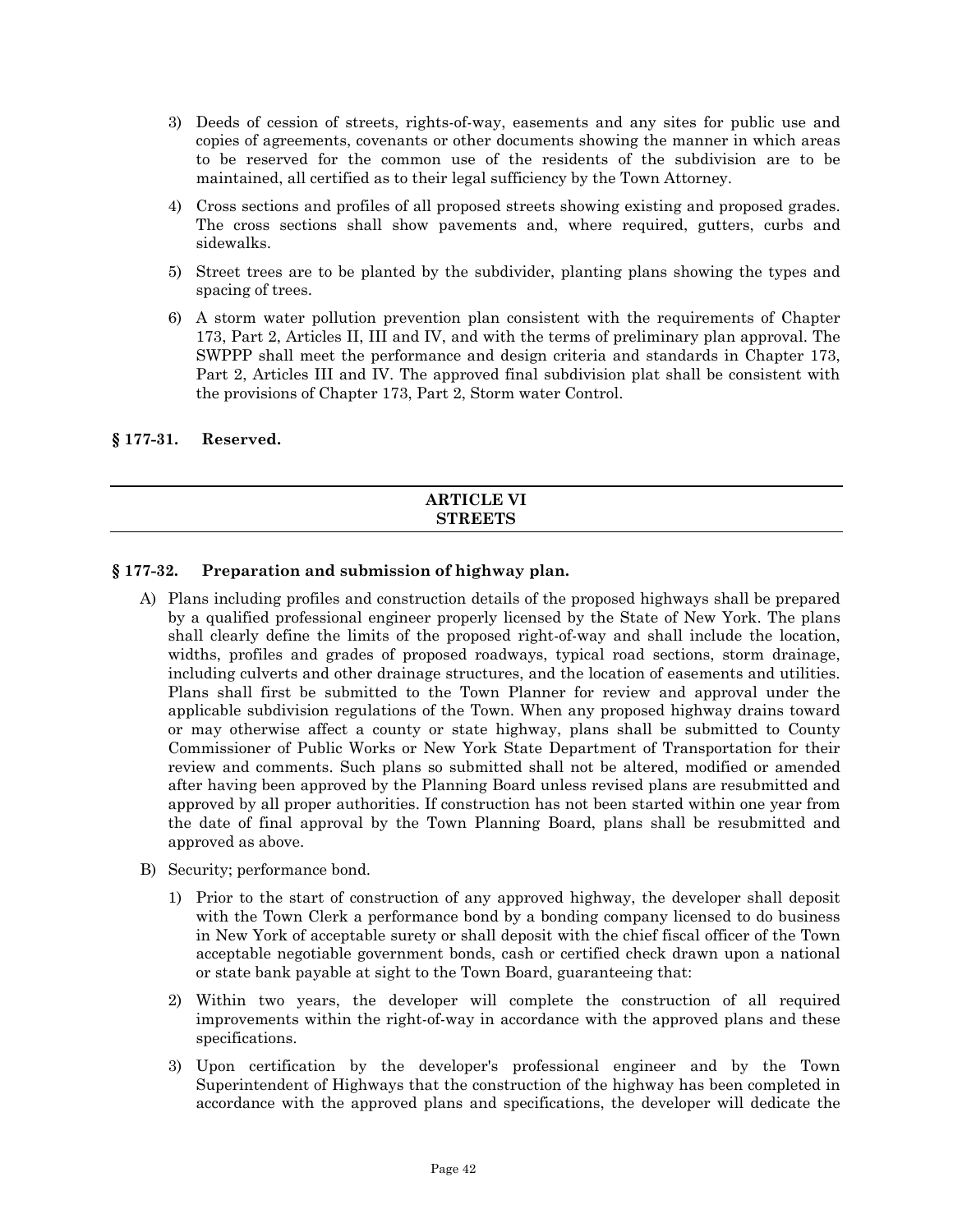3) Deeds of cession of streets, rights-of-way, easements and any sites for public use and copies of agreements, covenants or other documents showing the manner in which areas to be reserved for the common use of the residents of the subdivision are to be maintained, all certified as to their legal sufficiency by the Town Attorney.

4) Cross sections and profiles of all proposed streets showing existing and proposed grades. The cross sections shall show pavements and, where required, gutters, curbs and sidewalks.

5) Street trees are to be planted by the subdivider, planting plans showing the types and spacing of trees.

6) A storm water pollution prevention plan consistent with the requirements of Chapter 173, Part 2, Articles II, III and IV, and with the terms of preliminary plan approval. The SWPPP shall meet the performance and design criteria and standards in Chapter 173, Part 2, Articles III and IV. The approved final subdivision plat shall be consistent with the provisions of Chapter 173, Part 2, Storm water Control.

**§ 177-31. Reserved.**

## ARTICLE VI
## STREETS

**§ 177-32. Preparation and submission of highway plan.**

A) Plans including profiles and construction details of the proposed highways shall be prepared by a qualified professional engineer properly licensed by the State of New York. The plans shall clearly define the limits of the proposed right-of-way and shall include the location, widths, profiles and grades of proposed roadways, typical road sections, storm drainage, including culverts and other drainage structures, and the location of easements and utilities. Plans shall first be submitted to the Town Planner for review and approval under the applicable subdivision regulations of the Town. When any proposed highway drains toward or may otherwise affect a county or state highway, plans shall be submitted to County Commissioner of Public Works or New York State Department of Transportation for their review and comments. Such plans so submitted shall not be altered, modified or amended after having been approved by the Planning Board unless revised plans are resubmitted and approved by all proper authorities. If construction has not been started within one year from the date of final approval by the Town Planning Board, plans shall be resubmitted and approved as above.

B) Security; performance bond.

1) Prior to the start of construction of any approved highway, the developer shall deposit with the Town Clerk a performance bond by a bonding company licensed to do business in New York of acceptable surety or shall deposit with the chief fiscal officer of the Town acceptable negotiable government bonds, cash or certified check drawn upon a national or state bank payable at sight to the Town Board, guaranteeing that:

2) Within two years, the developer will complete the construction of all required improvements within the right-of-way in accordance with the approved plans and these specifications.

3) Upon certification by the developer's professional engineer and by the Town Superintendent of Highways that the construction of the highway has been completed in accordance with the approved plans and specifications, the developer will dedicate the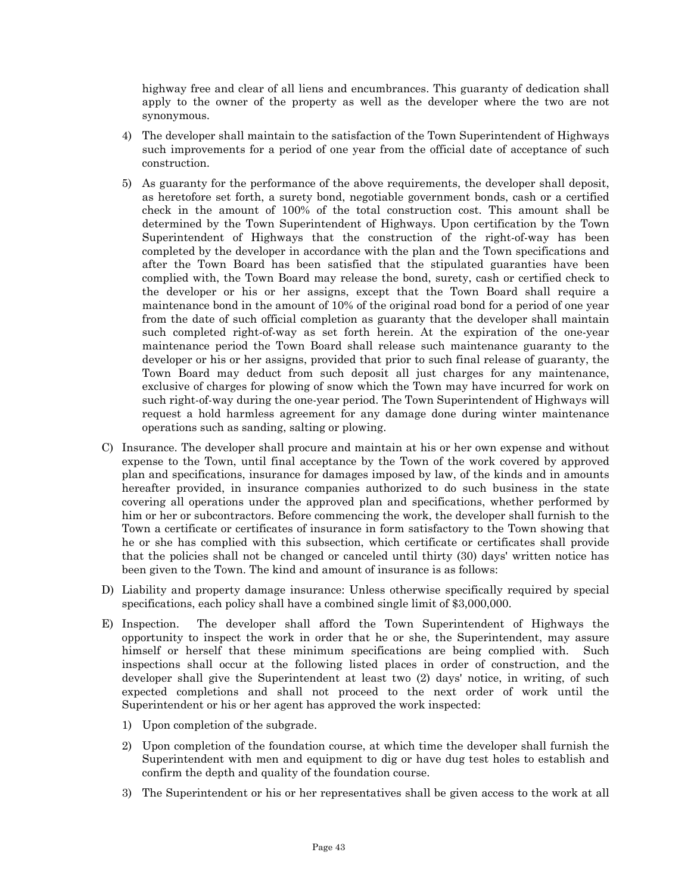highway free and clear of all liens and encumbrances. This guaranty of dedication shall apply to the owner of the property as well as the developer where the two are not synonymous.

4) The developer shall maintain to the satisfaction of the Town Superintendent of Highways such improvements for a period of one year from the official date of acceptance of such construction.

5) As guaranty for the performance of the above requirements, the developer shall deposit, as heretofore set forth, a surety bond, negotiable government bonds, cash or a certified check in the amount of 100% of the total construction cost. This amount shall be determined by the Town Superintendent of Highways. Upon certification by the Town Superintendent of Highways that the construction of the right-of-way has been completed by the developer in accordance with the plan and the Town specifications and after the Town Board has been satisfied that the stipulated guaranties have been complied with, the Town Board may release the bond, surety, cash or certified check to the developer or his or her assigns, except that the Town Board shall require a maintenance bond in the amount of 10% of the original road bond for a period of one year from the date of such official completion as guaranty that the developer shall maintain such completed right-of-way as set forth herein. At the expiration of the one-year maintenance period the Town Board shall release such maintenance guaranty to the developer or his or her assigns, provided that prior to such final release of guaranty, the Town Board may deduct from such deposit all just charges for any maintenance, exclusive of charges for plowing of snow which the Town may have incurred for work on such right-of-way during the one-year period. The Town Superintendent of Highways will request a hold harmless agreement for any damage done during winter maintenance operations such as sanding, salting or plowing.

C) Insurance. The developer shall procure and maintain at his or her own expense and without expense to the Town, until final acceptance by the Town of the work covered by approved plan and specifications, insurance for damages imposed by law, of the kinds and in amounts hereafter provided, in insurance companies authorized to do such business in the state covering all operations under the approved plan and specifications, whether performed by him or her or subcontractors. Before commencing the work, the developer shall furnish to the Town a certificate or certificates of insurance in form satisfactory to the Town showing that he or she has complied with this subsection, which certificate or certificates shall provide that the policies shall not be changed or canceled until thirty (30) days' written notice has been given to the Town. The kind and amount of insurance is as follows:

D) Liability and property damage insurance: Unless otherwise specifically required by special specifications, each policy shall have a combined single limit of $3,000,000.

E) Inspection. The developer shall afford the Town Superintendent of Highways the opportunity to inspect the work in order that he or she, the Superintendent, may assure himself or herself that these minimum specifications are being complied with. Such inspections shall occur at the following listed places in order of construction, and the developer shall give the Superintendent at least two (2) days' notice, in writing, of such expected completions and shall not proceed to the next order of work until the Superintendent or his or her agent has approved the work inspected:

1) Upon completion of the subgrade.

2) Upon completion of the foundation course, at which time the developer shall furnish the Superintendent with men and equipment to dig or have dug test holes to establish and confirm the depth and quality of the foundation course.

3) The Superintendent or his or her representatives shall be given access to the work at all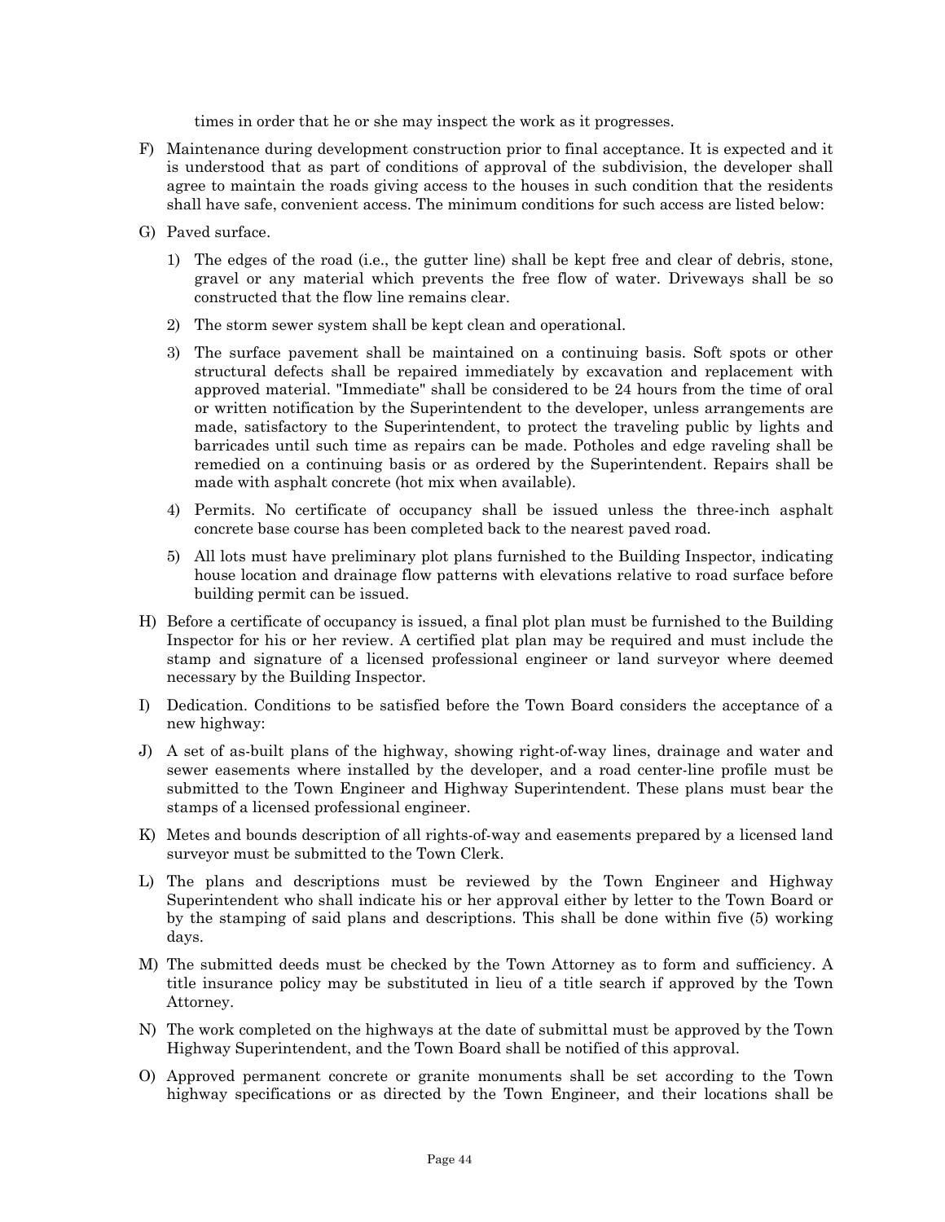times in order that he or she may inspect the work as it progresses.

F) Maintenance during development construction prior to final acceptance. It is expected and it is understood that as part of conditions of approval of the subdivision, the developer shall agree to maintain the roads giving access to the houses in such condition that the residents shall have safe, convenient access. The minimum conditions for such access are listed below:

G) Paved surface.

   1) The edges of the road (i.e., the gutter line) shall be kept free and clear of debris, stone, gravel or any material which prevents the free flow of water. Driveways shall be so constructed that the flow line remains clear.

   2) The storm sewer system shall be kept clean and operational.

   3) The surface pavement shall be maintained on a continuing basis. Soft spots or other structural defects shall be repaired immediately by excavation and replacement with approved material. "Immediate" shall be considered to be 24 hours from the time of oral or written notification by the Superintendent to the developer, unless arrangements are made, satisfactory to the Superintendent, to protect the traveling public by lights and barricades until such time as repairs can be made. Potholes and edge raveling shall be remedied on a continuing basis or as ordered by the Superintendent. Repairs shall be made with asphalt concrete (hot mix when available).

   4) Permits. No certificate of occupancy shall be issued unless the three-inch asphalt concrete base course has been completed back to the nearest paved road.

   5) All lots must have preliminary plot plans furnished to the Building Inspector, indicating house location and drainage flow patterns with elevations relative to road surface before building permit can be issued.

H) Before a certificate of occupancy is issued, a final plot plan must be furnished to the Building Inspector for his or her review. A certified plat plan may be required and must include the stamp and signature of a licensed professional engineer or land surveyor where deemed necessary by the Building Inspector.

I) Dedication. Conditions to be satisfied before the Town Board considers the acceptance of a new highway:

J) A set of as-built plans of the highway, showing right-of-way lines, drainage and water and sewer easements where installed by the developer, and a road center-line profile must be submitted to the Town Engineer and Highway Superintendent. These plans must bear the stamps of a licensed professional engineer.

K) Metes and bounds description of all rights-of-way and easements prepared by a licensed land surveyor must be submitted to the Town Clerk.

L) The plans and descriptions must be reviewed by the Town Engineer and Highway Superintendent who shall indicate his or her approval either by letter to the Town Board or by the stamping of said plans and descriptions. This shall be done within five (5) working days.

M) The submitted deeds must be checked by the Town Attorney as to form and sufficiency. A title insurance policy may be substituted in lieu of a title search if approved by the Town Attorney.

N) The work completed on the highways at the date of submittal must be approved by the Town Highway Superintendent, and the Town Board shall be notified of this approval.

O) Approved permanent concrete or granite monuments shall be set according to the Town highway specifications or as directed by the Town Engineer, and their locations shall be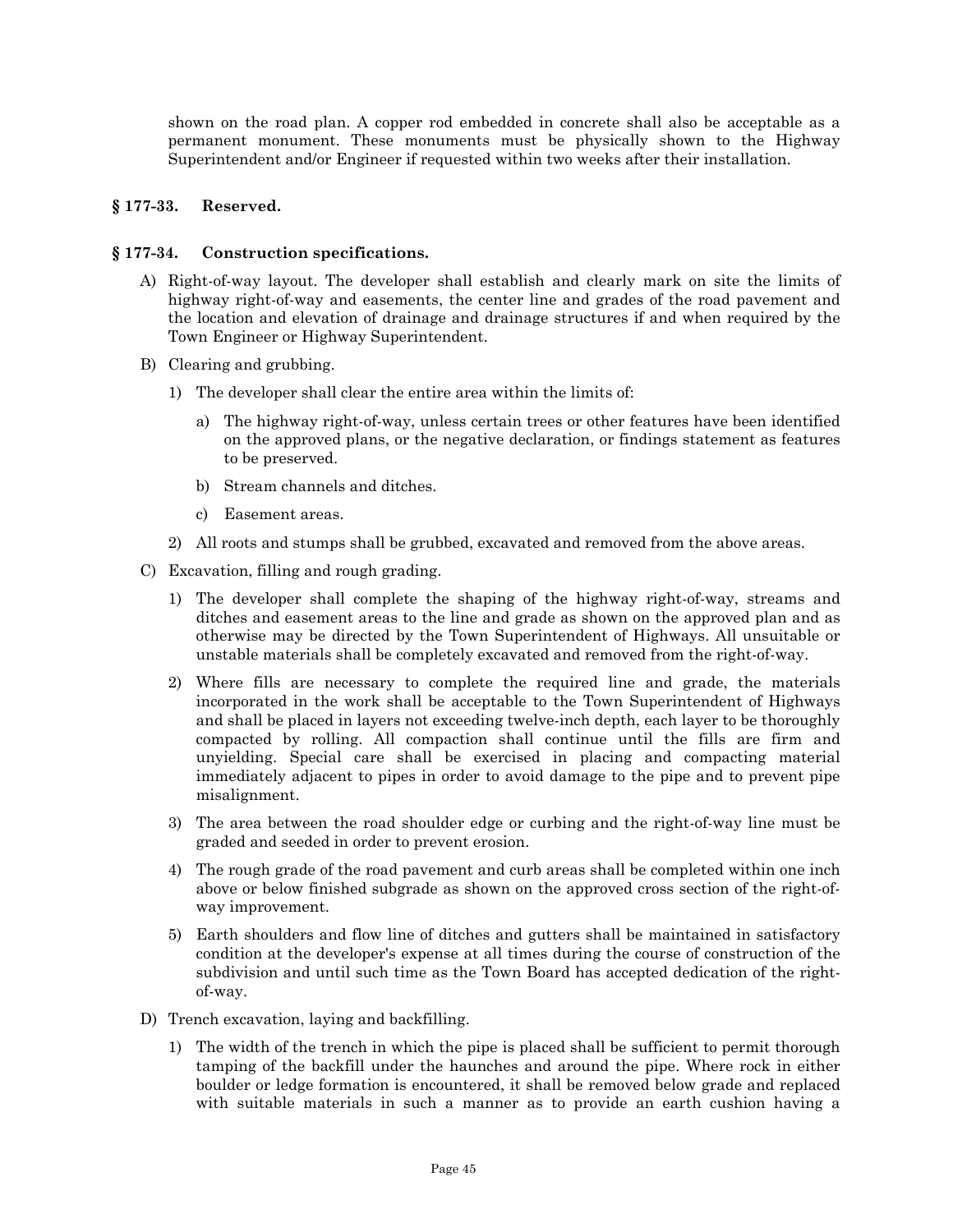shown on the road plan. A copper rod embedded in concrete shall also be acceptable as a permanent monument. These monuments must be physically shown to the Highway Superintendent and/or Engineer if requested within two weeks after their installation.

### § 177-33. Reserved.

### § 177-34. Construction specifications.

A) Right-of-way layout. The developer shall establish and clearly mark on site the limits of highway right-of-way and easements, the center line and grades of the road pavement and the location and elevation of drainage and drainage structures if and when required by the Town Engineer or Highway Superintendent.

B) Clearing and grubbing.

1) The developer shall clear the entire area within the limits of:

a) The highway right-of-way, unless certain trees or other features have been identified on the approved plans, or the negative declaration, or findings statement as features to be preserved.

b) Stream channels and ditches.

c) Easement areas.

2) All roots and stumps shall be grubbed, excavated and removed from the above areas.

C) Excavation, filling and rough grading.

1) The developer shall complete the shaping of the highway right-of-way, streams and ditches and easement areas to the line and grade as shown on the approved plan and as otherwise may be directed by the Town Superintendent of Highways. All unsuitable or unstable materials shall be completely excavated and removed from the right-of-way.

2) Where fills are necessary to complete the required line and grade, the materials incorporated in the work shall be acceptable to the Town Superintendent of Highways and shall be placed in layers not exceeding twelve-inch depth, each layer to be thoroughly compacted by rolling. All compaction shall continue until the fills are firm and unyielding. Special care shall be exercised in placing and compacting material immediately adjacent to pipes in order to avoid damage to the pipe and to prevent pipe misalignment.

3) The area between the road shoulder edge or curbing and the right-of-way line must be graded and seeded in order to prevent erosion.

4) The rough grade of the road pavement and curb areas shall be completed within one inch above or below finished subgrade as shown on the approved cross section of the right-of-way improvement.

5) Earth shoulders and flow line of ditches and gutters shall be maintained in satisfactory condition at the developer's expense at all times during the course of construction of the subdivision and until such time as the Town Board has accepted dedication of the right-of-way.

D) Trench excavation, laying and backfilling.

1) The width of the trench in which the pipe is placed shall be sufficient to permit thorough tamping of the backfill under the haunches and around the pipe. Where rock in either boulder or ledge formation is encountered, it shall be removed below grade and replaced with suitable materials in such a manner as to provide an earth cushion having a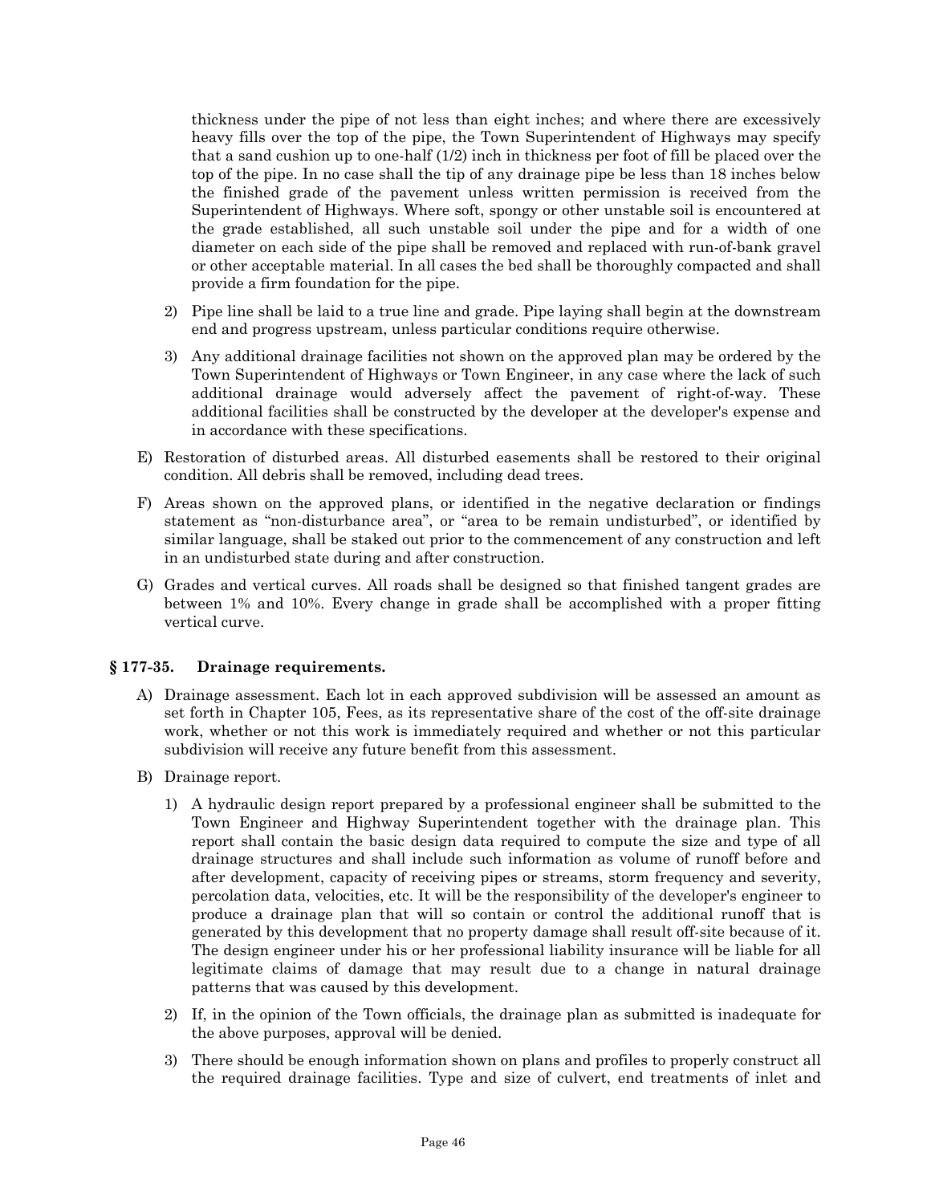thickness under the pipe of not less than eight inches; and where there are excessively heavy fills over the top of the pipe, the Town Superintendent of Highways may specify that a sand cushion up to one-half (1/2) inch in thickness per foot of fill be placed over the top of the pipe. In no case shall the tip of any drainage pipe be less than 18 inches below the finished grade of the pavement unless written permission is received from the Superintendent of Highways. Where soft, spongy or other unstable soil is encountered at the grade established, all such unstable soil under the pipe and for a width of one diameter on each side of the pipe shall be removed and replaced with run-of-bank gravel or other acceptable material. In all cases the bed shall be thoroughly compacted and shall provide a firm foundation for the pipe.

2) Pipe line shall be laid to a true line and grade. Pipe laying shall begin at the downstream end and progress upstream, unless particular conditions require otherwise.

3) Any additional drainage facilities not shown on the approved plan may be ordered by the Town Superintendent of Highways or Town Engineer, in any case where the lack of such additional drainage would adversely affect the pavement of right-of-way. These additional facilities shall be constructed by the developer at the developer's expense and in accordance with these specifications.

E) Restoration of disturbed areas. All disturbed easements shall be restored to their original condition. All debris shall be removed, including dead trees.

F) Areas shown on the approved plans, or identified in the negative declaration or findings statement as "non-disturbance area", or "area to be remain undisturbed", or identified by similar language, shall be staked out prior to the commencement of any construction and left in an undisturbed state during and after construction.

G) Grades and vertical curves. All roads shall be designed so that finished tangent grades are between 1% and 10%. Every change in grade shall be accomplished with a proper fitting vertical curve.

### § 177-35. Drainage requirements.

A) Drainage assessment. Each lot in each approved subdivision will be assessed an amount as set forth in Chapter 105, Fees, as its representative share of the cost of the off-site drainage work, whether or not this work is immediately required and whether or not this particular subdivision will receive any future benefit from this assessment.

B) Drainage report.

1) A hydraulic design report prepared by a professional engineer shall be submitted to the Town Engineer and Highway Superintendent together with the drainage plan. This report shall contain the basic design data required to compute the size and type of all drainage structures and shall include such information as volume of runoff before and after development, capacity of receiving pipes or streams, storm frequency and severity, percolation data, velocities, etc. It will be the responsibility of the developer's engineer to produce a drainage plan that will so contain or control the additional runoff that is generated by this development that no property damage shall result off-site because of it. The design engineer under his or her professional liability insurance will be liable for all legitimate claims of damage that may result due to a change in natural drainage patterns that was caused by this development.

2) If, in the opinion of the Town officials, the drainage plan as submitted is inadequate for the above purposes, approval will be denied.

3) There should be enough information shown on plans and profiles to properly construct all the required drainage facilities. Type and size of culvert, end treatments of inlet and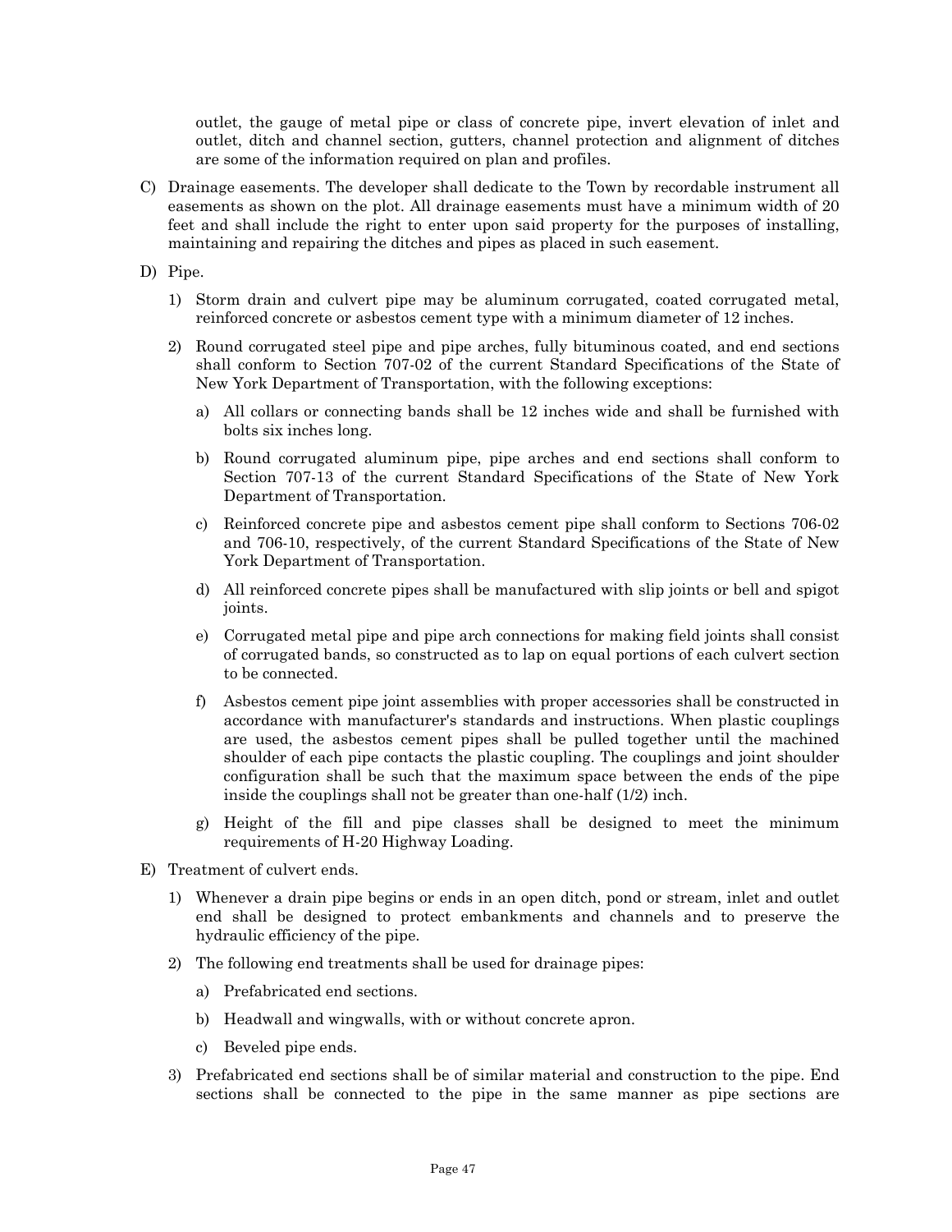outlet, the gauge of metal pipe or class of concrete pipe, invert elevation of inlet and outlet, ditch and channel section, gutters, channel protection and alignment of ditches are some of the information required on plan and profiles.

C) Drainage easements. The developer shall dedicate to the Town by recordable instrument all easements as shown on the plot. All drainage easements must have a minimum width of 20 feet and shall include the right to enter upon said property for the purposes of installing, maintaining and repairing the ditches and pipes as placed in such easement.

D) Pipe.

1) Storm drain and culvert pipe may be aluminum corrugated, coated corrugated metal, reinforced concrete or asbestos cement type with a minimum diameter of 12 inches.

2) Round corrugated steel pipe and pipe arches, fully bituminous coated, and end sections shall conform to Section 707-02 of the current Standard Specifications of the State of New York Department of Transportation, with the following exceptions:

   a) All collars or connecting bands shall be 12 inches wide and shall be furnished with bolts six inches long.

   b) Round corrugated aluminum pipe, pipe arches and end sections shall conform to Section 707-13 of the current Standard Specifications of the State of New York Department of Transportation.

   c) Reinforced concrete pipe and asbestos cement pipe shall conform to Sections 706-02 and 706-10, respectively, of the current Standard Specifications of the State of New York Department of Transportation.

   d) All reinforced concrete pipes shall be manufactured with slip joints or bell and spigot joints.

   e) Corrugated metal pipe and pipe arch connections for making field joints shall consist of corrugated bands, so constructed as to lap on equal portions of each culvert section to be connected.

   f) Asbestos cement pipe joint assemblies with proper accessories shall be constructed in accordance with manufacturer's standards and instructions. When plastic couplings are used, the asbestos cement pipes shall be pulled together until the machined shoulder of each pipe contacts the plastic coupling. The couplings and joint shoulder configuration shall be such that the maximum space between the ends of the pipe inside the couplings shall not be greater than one-half (1/2) inch.

   g) Height of the fill and pipe classes shall be designed to meet the minimum requirements of H-20 Highway Loading.

E) Treatment of culvert ends.

1) Whenever a drain pipe begins or ends in an open ditch, pond or stream, inlet and outlet end shall be designed to protect embankments and channels and to preserve the hydraulic efficiency of the pipe.

2) The following end treatments shall be used for drainage pipes:

   a) Prefabricated end sections.

   b) Headwall and wingwalls, with or without concrete apron.

   c) Beveled pipe ends.

3) Prefabricated end sections shall be of similar material and construction to the pipe. End sections shall be connected to the pipe in the same manner as pipe sections are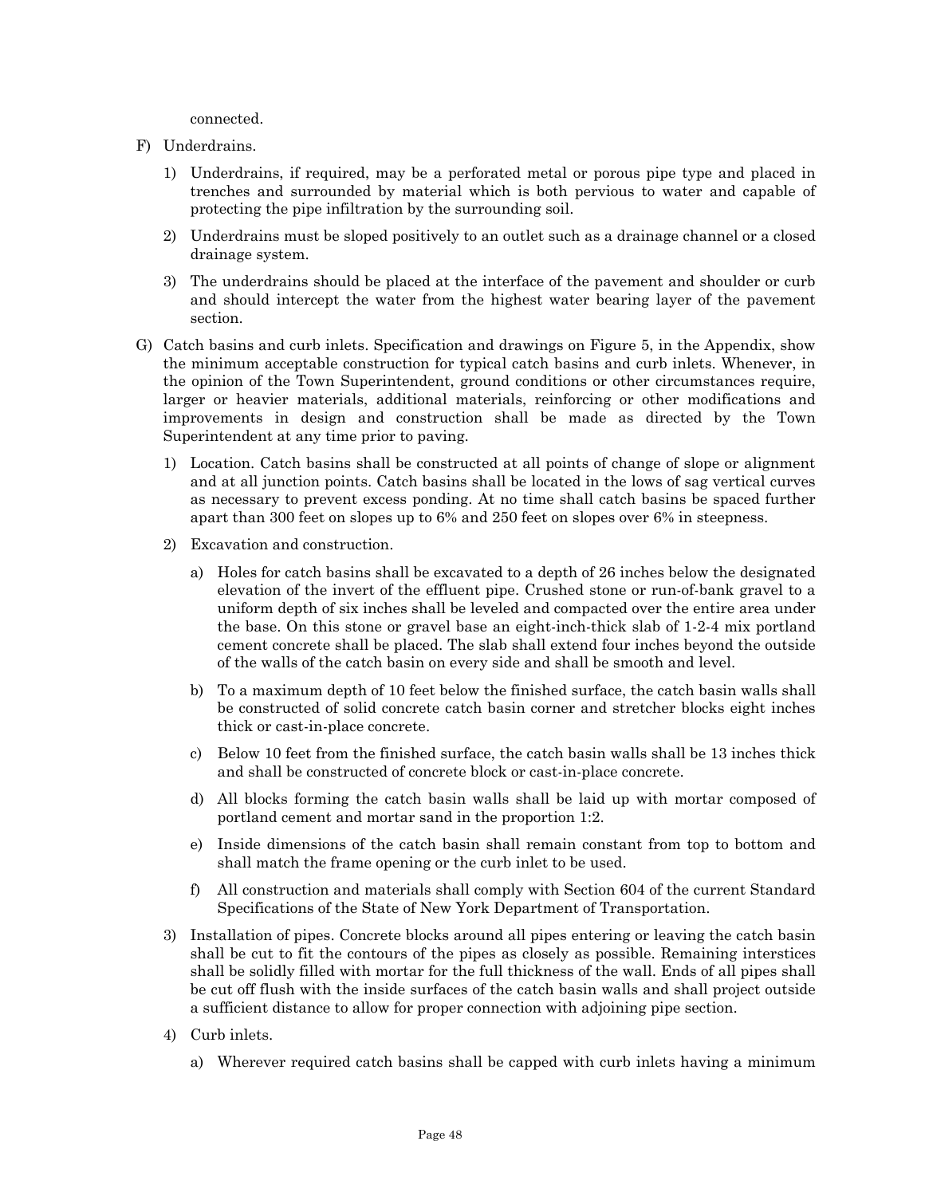connected.

F) Underdrains.

1) Underdrains, if required, may be a perforated metal or porous pipe type and placed in trenches and surrounded by material which is both pervious to water and capable of protecting the pipe infiltration by the surrounding soil.

2) Underdrains must be sloped positively to an outlet such as a drainage channel or a closed drainage system.

3) The underdrains should be placed at the interface of the pavement and shoulder or curb and should intercept the water from the highest water bearing layer of the pavement section.

G) Catch basins and curb inlets. Specification and drawings on Figure 5, in the Appendix, show the minimum acceptable construction for typical catch basins and curb inlets. Whenever, in the opinion of the Town Superintendent, ground conditions or other circumstances require, larger or heavier materials, additional materials, reinforcing or other modifications and improvements in design and construction shall be made as directed by the Town Superintendent at any time prior to paving.

1) Location. Catch basins shall be constructed at all points of change of slope or alignment and at all junction points. Catch basins shall be located in the lows of sag vertical curves as necessary to prevent excess ponding. At no time shall catch basins be spaced further apart than 300 feet on slopes up to 6% and 250 feet on slopes over 6% in steepness.

2) Excavation and construction.

a) Holes for catch basins shall be excavated to a depth of 26 inches below the designated elevation of the invert of the effluent pipe. Crushed stone or run-of-bank gravel to a uniform depth of six inches shall be leveled and compacted over the entire area under the base. On this stone or gravel base an eight-inch-thick slab of 1-2-4 mix portland cement concrete shall be placed. The slab shall extend four inches beyond the outside of the walls of the catch basin on every side and shall be smooth and level.

b) To a maximum depth of 10 feet below the finished surface, the catch basin walls shall be constructed of solid concrete catch basin corner and stretcher blocks eight inches thick or cast-in-place concrete.

c) Below 10 feet from the finished surface, the catch basin walls shall be 13 inches thick and shall be constructed of concrete block or cast-in-place concrete.

d) All blocks forming the catch basin walls shall be laid up with mortar composed of portland cement and mortar sand in the proportion 1:2.

e) Inside dimensions of the catch basin shall remain constant from top to bottom and shall match the frame opening or the curb inlet to be used.

f) All construction and materials shall comply with Section 604 of the current Standard Specifications of the State of New York Department of Transportation.

3) Installation of pipes. Concrete blocks around all pipes entering or leaving the catch basin shall be cut to fit the contours of the pipes as closely as possible. Remaining interstices shall be solidly filled with mortar for the full thickness of the wall. Ends of all pipes shall be cut off flush with the inside surfaces of the catch basin walls and shall project outside a sufficient distance to allow for proper connection with adjoining pipe section.

4) Curb inlets.

a) Wherever required catch basins shall be capped with curb inlets having a minimum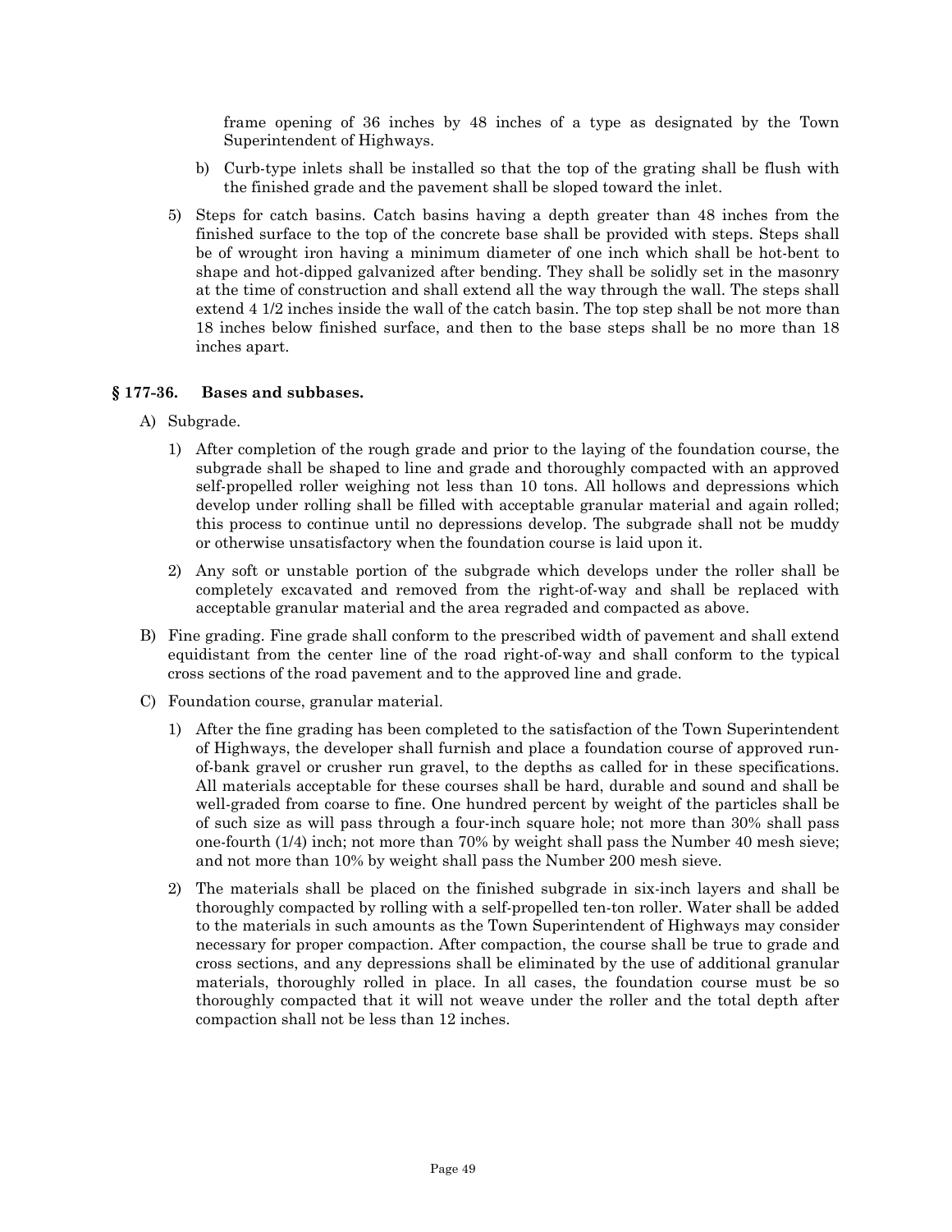frame opening of 36 inches by 48 inches of a type as designated by the Town Superintendent of Highways.

b) Curb-type inlets shall be installed so that the top of the grating shall be flush with the finished grade and the pavement shall be sloped toward the inlet.

5) Steps for catch basins. Catch basins having a depth greater than 48 inches from the finished surface to the top of the concrete base shall be provided with steps. Steps shall be of wrought iron having a minimum diameter of one inch which shall be hot-bent to shape and hot-dipped galvanized after bending. They shall be solidly set in the masonry at the time of construction and shall extend all the way through the wall. The steps shall extend 4 1/2 inches inside the wall of the catch basin. The top step shall be not more than 18 inches below finished surface, and then to the base steps shall be no more than 18 inches apart.

### § 177-36. Bases and subbases.

A) Subgrade.

1) After completion of the rough grade and prior to the laying of the foundation course, the subgrade shall be shaped to line and grade and thoroughly compacted with an approved self-propelled roller weighing not less than 10 tons. All hollows and depressions which develop under rolling shall be filled with acceptable granular material and again rolled; this process to continue until no depressions develop. The subgrade shall not be muddy or otherwise unsatisfactory when the foundation course is laid upon it.

2) Any soft or unstable portion of the subgrade which develops under the roller shall be completely excavated and removed from the right-of-way and shall be replaced with acceptable granular material and the area regraded and compacted as above.

B) Fine grading. Fine grade shall conform to the prescribed width of pavement and shall extend equidistant from the center line of the road right-of-way and shall conform to the typical cross sections of the road pavement and to the approved line and grade.

C) Foundation course, granular material.

1) After the fine grading has been completed to the satisfaction of the Town Superintendent of Highways, the developer shall furnish and place a foundation course of approved run-of-bank gravel or crusher run gravel, to the depths as called for in these specifications. All materials acceptable for these courses shall be hard, durable and sound and shall be well-graded from coarse to fine. One hundred percent by weight of the particles shall be of such size as will pass through a four-inch square hole; not more than 30% shall pass one-fourth (1/4) inch; not more than 70% by weight shall pass the Number 40 mesh sieve; and not more than 10% by weight shall pass the Number 200 mesh sieve.

2) The materials shall be placed on the finished subgrade in six-inch layers and shall be thoroughly compacted by rolling with a self-propelled ten-ton roller. Water shall be added to the materials in such amounts as the Town Superintendent of Highways may consider necessary for proper compaction. After compaction, the course shall be true to grade and cross sections, and any depressions shall be eliminated by the use of additional granular materials, thoroughly rolled in place. In all cases, the foundation course must be so thoroughly compacted that it will not weave under the roller and the total depth after compaction shall not be less than 12 inches.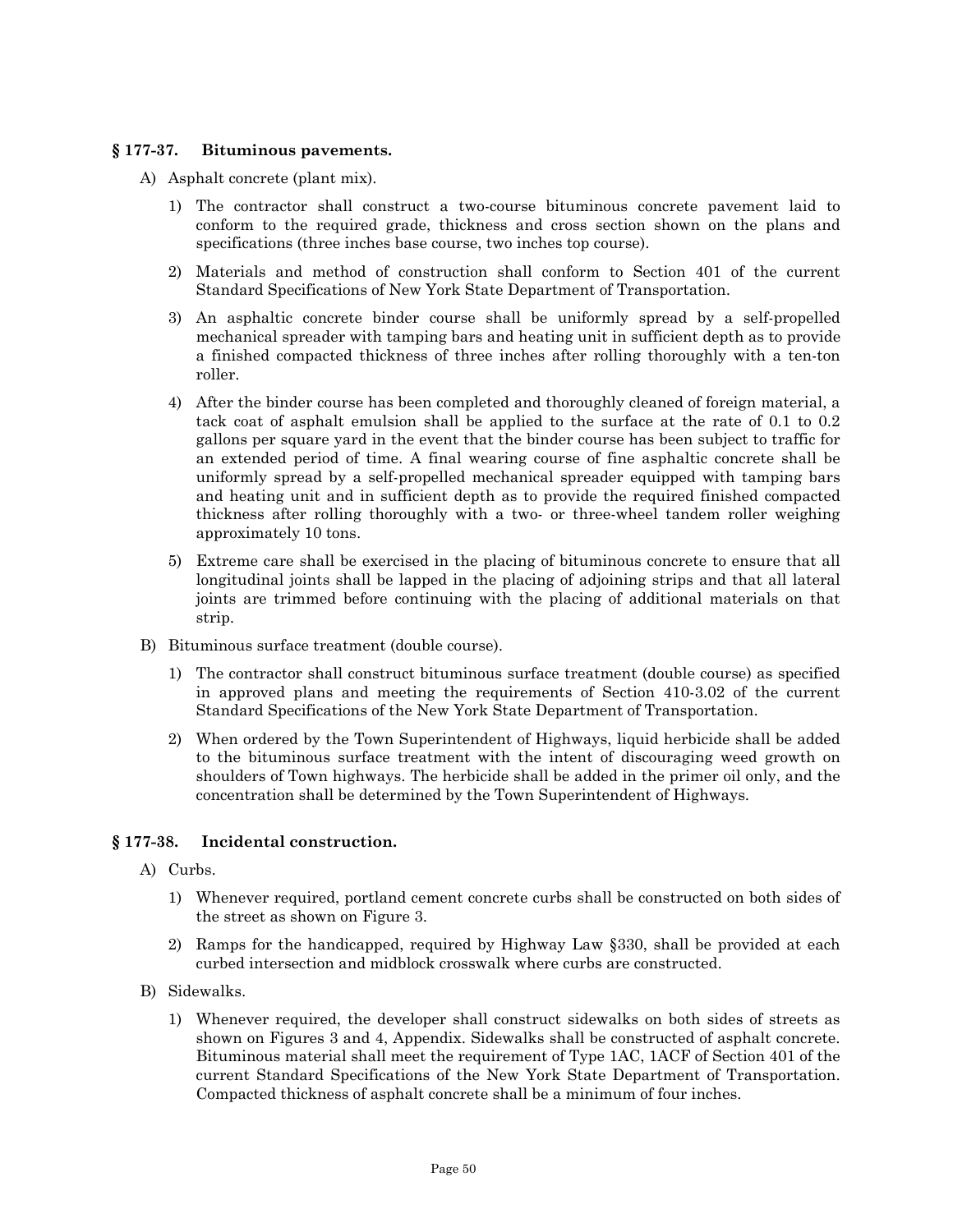## § 177-37. Bituminous pavements.

A) Asphalt concrete (plant mix).

1) The contractor shall construct a two-course bituminous concrete pavement laid to conform to the required grade, thickness and cross section shown on the plans and specifications (three inches base course, two inches top course).

2) Materials and method of construction shall conform to Section 401 of the current Standard Specifications of New York State Department of Transportation.

3) An asphaltic concrete binder course shall be uniformly spread by a self-propelled mechanical spreader with tamping bars and heating unit in sufficient depth as to provide a finished compacted thickness of three inches after rolling thoroughly with a ten-ton roller.

4) After the binder course has been completed and thoroughly cleaned of foreign material, a tack coat of asphalt emulsion shall be applied to the surface at the rate of 0.1 to 0.2 gallons per square yard in the event that the binder course has been subject to traffic for an extended period of time. A final wearing course of fine asphaltic concrete shall be uniformly spread by a self-propelled mechanical spreader equipped with tamping bars and heating unit and in sufficient depth as to provide the required finished compacted thickness after rolling thoroughly with a two- or three-wheel tandem roller weighing approximately 10 tons.

5) Extreme care shall be exercised in the placing of bituminous concrete to ensure that all longitudinal joints shall be lapped in the placing of adjoining strips and that all lateral joints are trimmed before continuing with the placing of additional materials on that strip.

B) Bituminous surface treatment (double course).

1) The contractor shall construct bituminous surface treatment (double course) as specified in approved plans and meeting the requirements of Section 410-3.02 of the current Standard Specifications of the New York State Department of Transportation.

2) When ordered by the Town Superintendent of Highways, liquid herbicide shall be added to the bituminous surface treatment with the intent of discouraging weed growth on shoulders of Town highways. The herbicide shall be added in the primer oil only, and the concentration shall be determined by the Town Superintendent of Highways.

## § 177-38. Incidental construction.

A) Curbs.

1) Whenever required, portland cement concrete curbs shall be constructed on both sides of the street as shown on Figure 3.

2) Ramps for the handicapped, required by Highway Law §330, shall be provided at each curbed intersection and midblock crosswalk where curbs are constructed.

B) Sidewalks.

1) Whenever required, the developer shall construct sidewalks on both sides of streets as shown on Figures 3 and 4, Appendix. Sidewalks shall be constructed of asphalt concrete. Bituminous material shall meet the requirement of Type 1AC, 1ACF of Section 401 of the current Standard Specifications of the New York State Department of Transportation. Compacted thickness of asphalt concrete shall be a minimum of four inches.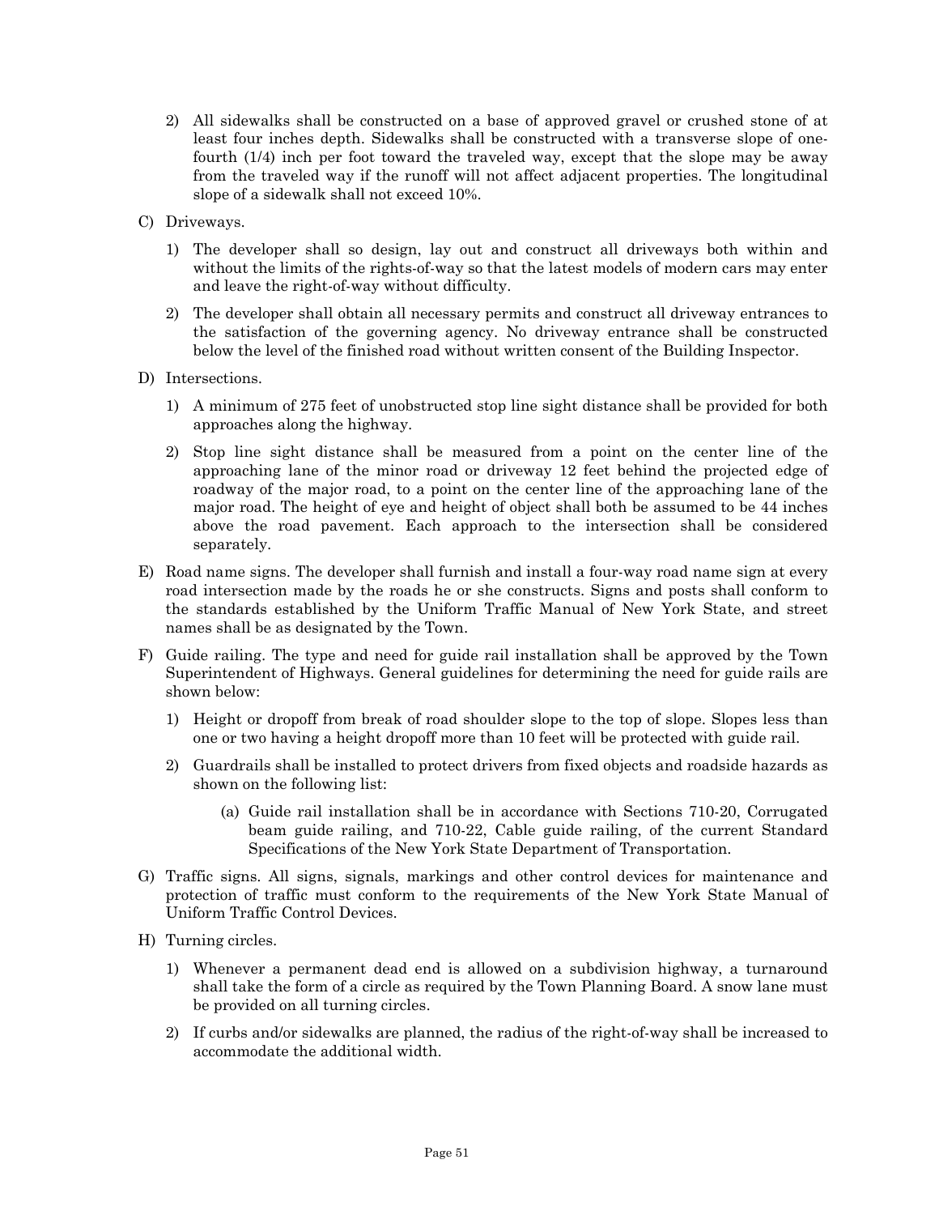2) All sidewalks shall be constructed on a base of approved gravel or crushed stone of at least four inches depth. Sidewalks shall be constructed with a transverse slope of one-fourth (1/4) inch per foot toward the traveled way, except that the slope may be away from the traveled way if the runoff will not affect adjacent properties. The longitudinal slope of a sidewalk shall not exceed 10%.

C) Driveways.

1) The developer shall so design, lay out and construct all driveways both within and without the limits of the rights-of-way so that the latest models of modern cars may enter and leave the right-of-way without difficulty.

2) The developer shall obtain all necessary permits and construct all driveway entrances to the satisfaction of the governing agency. No driveway entrance shall be constructed below the level of the finished road without written consent of the Building Inspector.

D) Intersections.

1) A minimum of 275 feet of unobstructed stop line sight distance shall be provided for both approaches along the highway.

2) Stop line sight distance shall be measured from a point on the center line of the approaching lane of the minor road or driveway 12 feet behind the projected edge of roadway of the major road, to a point on the center line of the approaching lane of the major road. The height of eye and height of object shall both be assumed to be 44 inches above the road pavement. Each approach to the intersection shall be considered separately.

E) Road name signs. The developer shall furnish and install a four-way road name sign at every road intersection made by the roads he or she constructs. Signs and posts shall conform to the standards established by the Uniform Traffic Manual of New York State, and street names shall be as designated by the Town.

F) Guide railing. The type and need for guide rail installation shall be approved by the Town Superintendent of Highways. General guidelines for determining the need for guide rails are shown below:

1) Height or dropoff from break of road shoulder slope to the top of slope. Slopes less than one or two having a height dropoff more than 10 feet will be protected with guide rail.

2) Guardrails shall be installed to protect drivers from fixed objects and roadside hazards as shown on the following list:

   (a) Guide rail installation shall be in accordance with Sections 710-20, Corrugated beam guide railing, and 710-22, Cable guide railing, of the current Standard Specifications of the New York State Department of Transportation.

G) Traffic signs. All signs, signals, markings and other control devices for maintenance and protection of traffic must conform to the requirements of the New York State Manual of Uniform Traffic Control Devices.

H) Turning circles.

1) Whenever a permanent dead end is allowed on a subdivision highway, a turnaround shall take the form of a circle as required by the Town Planning Board. A snow lane must be provided on all turning circles.

2) If curbs and/or sidewalks are planned, the radius of the right-of-way shall be increased to accommodate the additional width.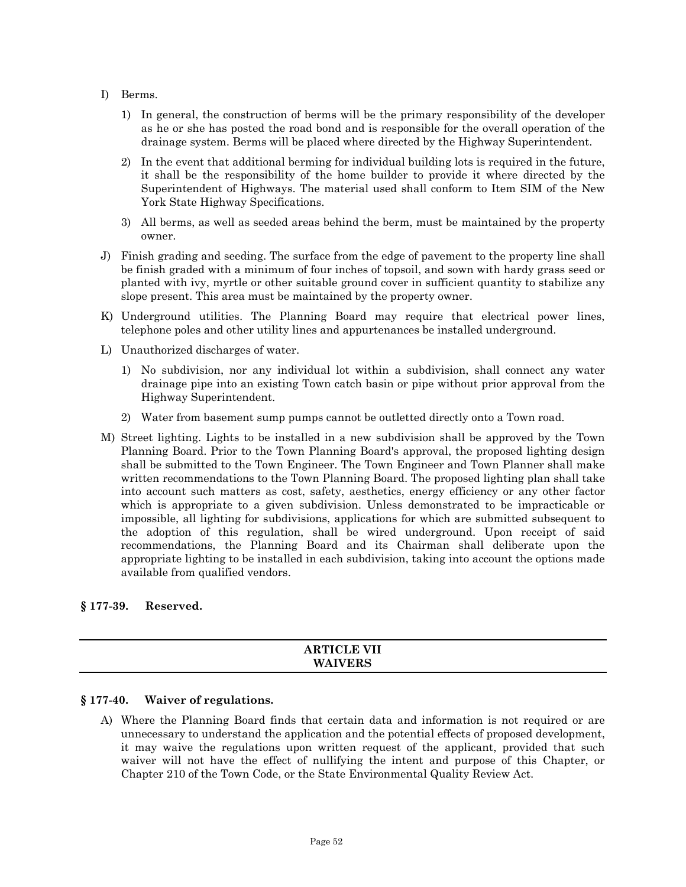I) Berms.

   1) In general, the construction of berms will be the primary responsibility of the developer as he or she has posted the road bond and is responsible for the overall operation of the drainage system. Berms will be placed where directed by the Highway Superintendent.

   2) In the event that additional berming for individual building lots is required in the future, it shall be the responsibility of the home builder to provide it where directed by the Superintendent of Highways. The material used shall conform to Item SIM of the New York State Highway Specifications.

   3) All berms, as well as seeded areas behind the berm, must be maintained by the property owner.

J) Finish grading and seeding. The surface from the edge of pavement to the property line shall be finish graded with a minimum of four inches of topsoil, and sown with hardy grass seed or planted with ivy, myrtle or other suitable ground cover in sufficient quantity to stabilize any slope present. This area must be maintained by the property owner.

K) Underground utilities. The Planning Board may require that electrical power lines, telephone poles and other utility lines and appurtenances be installed underground.

L) Unauthorized discharges of water.

   1) No subdivision, nor any individual lot within a subdivision, shall connect any water drainage pipe into an existing Town catch basin or pipe without prior approval from the Highway Superintendent.

   2) Water from basement sump pumps cannot be outletted directly onto a Town road.

M) Street lighting. Lights to be installed in a new subdivision shall be approved by the Town Planning Board. Prior to the Town Planning Board's approval, the proposed lighting design shall be submitted to the Town Engineer. The Town Engineer and Town Planner shall make written recommendations to the Town Planning Board. The proposed lighting plan shall take into account such matters as cost, safety, aesthetics, energy efficiency or any other factor which is appropriate to a given subdivision. Unless demonstrated to be impracticable or impossible, all lighting for subdivisions, applications for which are submitted subsequent to the adoption of this regulation, shall be wired underground. Upon receipt of said recommendations, the Planning Board and its Chairman shall deliberate upon the appropriate lighting to be installed in each subdivision, taking into account the options made available from qualified vendors.

### § 177-39. Reserved.

## ARTICLE VII
## WAIVERS

### § 177-40. Waiver of regulations.

A) Where the Planning Board finds that certain data and information is not required or are unnecessary to understand the application and the potential effects of proposed development, it may waive the regulations upon written request of the applicant, provided that such waiver will not have the effect of nullifying the intent and purpose of this Chapter, or Chapter 210 of the Town Code, or the State Environmental Quality Review Act.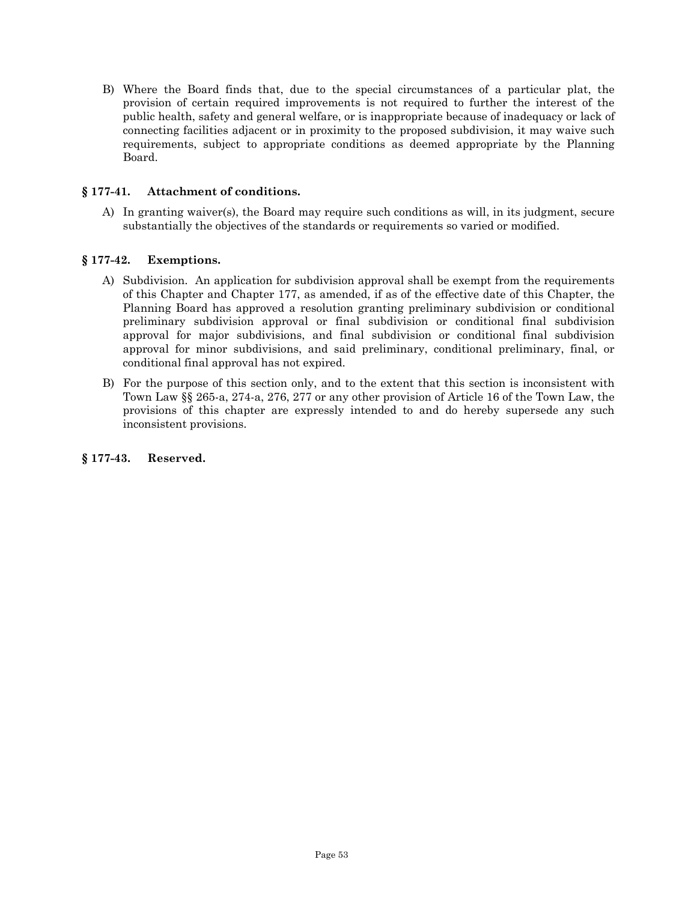B) Where the Board finds that, due to the special circumstances of a particular plat, the provision of certain required improvements is not required to further the interest of the public health, safety and general welfare, or is inappropriate because of inadequacy or lack of connecting facilities adjacent or in proximity to the proposed subdivision, it may waive such requirements, subject to appropriate conditions as deemed appropriate by the Planning Board.

### § 177-41. Attachment of conditions.

A) In granting waiver(s), the Board may require such conditions as will, in its judgment, secure substantially the objectives of the standards or requirements so varied or modified.

### § 177-42. Exemptions.

A) Subdivision. An application for subdivision approval shall be exempt from the requirements of this Chapter and Chapter 177, as amended, if as of the effective date of this Chapter, the Planning Board has approved a resolution granting preliminary subdivision or conditional preliminary subdivision approval or final subdivision or conditional final subdivision approval for major subdivisions, and final subdivision or conditional final subdivision approval for minor subdivisions, and said preliminary, conditional preliminary, final, or conditional final approval has not expired.

B) For the purpose of this section only, and to the extent that this section is inconsistent with Town Law §§ 265-a, 274-a, 276, 277 or any other provision of Article 16 of the Town Law, the provisions of this chapter are expressly intended to and do hereby supersede any such inconsistent provisions.

### § 177-43. Reserved.